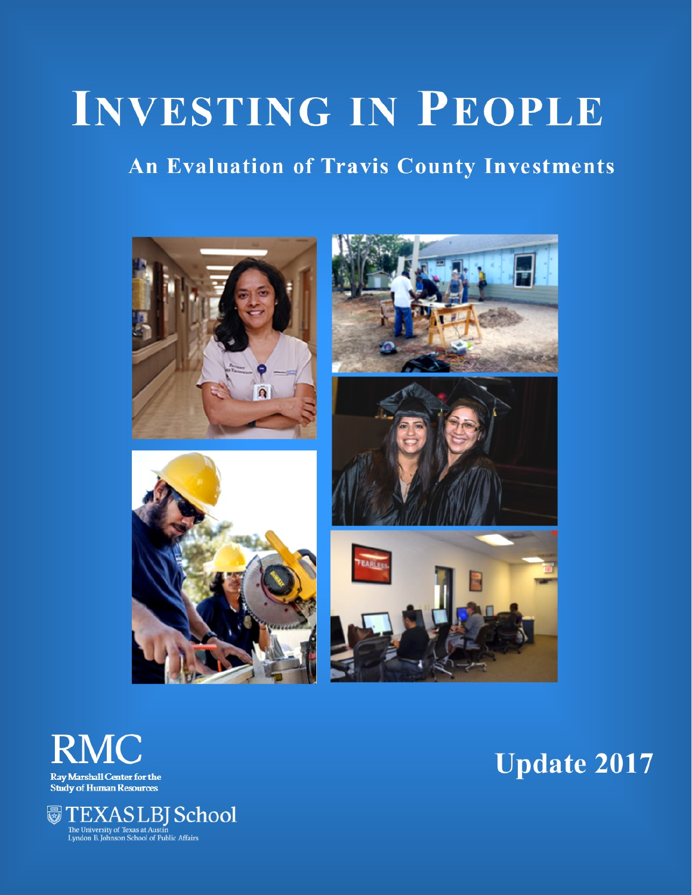# INVESTING IN PEOPLE

## An Evaluation of Travis County Investments

RMC

Ray Marshall Center for the Study of Human Resources

TEXAS LBJ School

The University of Texas at Austin
Lyndon B. Johnson School of Public Affairs

**Update 2017**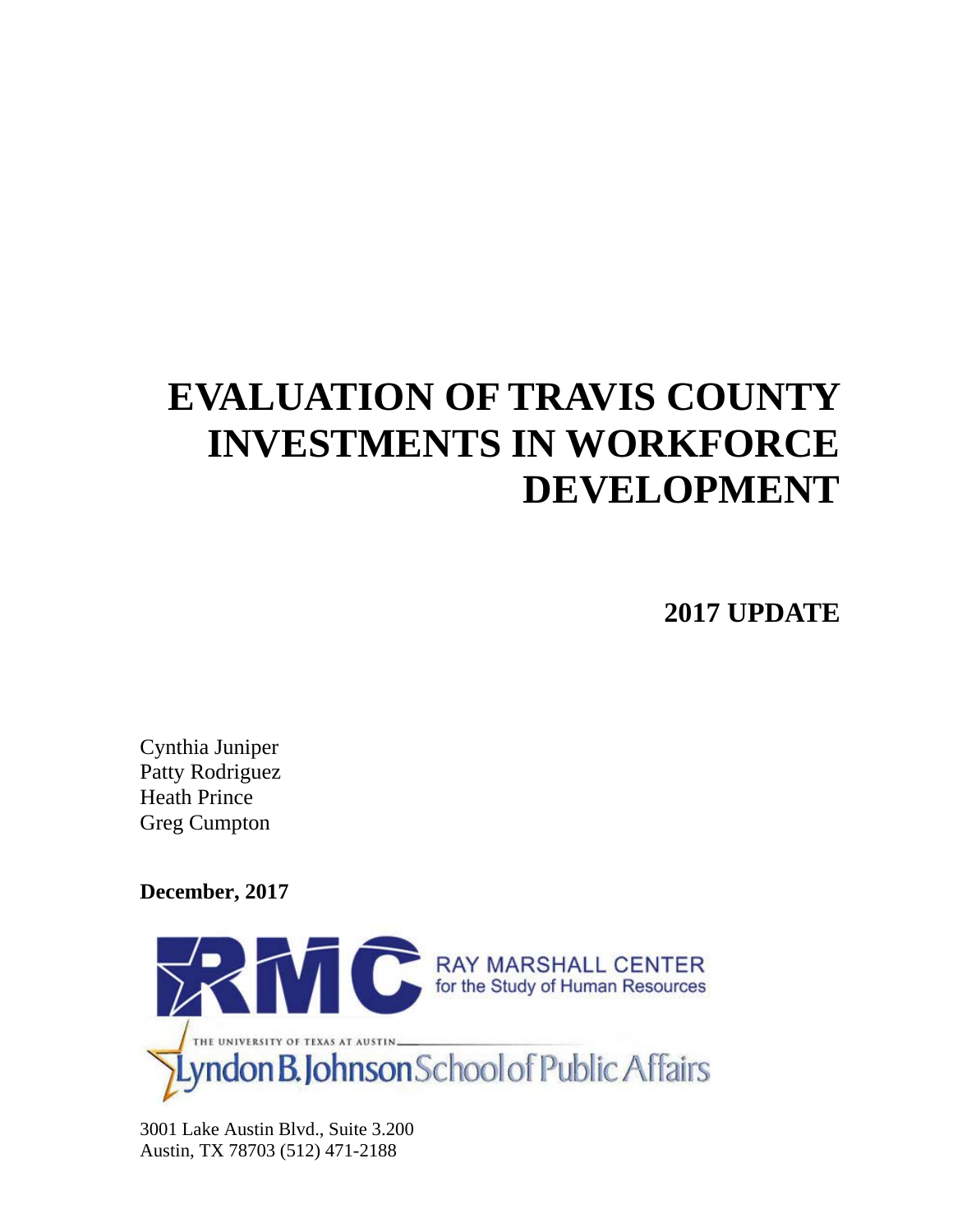# EVALUATION OF TRAVIS COUNTY INVESTMENTS IN WORKFORCE DEVELOPMENT

## 2017 UPDATE

Cynthia Juniper
Patty Rodriguez
Heath Prince
Greg Cumpton

**December, 2017**

RAY MARSHALL CENTER
for the Study of Human Resources

THE UNIVERSITY OF TEXAS AT AUSTIN
Lyndon B. Johnson School of Public Affairs

3001 Lake Austin Blvd., Suite 3.200
Austin, TX 78703 (512) 471-2188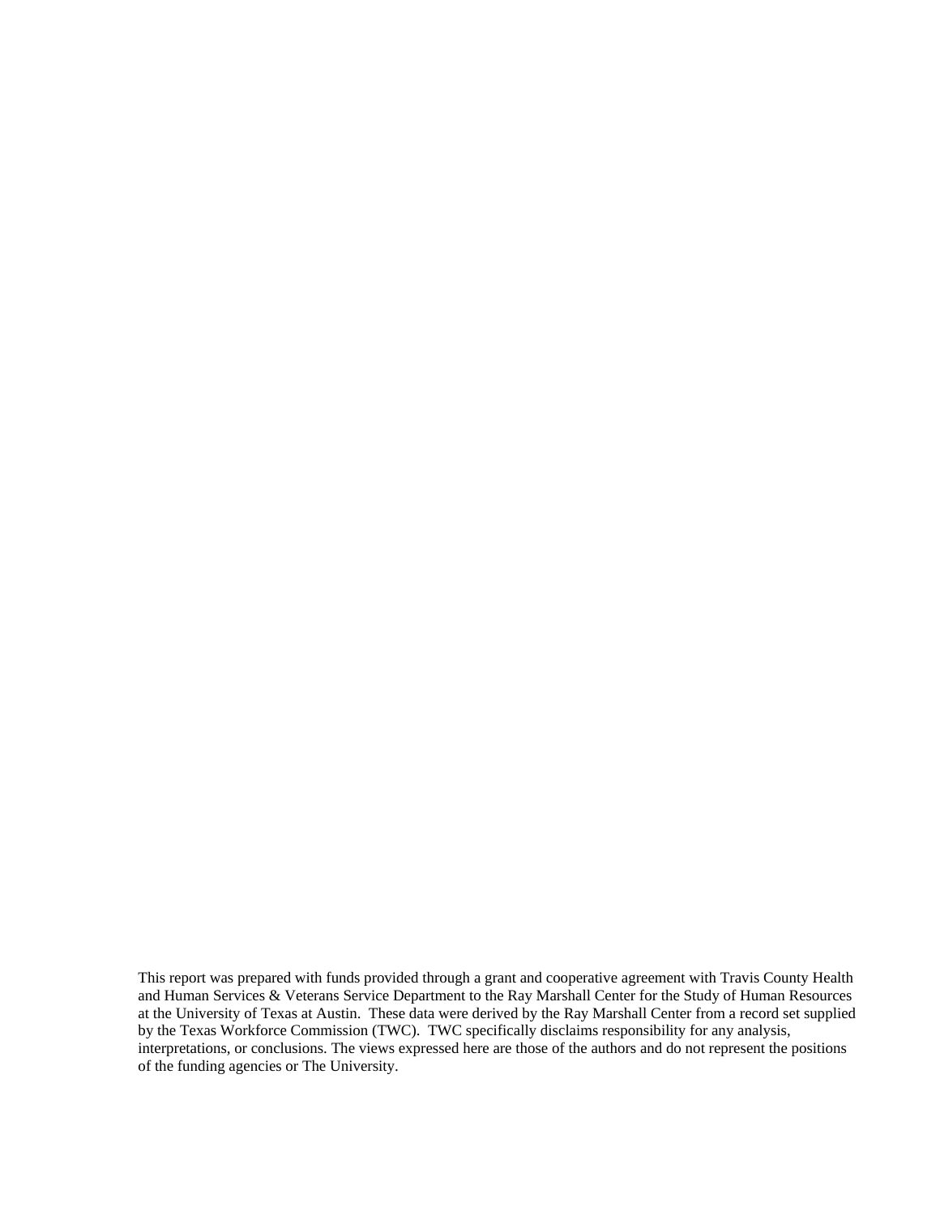This report was prepared with funds provided through a grant and cooperative agreement with Travis County Health and Human Services & Veterans Service Department to the Ray Marshall Center for the Study of Human Resources at the University of Texas at Austin. These data were derived by the Ray Marshall Center from a record set supplied by the Texas Workforce Commission (TWC). TWC specifically disclaims responsibility for any analysis, interpretations, or conclusions. The views expressed here are those of the authors and do not represent the positions of the funding agencies or The University.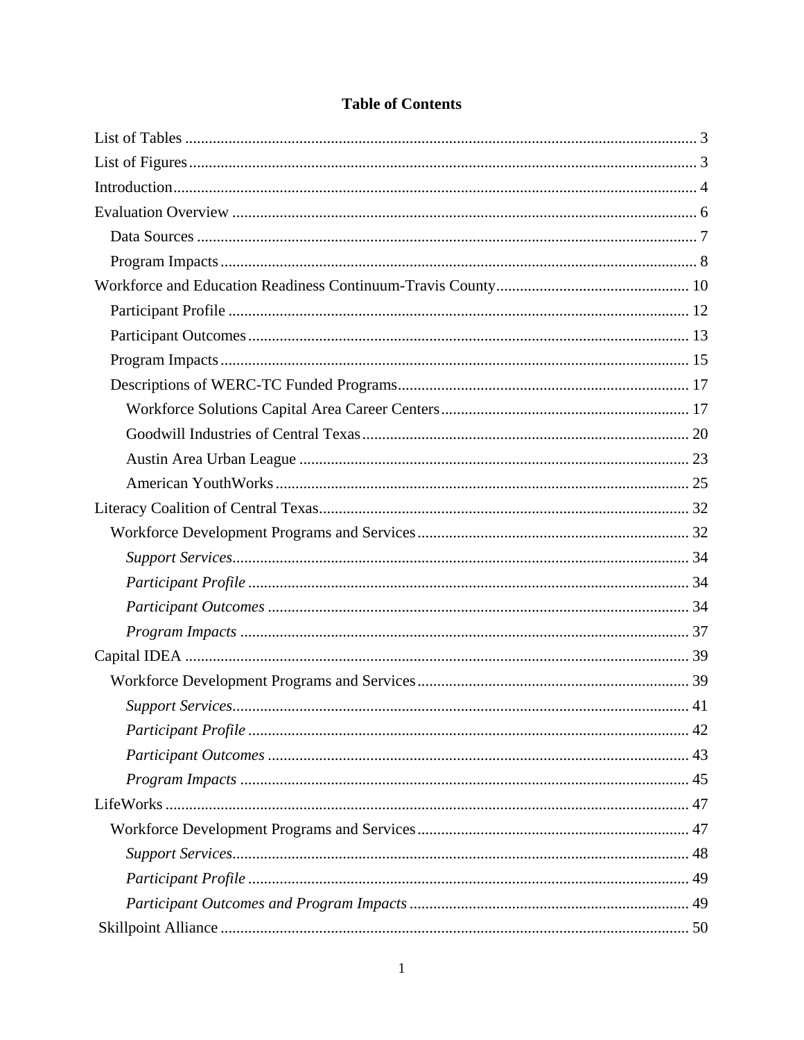# Table of Contents

List of Tables ........................................................................................................................ 3

List of Figures ........................................................................................................................ 3

Introduction ............................................................................................................................ 4

Evaluation Overview .............................................................................................................. 6

- Data Sources ...................................................................................................................... 7
- Program Impacts ................................................................................................................ 8

Workforce and Education Readiness Continuum-Travis County ............................................ 10

- Participant Profile ............................................................................................................. 12
- Participant Outcomes ........................................................................................................ 13
- Program Impacts ............................................................................................................... 15
- Descriptions of WERC-TC Funded Programs .................................................................. 17
  - Workforce Solutions Capital Area Career Centers ....................................................... 17
  - Goodwill Industries of Central Texas .......................................................................... 20
  - Austin Area Urban League ........................................................................................... 23
  - American YouthWorks ................................................................................................. 25

Literacy Coalition of Central Texas ........................................................................................ 32

- Workforce Development Programs and Services ............................................................. 32
  - *Support Services* ............................................................................................................ 34
  - *Participant Profile* ........................................................................................................ 34
  - *Participant Outcomes* ................................................................................................... 34
  - *Program Impacts* .......................................................................................................... 37

Capital IDEA .......................................................................................................................... 39

- Workforce Development Programs and Services ............................................................. 39
  - *Support Services* ............................................................................................................ 41
  - *Participant Profile* ........................................................................................................ 42
  - *Participant Outcomes* ................................................................................................... 43
  - *Program Impacts* .......................................................................................................... 45

LifeWorks .............................................................................................................................. 47

- Workforce Development Programs and Services ............................................................. 47
  - *Support Services* ............................................................................................................ 48
  - *Participant Profile* ........................................................................................................ 49
  - *Participant Outcomes and Program Impacts* ................................................................ 49

Skillpoint Alliance .................................................................................................................. 50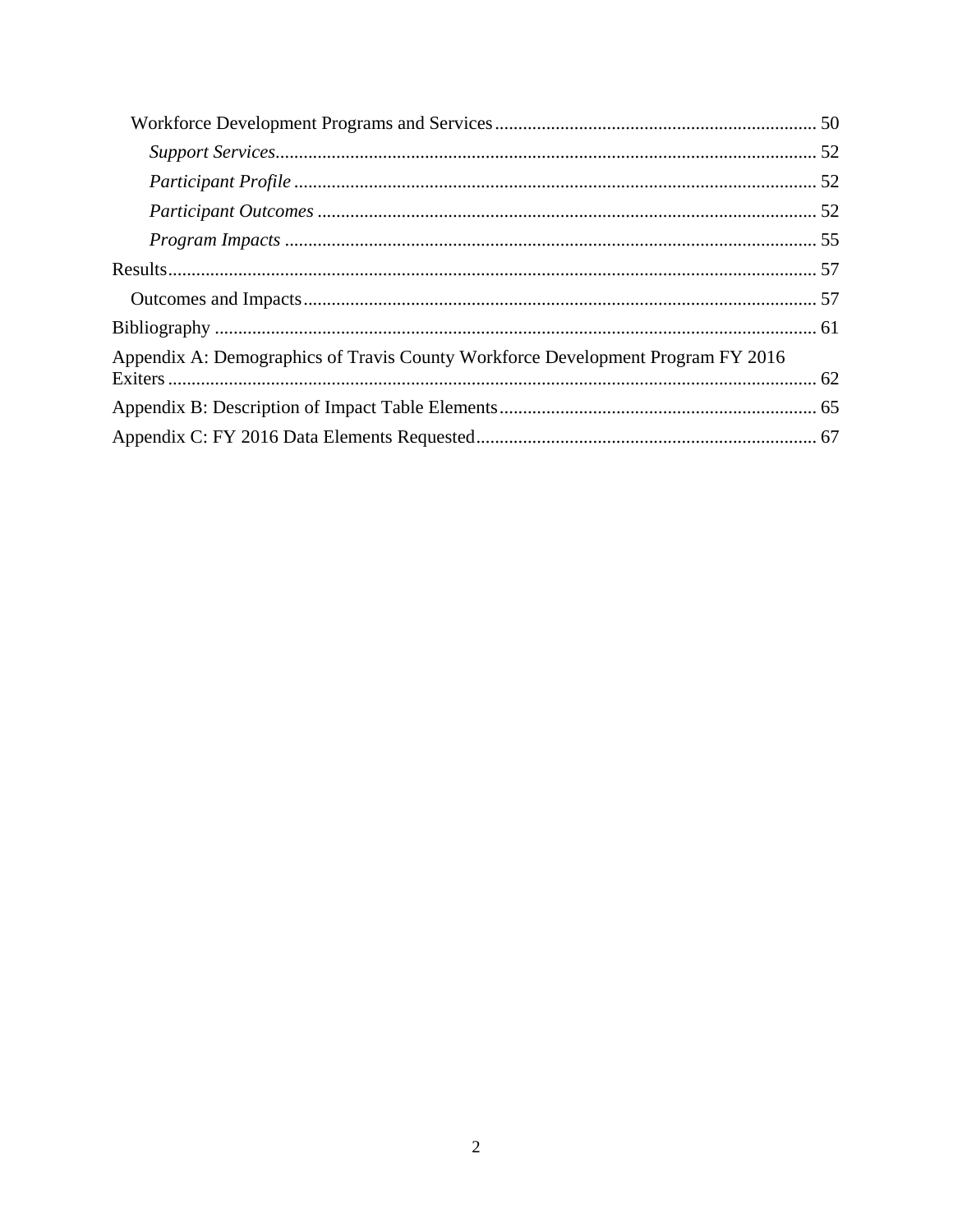Workforce Development Programs and Services .................... 50

*Support Services* .................... 52

*Participant Profile* .................... 52

*Participant Outcomes* .................... 52

*Program Impacts* .................... 55

Results .................... 57

Outcomes and Impacts .................... 57

Bibliography .................... 61

Appendix A: Demographics of Travis County Workforce Development Program FY 2016 Exiters .................... 62

Appendix B: Description of Impact Table Elements .................... 65

Appendix C: FY 2016 Data Elements Requested .................... 67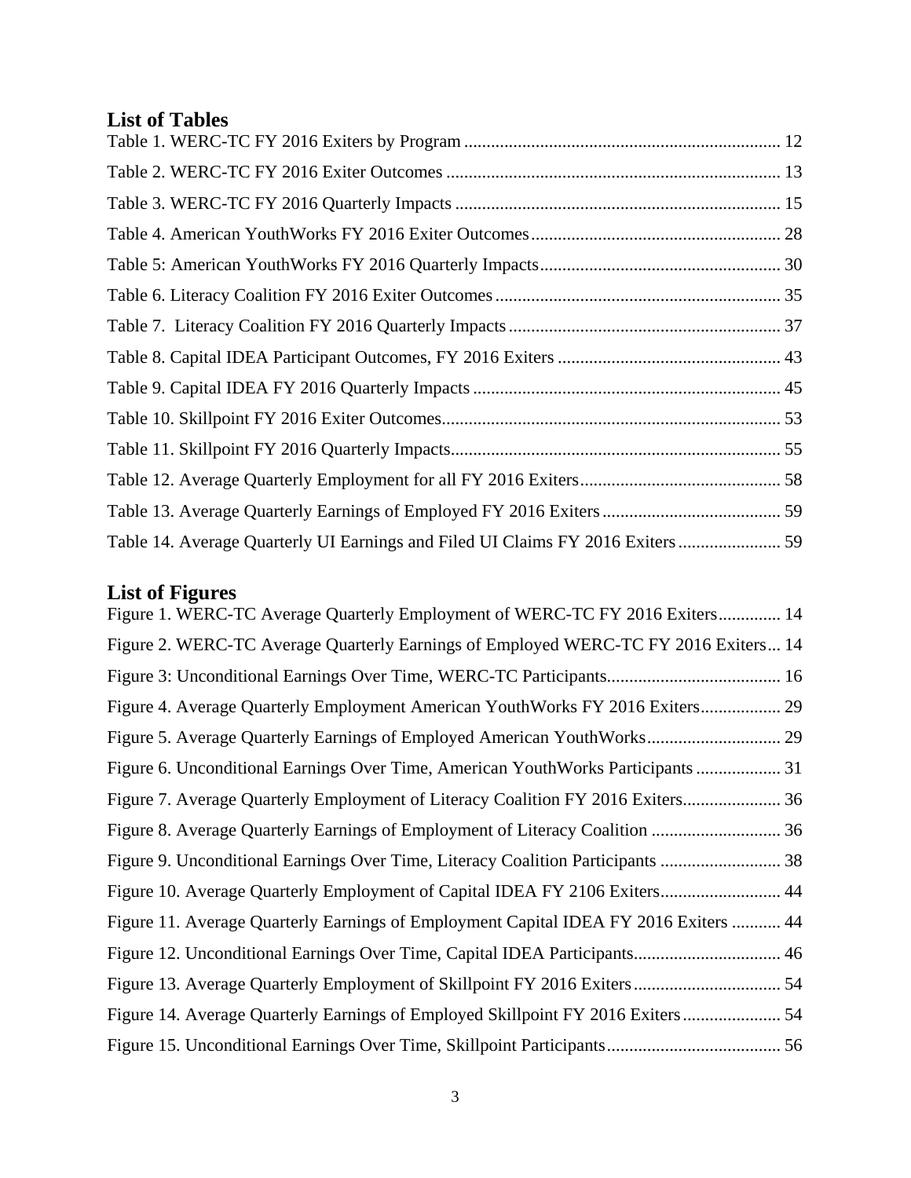## List of Tables

Table 1. WERC-TC FY 2016 Exiters by Program ..... 12

Table 2. WERC-TC FY 2016 Exiter Outcomes ..... 13

Table 3. WERC-TC FY 2016 Quarterly Impacts ..... 15

Table 4. American YouthWorks FY 2016 Exiter Outcomes ..... 28

Table 5: American YouthWorks FY 2016 Quarterly Impacts ..... 30

Table 6. Literacy Coalition FY 2016 Exiter Outcomes ..... 35

Table 7. Literacy Coalition FY 2016 Quarterly Impacts ..... 37

Table 8. Capital IDEA Participant Outcomes, FY 2016 Exiters ..... 43

Table 9. Capital IDEA FY 2016 Quarterly Impacts ..... 45

Table 10. Skillpoint FY 2016 Exiter Outcomes ..... 53

Table 11. Skillpoint FY 2016 Quarterly Impacts ..... 55

Table 12. Average Quarterly Employment for all FY 2016 Exiters ..... 58

Table 13. Average Quarterly Earnings of Employed FY 2016 Exiters ..... 59

Table 14. Average Quarterly UI Earnings and Filed UI Claims FY 2016 Exiters ..... 59

## List of Figures

Figure 1. WERC-TC Average Quarterly Employment of WERC-TC FY 2016 Exiters ..... 14

Figure 2. WERC-TC Average Quarterly Earnings of Employed WERC-TC FY 2016 Exiters ..... 14

Figure 3: Unconditional Earnings Over Time, WERC-TC Participants ..... 16

Figure 4. Average Quarterly Employment American YouthWorks FY 2016 Exiters ..... 29

Figure 5. Average Quarterly Earnings of Employed American YouthWorks ..... 29

Figure 6. Unconditional Earnings Over Time, American YouthWorks Participants ..... 31

Figure 7. Average Quarterly Employment of Literacy Coalition FY 2016 Exiters ..... 36

Figure 8. Average Quarterly Earnings of Employment of Literacy Coalition ..... 36

Figure 9. Unconditional Earnings Over Time, Literacy Coalition Participants ..... 38

Figure 10. Average Quarterly Employment of Capital IDEA FY 2106 Exiters ..... 44

Figure 11. Average Quarterly Earnings of Employment Capital IDEA FY 2016 Exiters ..... 44

Figure 12. Unconditional Earnings Over Time, Capital IDEA Participants ..... 46

Figure 13. Average Quarterly Employment of Skillpoint FY 2016 Exiters ..... 54

Figure 14. Average Quarterly Earnings of Employed Skillpoint FY 2016 Exiters ..... 54

Figure 15. Unconditional Earnings Over Time, Skillpoint Participants ..... 56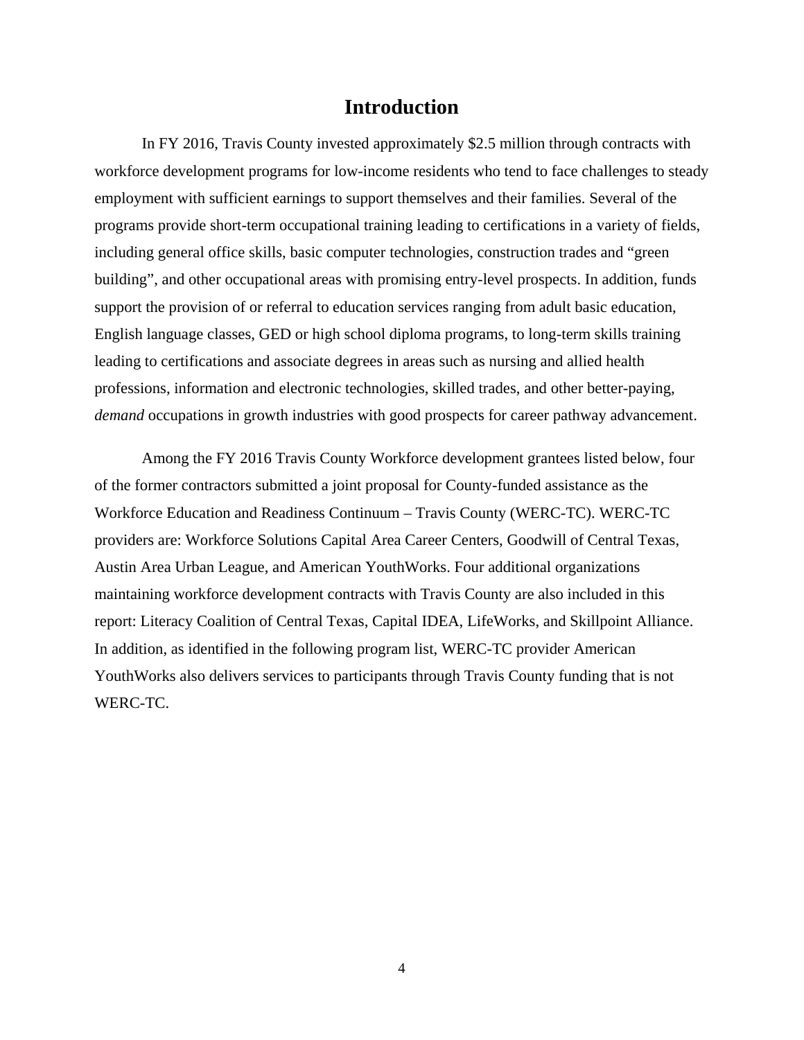# Introduction

In FY 2016, Travis County invested approximately $2.5 million through contracts with workforce development programs for low-income residents who tend to face challenges to steady employment with sufficient earnings to support themselves and their families. Several of the programs provide short-term occupational training leading to certifications in a variety of fields, including general office skills, basic computer technologies, construction trades and "green building", and other occupational areas with promising entry-level prospects. In addition, funds support the provision of or referral to education services ranging from adult basic education, English language classes, GED or high school diploma programs, to long-term skills training leading to certifications and associate degrees in areas such as nursing and allied health professions, information and electronic technologies, skilled trades, and other better-paying, *demand* occupations in growth industries with good prospects for career pathway advancement.

Among the FY 2016 Travis County Workforce development grantees listed below, four of the former contractors submitted a joint proposal for County-funded assistance as the Workforce Education and Readiness Continuum – Travis County (WERC-TC). WERC-TC providers are: Workforce Solutions Capital Area Career Centers, Goodwill of Central Texas, Austin Area Urban League, and American YouthWorks. Four additional organizations maintaining workforce development contracts with Travis County are also included in this report: Literacy Coalition of Central Texas, Capital IDEA, LifeWorks, and Skillpoint Alliance. In addition, as identified in the following program list, WERC-TC provider American YouthWorks also delivers services to participants through Travis County funding that is not WERC-TC.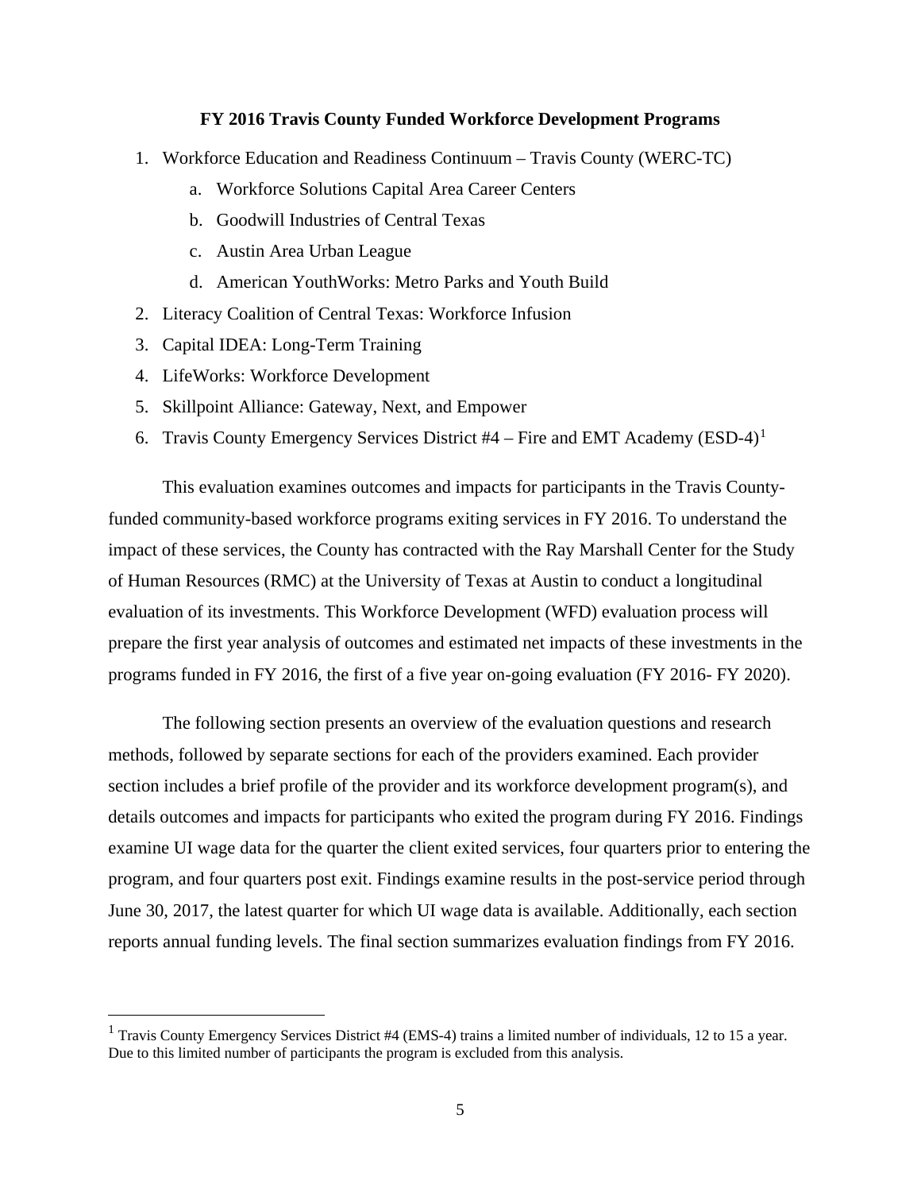**FY 2016 Travis County Funded Workforce Development Programs**

1. Workforce Education and Readiness Continuum – Travis County (WERC-TC)
    a. Workforce Solutions Capital Area Career Centers
    b. Goodwill Industries of Central Texas
    c. Austin Area Urban League
    d. American YouthWorks: Metro Parks and Youth Build
2. Literacy Coalition of Central Texas: Workforce Infusion
3. Capital IDEA: Long-Term Training
4. LifeWorks: Workforce Development
5. Skillpoint Alliance: Gateway, Next, and Empower
6. Travis County Emergency Services District #4 – Fire and EMT Academy (ESD-4)[1]

This evaluation examines outcomes and impacts for participants in the Travis County-funded community-based workforce programs exiting services in FY 2016. To understand the impact of these services, the County has contracted with the Ray Marshall Center for the Study of Human Resources (RMC) at the University of Texas at Austin to conduct a longitudinal evaluation of its investments. This Workforce Development (WFD) evaluation process will prepare the first year analysis of outcomes and estimated net impacts of these investments in the programs funded in FY 2016, the first of a five year on-going evaluation (FY 2016- FY 2020).

The following section presents an overview of the evaluation questions and research methods, followed by separate sections for each of the providers examined. Each provider section includes a brief profile of the provider and its workforce development program(s), and details outcomes and impacts for participants who exited the program during FY 2016. Findings examine UI wage data for the quarter the client exited services, four quarters prior to entering the program, and four quarters post exit. Findings examine results in the post-service period through June 30, 2017, the latest quarter for which UI wage data is available. Additionally, each section reports annual funding levels. The final section summarizes evaluation findings from FY 2016.

[1] Travis County Emergency Services District #4 (EMS-4) trains a limited number of individuals, 12 to 15 a year. Due to this limited number of participants the program is excluded from this analysis.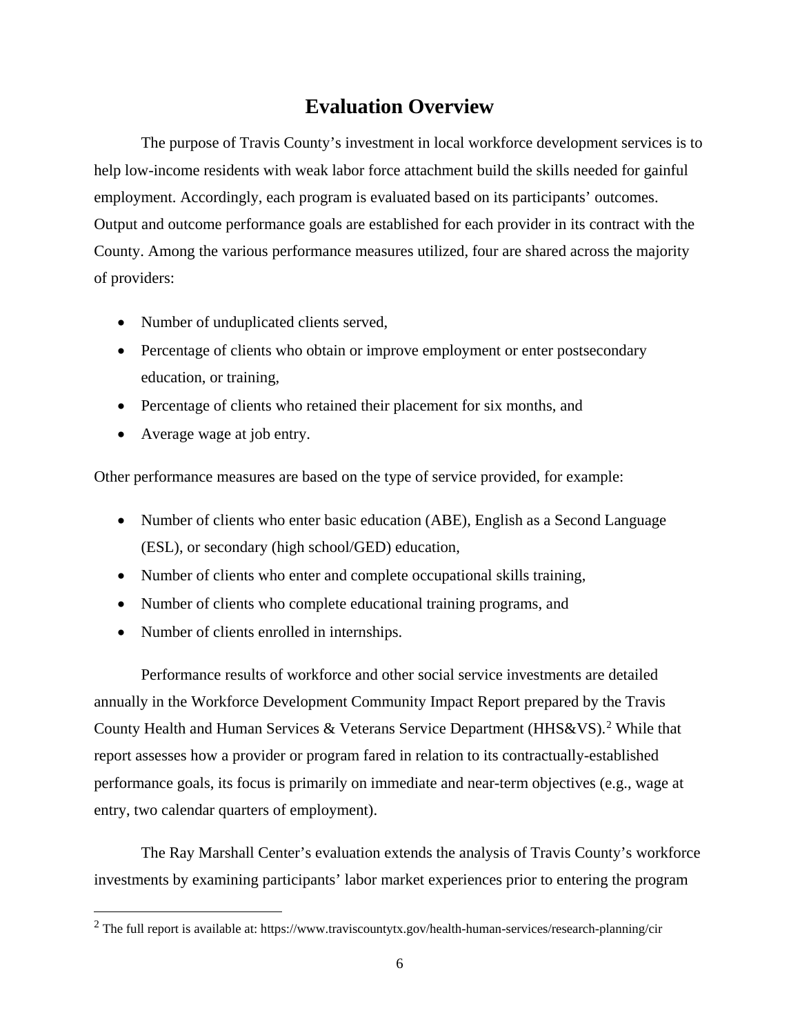# Evaluation Overview

The purpose of Travis County's investment in local workforce development services is to help low-income residents with weak labor force attachment build the skills needed for gainful employment. Accordingly, each program is evaluated based on its participants' outcomes. Output and outcome performance goals are established for each provider in its contract with the County. Among the various performance measures utilized, four are shared across the majority of providers:

- Number of unduplicated clients served,
- Percentage of clients who obtain or improve employment or enter postsecondary education, or training,
- Percentage of clients who retained their placement for six months, and
- Average wage at job entry.

Other performance measures are based on the type of service provided, for example:

- Number of clients who enter basic education (ABE), English as a Second Language (ESL), or secondary (high school/GED) education,
- Number of clients who enter and complete occupational skills training,
- Number of clients who complete educational training programs, and
- Number of clients enrolled in internships.

Performance results of workforce and other social service investments are detailed annually in the Workforce Development Community Impact Report prepared by the Travis County Health and Human Services & Veterans Service Department (HHS&VS).[2] While that report assesses how a provider or program fared in relation to its contractually-established performance goals, its focus is primarily on immediate and near-term objectives (e.g., wage at entry, two calendar quarters of employment).

The Ray Marshall Center's evaluation extends the analysis of Travis County's workforce investments by examining participants' labor market experiences prior to entering the program

[2] The full report is available at: https://www.traviscountytx.gov/health-human-services/research-planning/cir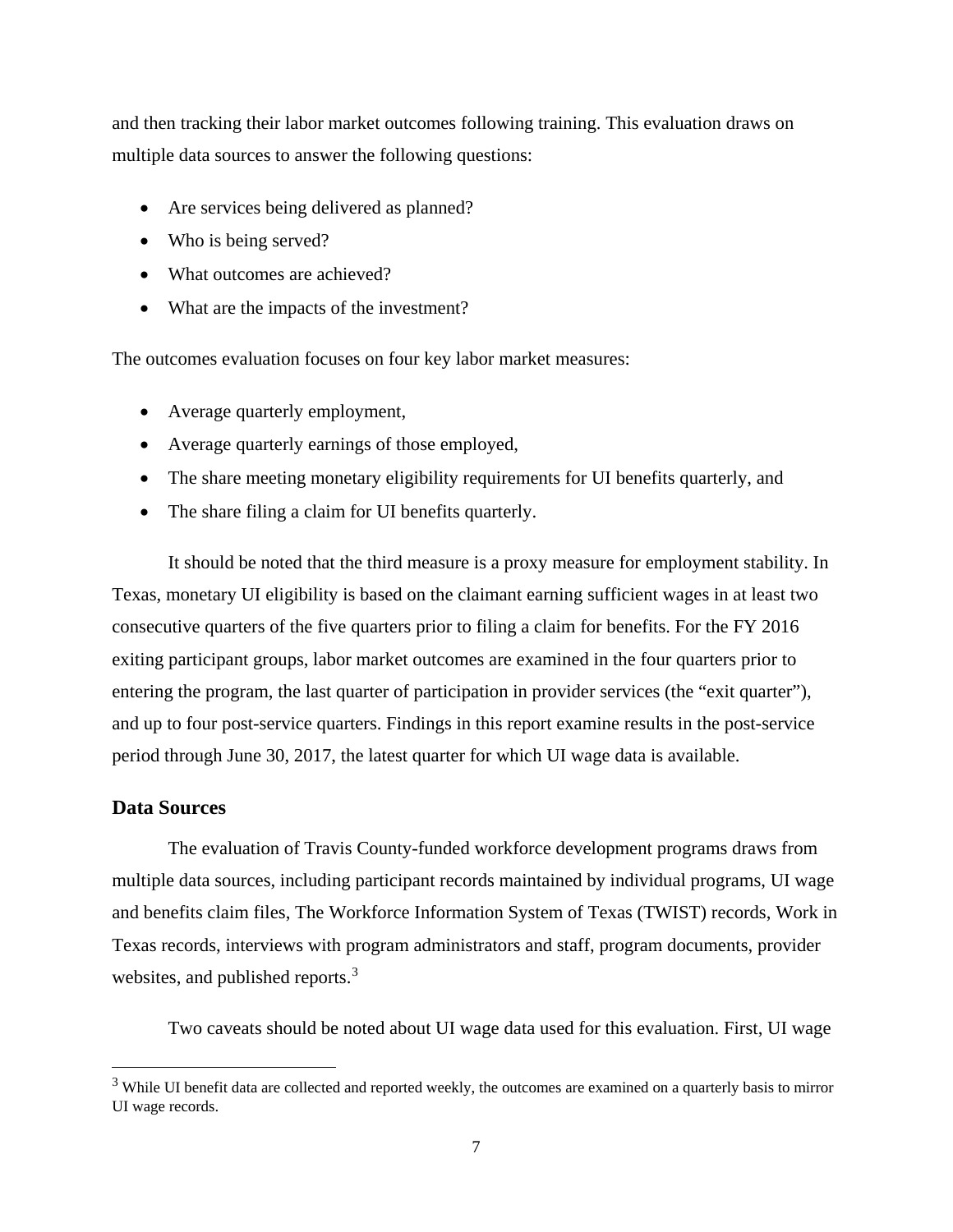and then tracking their labor market outcomes following training. This evaluation draws on multiple data sources to answer the following questions:

- Are services being delivered as planned?
- Who is being served?
- What outcomes are achieved?
- What are the impacts of the investment?

The outcomes evaluation focuses on four key labor market measures:

- Average quarterly employment,
- Average quarterly earnings of those employed,
- The share meeting monetary eligibility requirements for UI benefits quarterly, and
- The share filing a claim for UI benefits quarterly.

It should be noted that the third measure is a proxy measure for employment stability. In Texas, monetary UI eligibility is based on the claimant earning sufficient wages in at least two consecutive quarters of the five quarters prior to filing a claim for benefits. For the FY 2016 exiting participant groups, labor market outcomes are examined in the four quarters prior to entering the program, the last quarter of participation in provider services (the "exit quarter"), and up to four post-service quarters. Findings in this report examine results in the post-service period through June 30, 2017, the latest quarter for which UI wage data is available.

### Data Sources

The evaluation of Travis County-funded workforce development programs draws from multiple data sources, including participant records maintained by individual programs, UI wage and benefits claim files, The Workforce Information System of Texas (TWIST) records, Work in Texas records, interviews with program administrators and staff, program documents, provider websites, and published reports.[3]

Two caveats should be noted about UI wage data used for this evaluation. First, UI wage

[3] While UI benefit data are collected and reported weekly, the outcomes are examined on a quarterly basis to mirror UI wage records.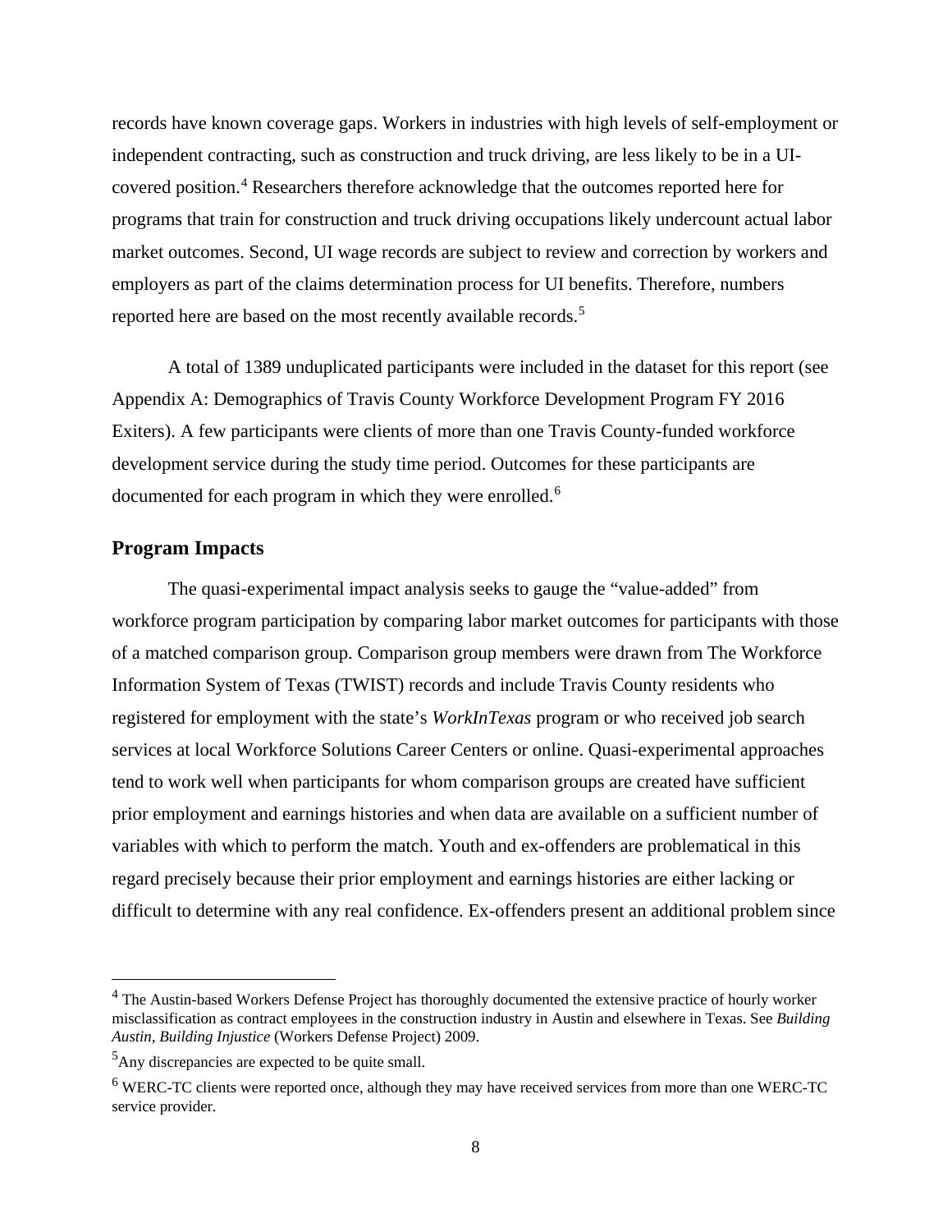records have known coverage gaps. Workers in industries with high levels of self-employment or independent contracting, such as construction and truck driving, are less likely to be in a UI-covered position.[4] Researchers therefore acknowledge that the outcomes reported here for programs that train for construction and truck driving occupations likely undercount actual labor market outcomes. Second, UI wage records are subject to review and correction by workers and employers as part of the claims determination process for UI benefits. Therefore, numbers reported here are based on the most recently available records.[5]

A total of 1389 unduplicated participants were included in the dataset for this report (see Appendix A: Demographics of Travis County Workforce Development Program FY 2016 Exiters). A few participants were clients of more than one Travis County-funded workforce development service during the study time period. Outcomes for these participants are documented for each program in which they were enrolled.[6]

## Program Impacts

The quasi-experimental impact analysis seeks to gauge the "value-added" from workforce program participation by comparing labor market outcomes for participants with those of a matched comparison group. Comparison group members were drawn from The Workforce Information System of Texas (TWIST) records and include Travis County residents who registered for employment with the state's *WorkInTexas* program or who received job search services at local Workforce Solutions Career Centers or online. Quasi-experimental approaches tend to work well when participants for whom comparison groups are created have sufficient prior employment and earnings histories and when data are available on a sufficient number of variables with which to perform the match. Youth and ex-offenders are problematical in this regard precisely because their prior employment and earnings histories are either lacking or difficult to determine with any real confidence. Ex-offenders present an additional problem since

---

[4] The Austin-based Workers Defense Project has thoroughly documented the extensive practice of hourly worker misclassification as contract employees in the construction industry in Austin and elsewhere in Texas. See *Building Austin, Building Injustice* (Workers Defense Project) 2009.

[5] Any discrepancies are expected to be quite small.

[6] WERC-TC clients were reported once, although they may have received services from more than one WERC-TC service provider.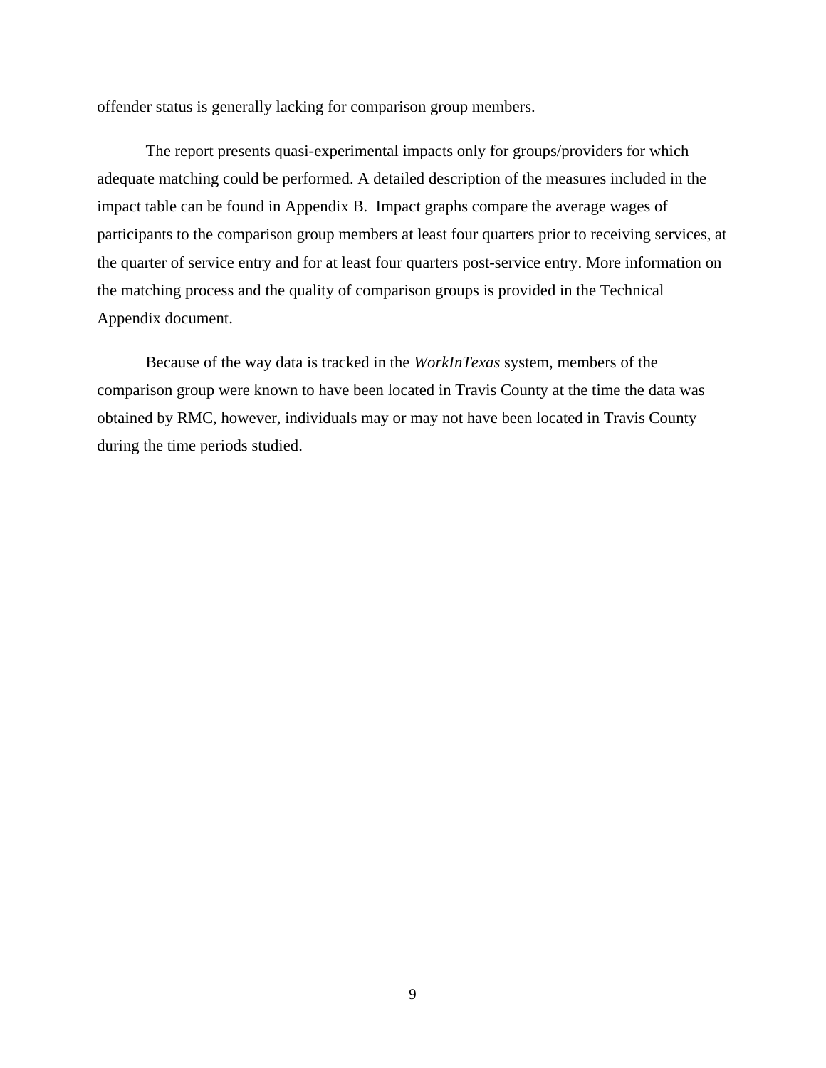offender status is generally lacking for comparison group members.

The report presents quasi-experimental impacts only for groups/providers for which adequate matching could be performed. A detailed description of the measures included in the impact table can be found in Appendix B. Impact graphs compare the average wages of participants to the comparison group members at least four quarters prior to receiving services, at the quarter of service entry and for at least four quarters post-service entry. More information on the matching process and the quality of comparison groups is provided in the Technical Appendix document.

Because of the way data is tracked in the *WorkInTexas* system, members of the comparison group were known to have been located in Travis County at the time the data was obtained by RMC, however, individuals may or may not have been located in Travis County during the time periods studied.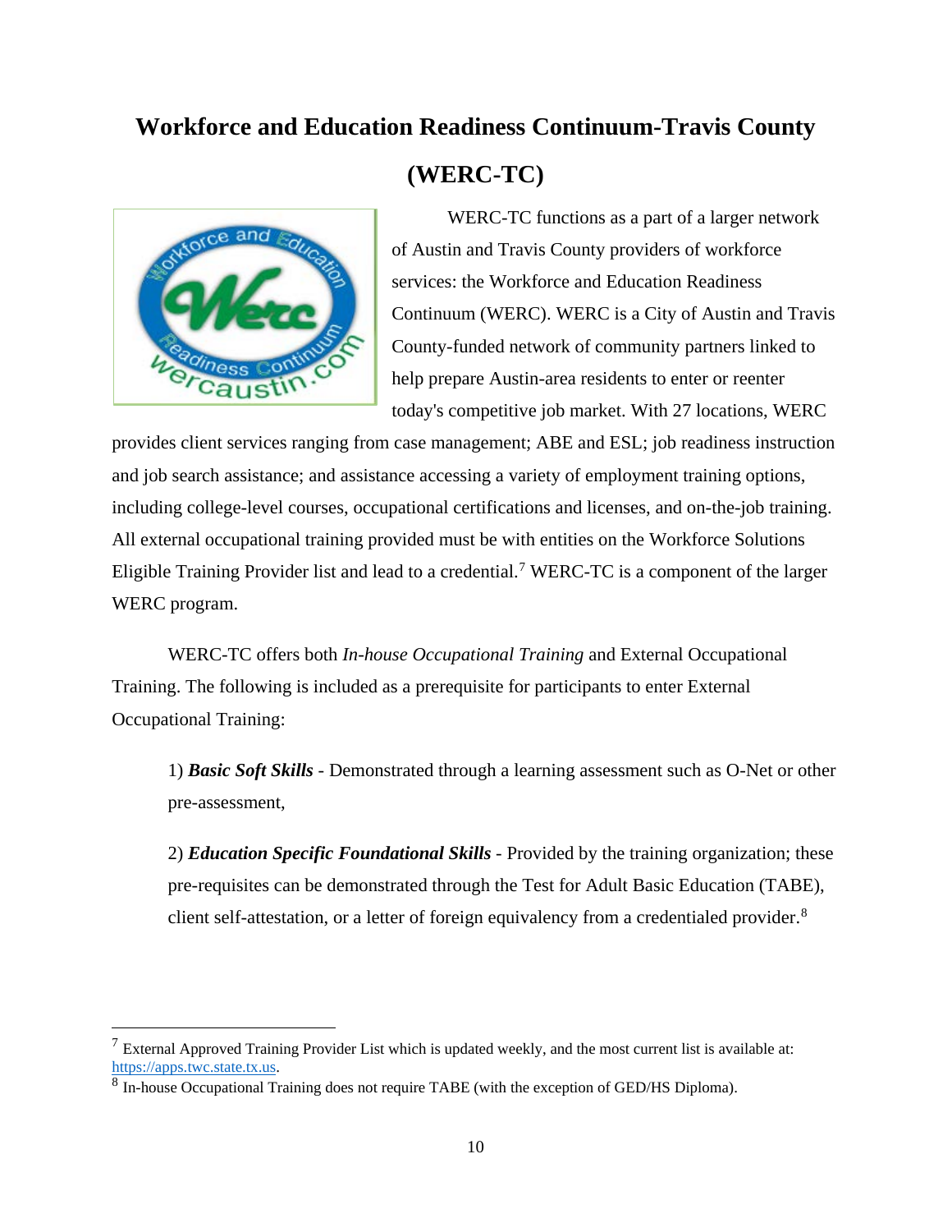# Workforce and Education Readiness Continuum-Travis County (WERC-TC)

WERC-TC functions as a part of a larger network of Austin and Travis County providers of workforce services: the Workforce and Education Readiness Continuum (WERC). WERC is a City of Austin and Travis County-funded network of community partners linked to help prepare Austin-area residents to enter or reenter today's competitive job market. With 27 locations, WERC provides client services ranging from case management; ABE and ESL; job readiness instruction and job search assistance; and assistance accessing a variety of employment training options, including college-level courses, occupational certifications and licenses, and on-the-job training. All external occupational training provided must be with entities on the Workforce Solutions Eligible Training Provider list and lead to a credential.[7] WERC-TC is a component of the larger WERC program.

WERC-TC offers both *In-house Occupational Training* and External Occupational Training. The following is included as a prerequisite for participants to enter External Occupational Training:

1) ***Basic Soft Skills*** - Demonstrated through a learning assessment such as O-Net or other pre-assessment,

2) ***Education Specific Foundational Skills*** - Provided by the training organization; these pre-requisites can be demonstrated through the Test for Adult Basic Education (TABE), client self-attestation, or a letter of foreign equivalency from a credentialed provider.[8]

---

[7] External Approved Training Provider List which is updated weekly, and the most current list is available at: https://apps.twc.state.tx.us.

[8] In-house Occupational Training does not require TABE (with the exception of GED/HS Diploma).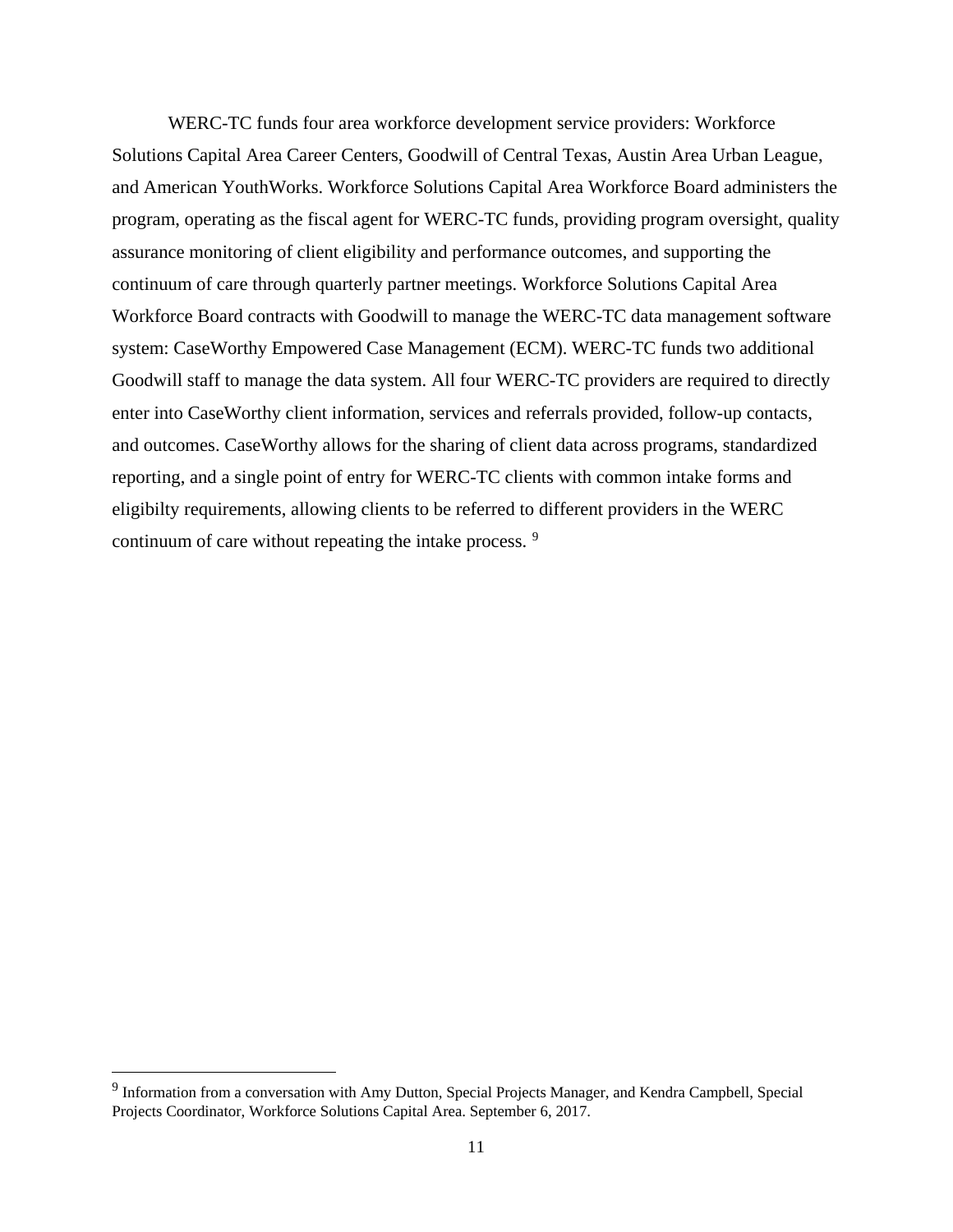WERC-TC funds four area workforce development service providers: Workforce Solutions Capital Area Career Centers, Goodwill of Central Texas, Austin Area Urban League, and American YouthWorks. Workforce Solutions Capital Area Workforce Board administers the program, operating as the fiscal agent for WERC-TC funds, providing program oversight, quality assurance monitoring of client eligibility and performance outcomes, and supporting the continuum of care through quarterly partner meetings. Workforce Solutions Capital Area Workforce Board contracts with Goodwill to manage the WERC-TC data management software system: CaseWorthy Empowered Case Management (ECM). WERC-TC funds two additional Goodwill staff to manage the data system. All four WERC-TC providers are required to directly enter into CaseWorthy client information, services and referrals provided, follow-up contacts, and outcomes. CaseWorthy allows for the sharing of client data across programs, standardized reporting, and a single point of entry for WERC-TC clients with common intake forms and eligibilty requirements, allowing clients to be referred to different providers in the WERC continuum of care without repeating the intake process. [9]

---

[9] Information from a conversation with Amy Dutton, Special Projects Manager, and Kendra Campbell, Special Projects Coordinator, Workforce Solutions Capital Area. September 6, 2017.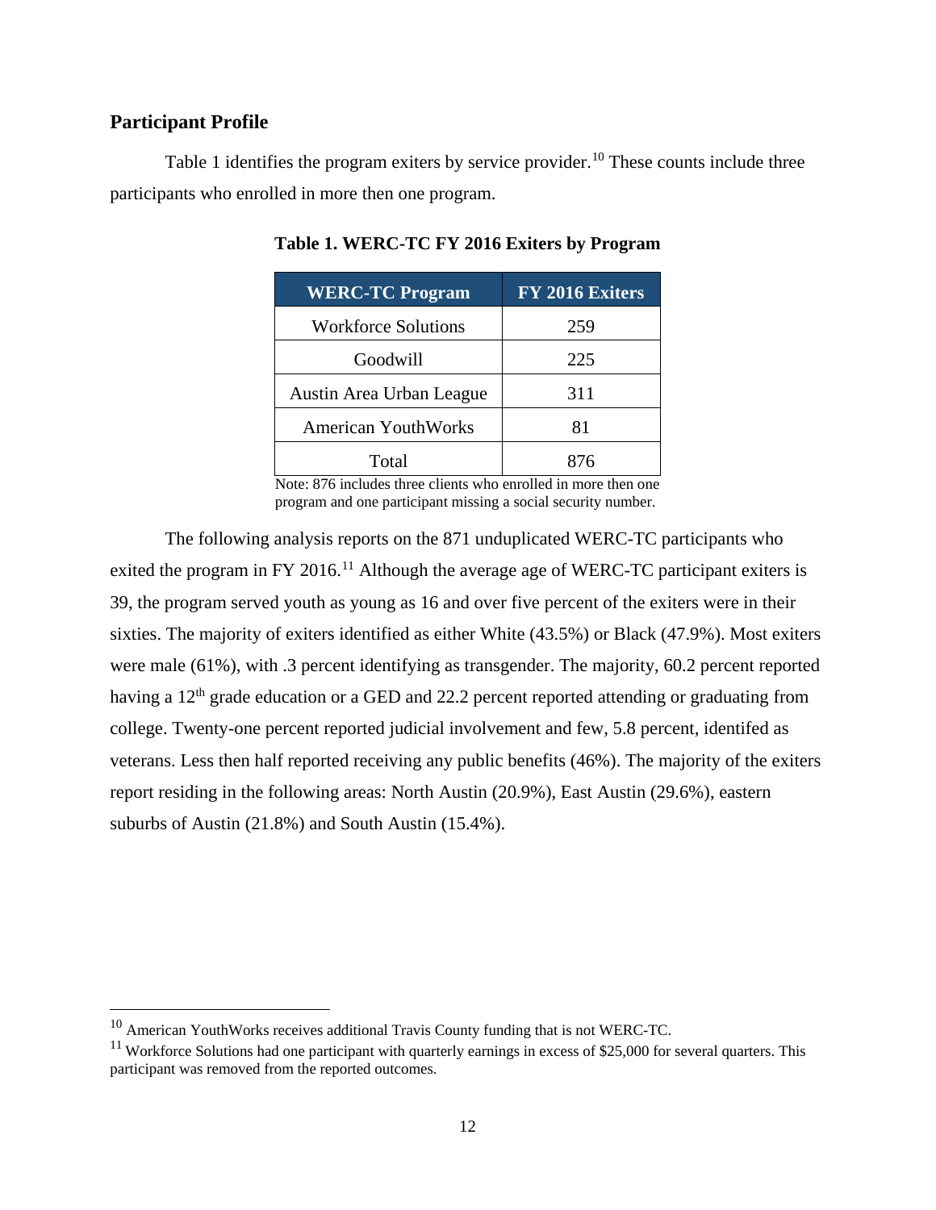## Participant Profile

Table 1 identifies the program exiters by service provider.[10] These counts include three participants who enrolled in more then one program.

**Table 1. WERC-TC FY 2016 Exiters by Program**

| WERC-TC Program | FY 2016 Exiters |
| --- | --- |
| Workforce Solutions | 259 |
| Goodwill | 225 |
| Austin Area Urban League | 311 |
| American YouthWorks | 81 |
| Total | 876 |

Note: 876 includes three clients who enrolled in more then one program and one participant missing a social security number.

The following analysis reports on the 871 unduplicated WERC-TC participants who exited the program in FY 2016.[11] Although the average age of WERC-TC participant exiters is 39, the program served youth as young as 16 and over five percent of the exiters were in their sixties. The majority of exiters identified as either White (43.5%) or Black (47.9%). Most exiters were male (61%), with .3 percent identifying as transgender. The majority, 60.2 percent reported having a 12th grade education or a GED and 22.2 percent reported attending or graduating from college. Twenty-one percent reported judicial involvement and few, 5.8 percent, identifed as veterans. Less then half reported receiving any public benefits (46%). The majority of the exiters report residing in the following areas: North Austin (20.9%), East Austin (29.6%), eastern suburbs of Austin (21.8%) and South Austin (15.4%).

[10] American YouthWorks receives additional Travis County funding that is not WERC-TC.

[11] Workforce Solutions had one participant with quarterly earnings in excess of $25,000 for several quarters. This participant was removed from the reported outcomes.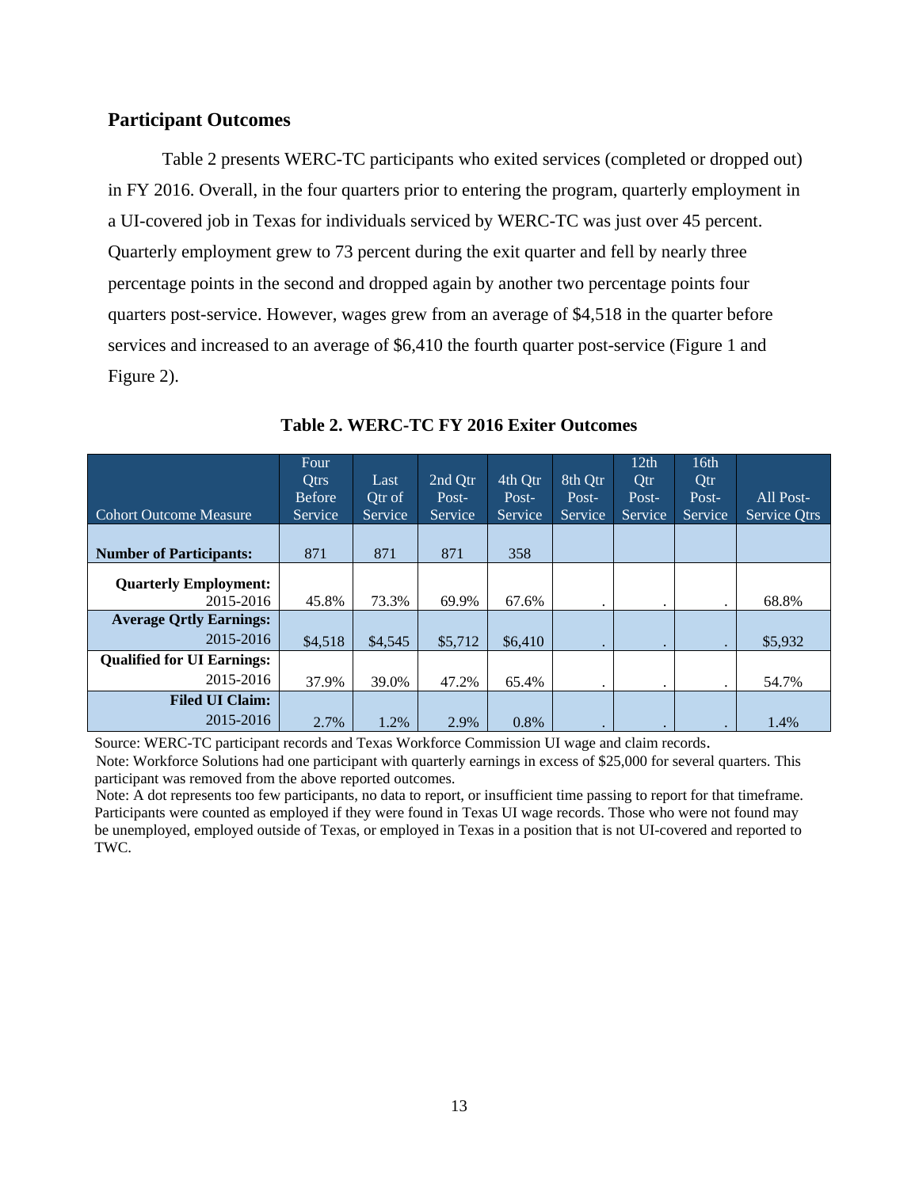## Participant Outcomes

Table 2 presents WERC-TC participants who exited services (completed or dropped out) in FY 2016. Overall, in the four quarters prior to entering the program, quarterly employment in a UI-covered job in Texas for individuals serviced by WERC-TC was just over 45 percent. Quarterly employment grew to 73 percent during the exit quarter and fell by nearly three percentage points in the second and dropped again by another two percentage points four quarters post-service. However, wages grew from an average of $4,518 in the quarter before services and increased to an average of $6,410 the fourth quarter post-service (Figure 1 and Figure 2).

**Table 2. WERC-TC FY 2016 Exiter Outcomes**

| Cohort Outcome Measure | Four Qtrs Before Service | Last Qtr of Service | 2nd Qtr Post-Service | 4th Qtr Post-Service | 8th Qtr Post-Service | 12th Qtr Post-Service | 16th Qtr Post-Service | All Post-Service Qtrs |
|---|---|---|---|---|---|---|---|---|
| **Number of Participants:** | 871 | 871 | 871 | 358 | | | | |
| **Quarterly Employment:** 2015-2016 | 45.8% | 73.3% | 69.9% | 67.6% | . | . | . | 68.8% |
| **Average Qrtly Earnings:** 2015-2016 | $4,518 | $4,545 | $5,712 | $6,410 | . | . | . | $5,932 |
| **Qualified for UI Earnings:** 2015-2016 | 37.9% | 39.0% | 47.2% | 65.4% | . | . | . | 54.7% |
| **Filed UI Claim:** 2015-2016 | 2.7% | 1.2% | 2.9% | 0.8% | . | . | . | 1.4% |

Source: WERC-TC participant records and Texas Workforce Commission UI wage and claim records.

Note: Workforce Solutions had one participant with quarterly earnings in excess of $25,000 for several quarters. This participant was removed from the above reported outcomes.

Note: A dot represents too few participants, no data to report, or insufficient time passing to report for that timeframe. Participants were counted as employed if they were found in Texas UI wage records. Those who were not found may be unemployed, employed outside of Texas, or employed in Texas in a position that is not UI-covered and reported to TWC.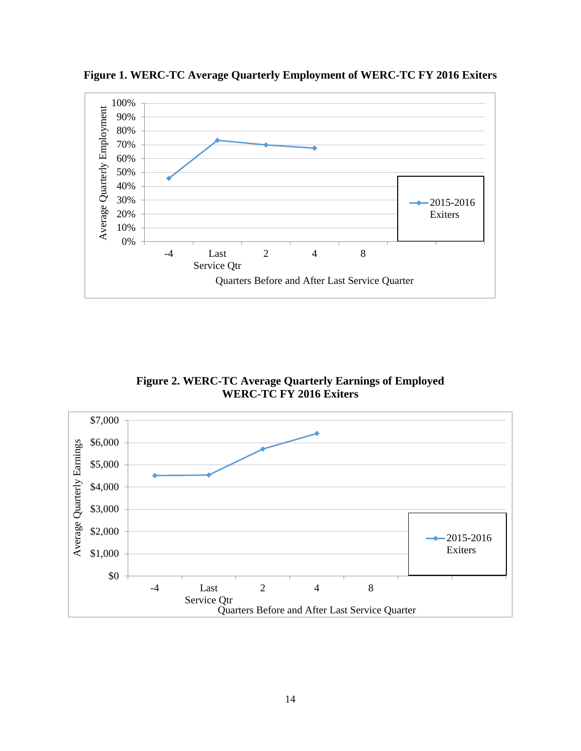**Figure 1. WERC-TC Average Quarterly Employment of WERC-TC FY 2016 Exiters**

**Figure 2. WERC-TC Average Quarterly Earnings of Employed WERC-TC FY 2016 Exiters**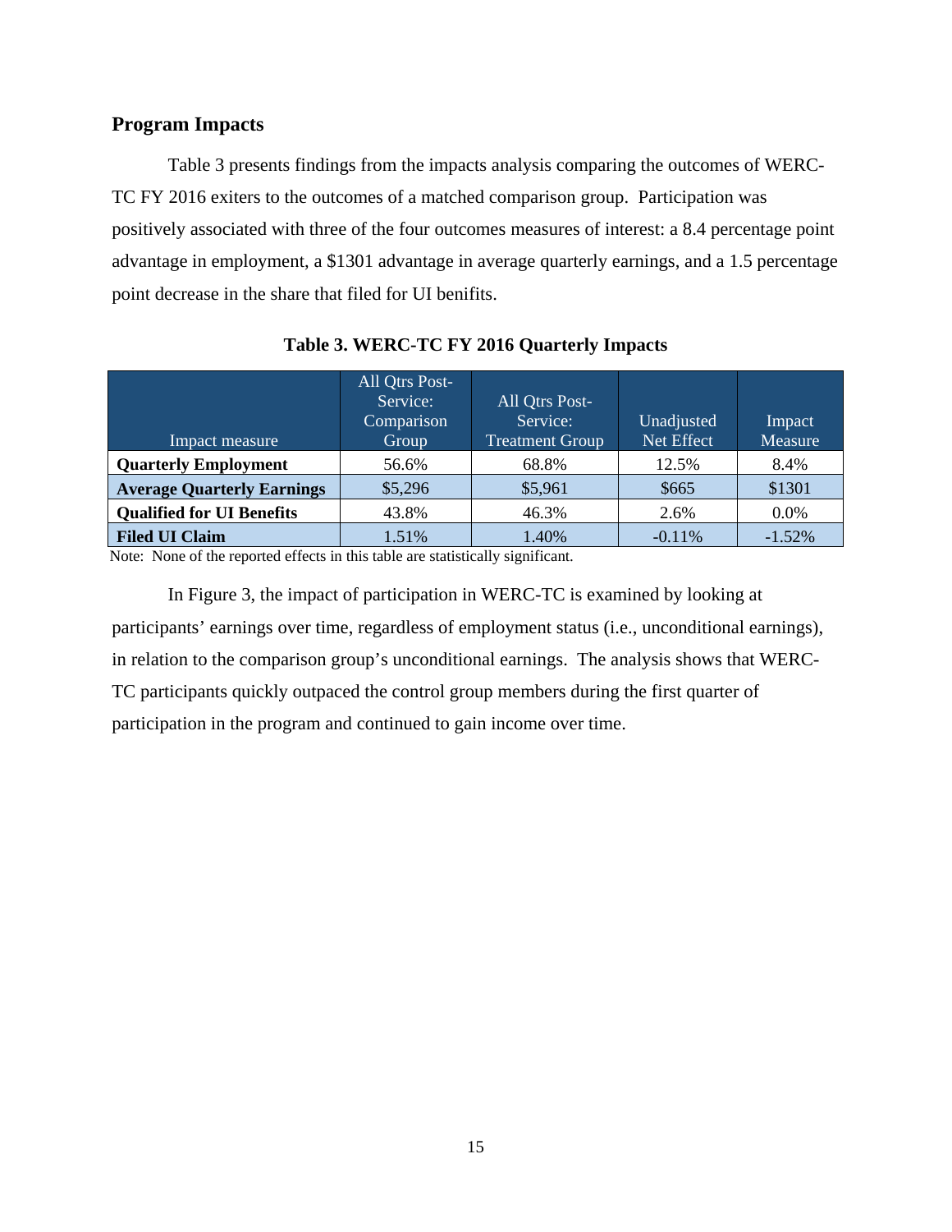## Program Impacts

Table 3 presents findings from the impacts analysis comparing the outcomes of WERC-TC FY 2016 exiters to the outcomes of a matched comparison group. Participation was positively associated with three of the four outcomes measures of interest: a 8.4 percentage point advantage in employment, a $1301 advantage in average quarterly earnings, and a 1.5 percentage point decrease in the share that filed for UI benifits.

**Table 3. WERC-TC FY 2016 Quarterly Impacts**

| Impact measure | All Qtrs Post-Service: Comparison Group | All Qtrs Post-Service: Treatment Group | Unadjusted Net Effect | Impact Measure |
|---|---|---|---|---|
| **Quarterly Employment** | 56.6% | 68.8% | 12.5% | 8.4% |
| **Average Quarterly Earnings** | $5,296 | $5,961 | $665 | $1301 |
| **Qualified for UI Benefits** | 43.8% | 46.3% | 2.6% | 0.0% |
| **Filed UI Claim** | 1.51% | 1.40% | -0.11% | -1.52% |

Note: None of the reported effects in this table are statistically significant.

In Figure 3, the impact of participation in WERC-TC is examined by looking at participants' earnings over time, regardless of employment status (i.e., unconditional earnings), in relation to the comparison group's unconditional earnings. The analysis shows that WERC-TC participants quickly outpaced the control group members during the first quarter of participation in the program and continued to gain income over time.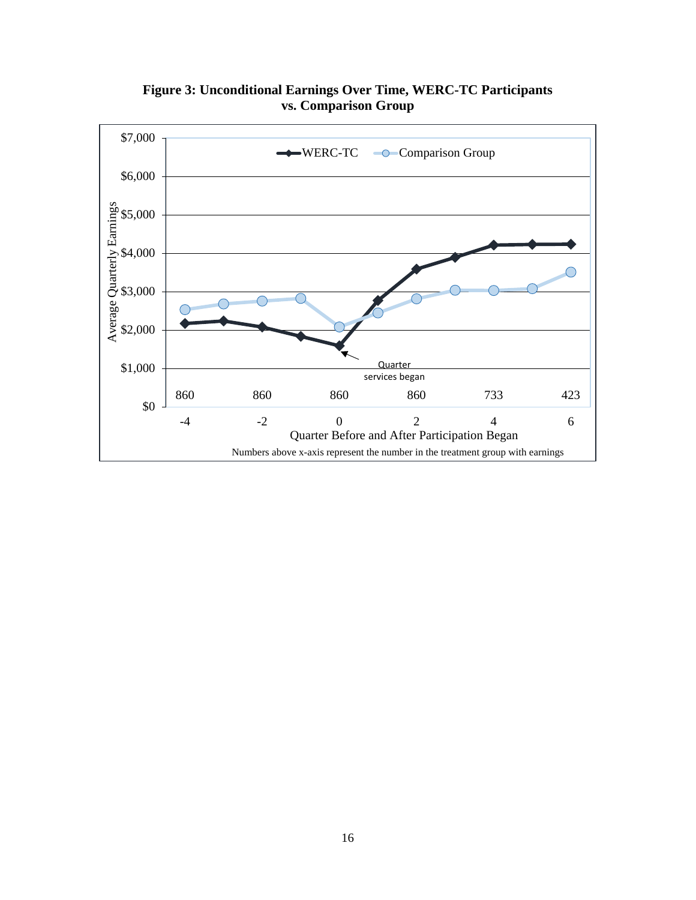**Figure 3: Unconditional Earnings Over Time, WERC-TC Participants vs. Comparison Group**

WERC-TC — Comparison Group

Average Quarterly Earnings

$7,000
$6,000
$5,000
$4,000
$3,000
$2,000
$1,000
$0

Quarter services began

860 860 860 860 733 423

-4 -2 0 2 4 6

Quarter Before and After Participation Began

Numbers above x-axis represent the number in the treatment group with earnings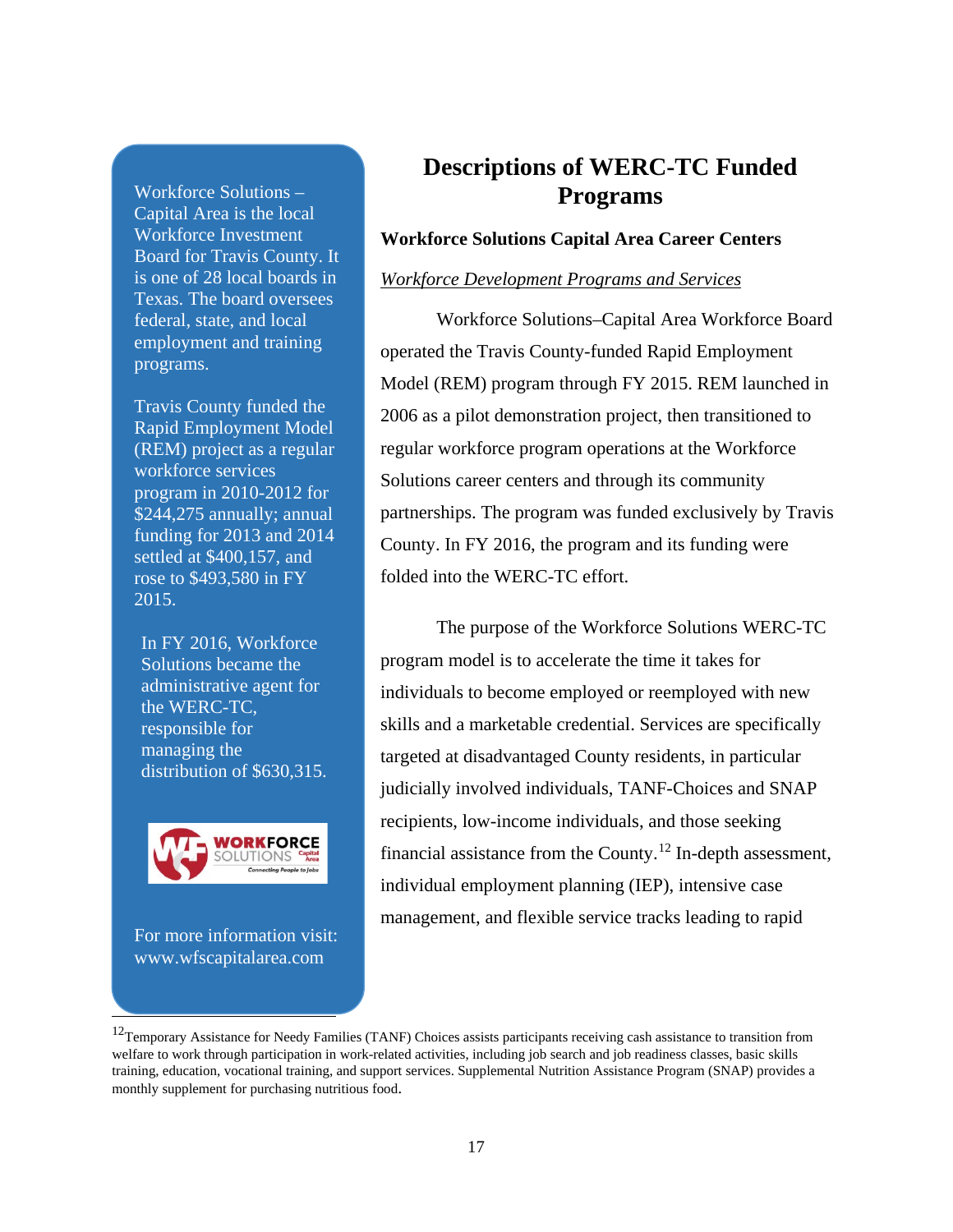Workforce Solutions – Capital Area is the local Workforce Investment Board for Travis County. It is one of 28 local boards in Texas. The board oversees federal, state, and local employment and training programs.

Travis County funded the Rapid Employment Model (REM) project as a regular workforce services program in 2010-2012 for $244,275 annually; annual funding for 2013 and 2014 settled at $400,157, and rose to $493,580 in FY 2015.

In FY 2016, Workforce Solutions became the administrative agent for the WERC-TC, responsible for managing the distribution of $630,315.

For more information visit: www.wfscapitalarea.com

# Descriptions of WERC-TC Funded Programs

### Workforce Solutions Capital Area Career Centers

*Workforce Development Programs and Services*

Workforce Solutions–Capital Area Workforce Board operated the Travis County-funded Rapid Employment Model (REM) program through FY 2015. REM launched in 2006 as a pilot demonstration project, then transitioned to regular workforce program operations at the Workforce Solutions career centers and through its community partnerships. The program was funded exclusively by Travis County. In FY 2016, the program and its funding were folded into the WERC-TC effort.

The purpose of the Workforce Solutions WERC-TC program model is to accelerate the time it takes for individuals to become employed or reemployed with new skills and a marketable credential. Services are specifically targeted at disadvantaged County residents, in particular judicially involved individuals, TANF-Choices and SNAP recipients, low-income individuals, and those seeking financial assistance from the County.[12] In-depth assessment, individual employment planning (IEP), intensive case management, and flexible service tracks leading to rapid

[12] Temporary Assistance for Needy Families (TANF) Choices assists participants receiving cash assistance to transition from welfare to work through participation in work-related activities, including job search and job readiness classes, basic skills training, education, vocational training, and support services. Supplemental Nutrition Assistance Program (SNAP) provides a monthly supplement for purchasing nutritious food.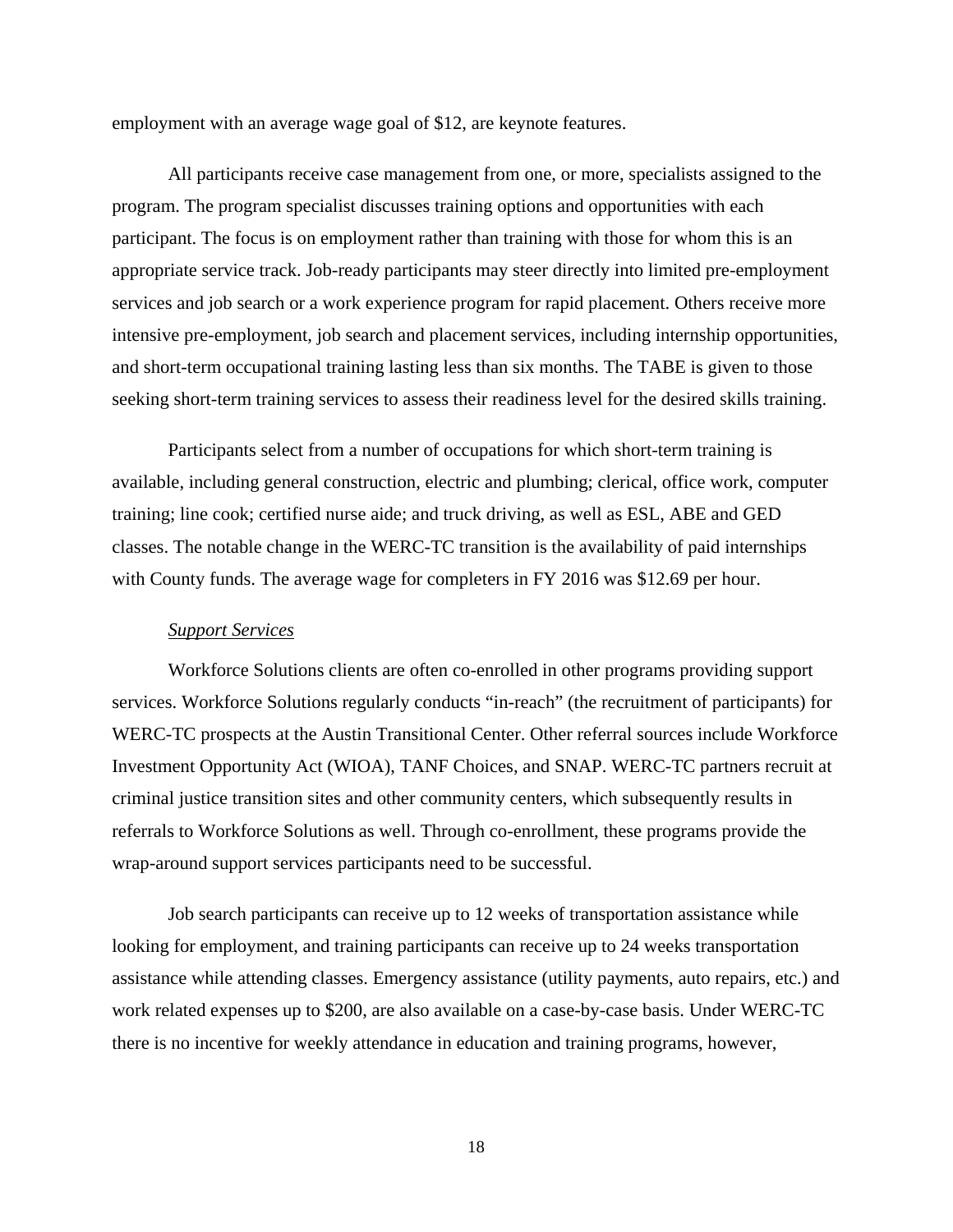employment with an average wage goal of $12, are keynote features.

All participants receive case management from one, or more, specialists assigned to the program. The program specialist discusses training options and opportunities with each participant. The focus is on employment rather than training with those for whom this is an appropriate service track. Job-ready participants may steer directly into limited pre-employment services and job search or a work experience program for rapid placement. Others receive more intensive pre-employment, job search and placement services, including internship opportunities, and short-term occupational training lasting less than six months. The TABE is given to those seeking short-term training services to assess their readiness level for the desired skills training.

Participants select from a number of occupations for which short-term training is available, including general construction, electric and plumbing; clerical, office work, computer training; line cook; certified nurse aide; and truck driving, as well as ESL, ABE and GED classes. The notable change in the WERC-TC transition is the availability of paid internships with County funds. The average wage for completers in FY 2016 was $12.69 per hour.

*Support Services*

Workforce Solutions clients are often co-enrolled in other programs providing support services. Workforce Solutions regularly conducts "in-reach" (the recruitment of participants) for WERC-TC prospects at the Austin Transitional Center. Other referral sources include Workforce Investment Opportunity Act (WIOA), TANF Choices, and SNAP. WERC-TC partners recruit at criminal justice transition sites and other community centers, which subsequently results in referrals to Workforce Solutions as well. Through co-enrollment, these programs provide the wrap-around support services participants need to be successful.

Job search participants can receive up to 12 weeks of transportation assistance while looking for employment, and training participants can receive up to 24 weeks transportation assistance while attending classes. Emergency assistance (utility payments, auto repairs, etc.) and work related expenses up to $200, are also available on a case-by-case basis. Under WERC-TC there is no incentive for weekly attendance in education and training programs, however,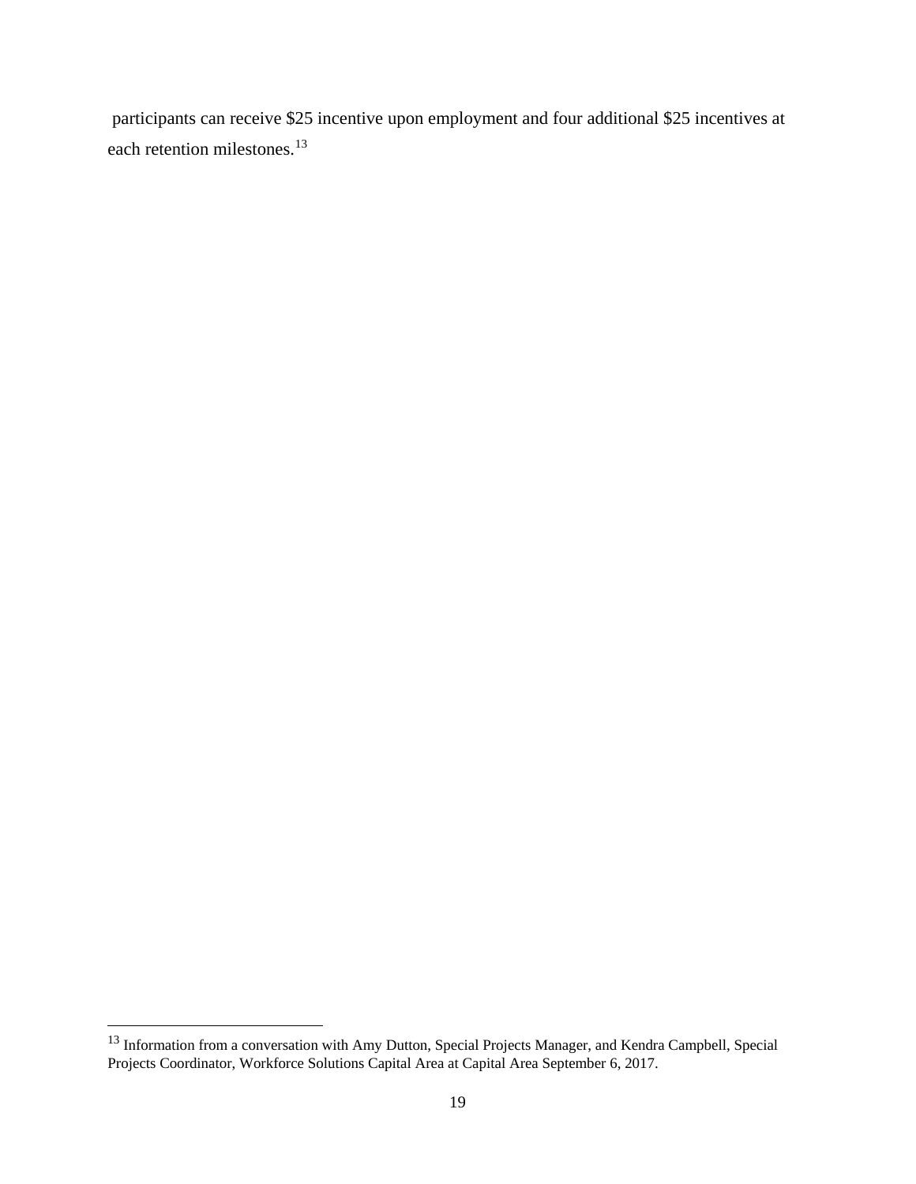participants can receive $25 incentive upon employment and four additional $25 incentives at each retention milestones.[13]

---

[13] Information from a conversation with Amy Dutton, Special Projects Manager, and Kendra Campbell, Special Projects Coordinator, Workforce Solutions Capital Area at Capital Area September 6, 2017.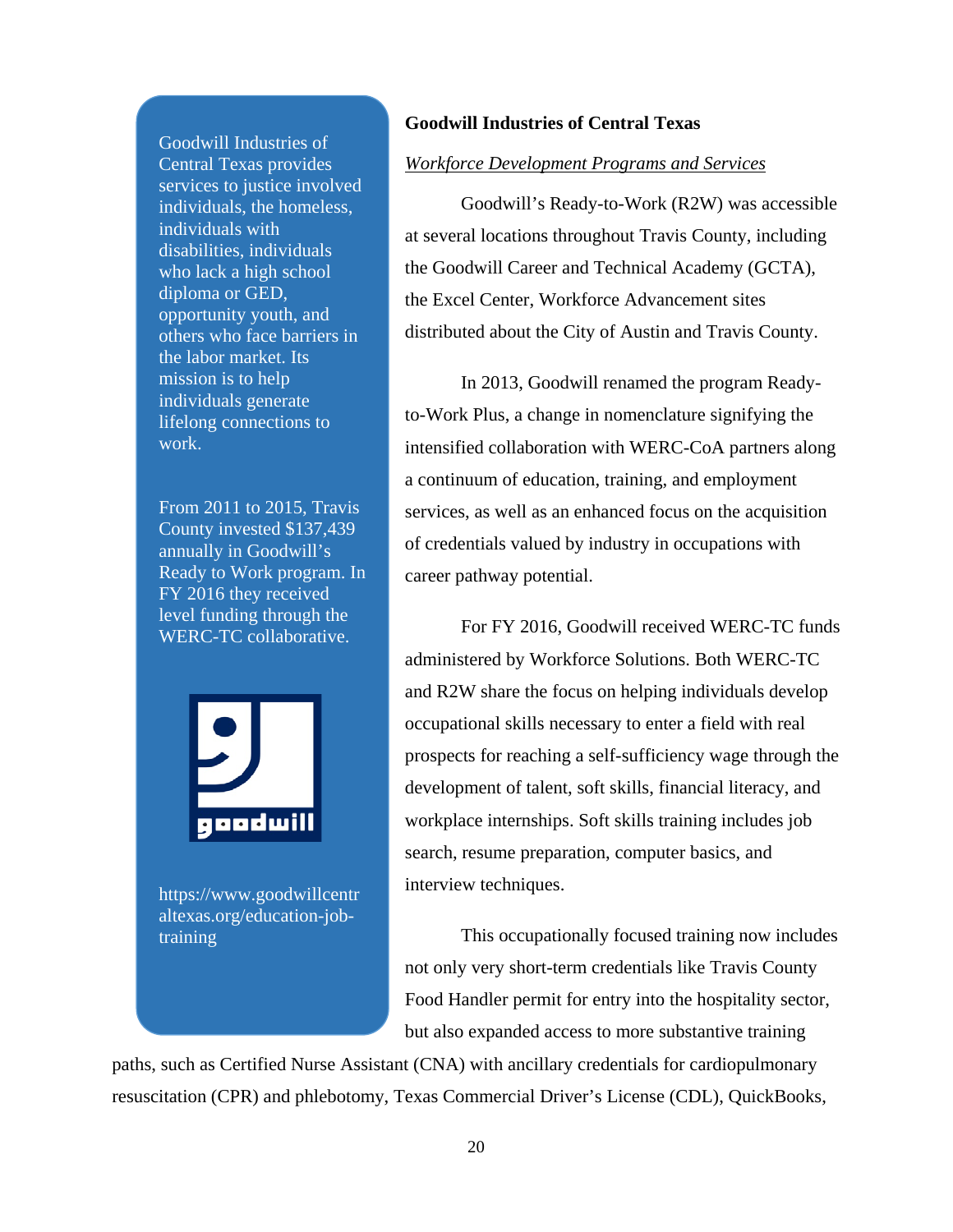## Goodwill Industries of Central Texas

*Workforce Development Programs and Services*

> Goodwill Industries of Central Texas provides services to justice involved individuals, the homeless, individuals with disabilities, individuals who lack a high school diploma or GED, opportunity youth, and others who face barriers in the labor market. Its mission is to help individuals generate lifelong connections to work.
>
> From 2011 to 2015, Travis County invested $137,439 annually in Goodwill's Ready to Work program. In FY 2016 they received level funding through the WERC-TC collaborative.
>
> https://www.goodwillcentraltexas.org/education-job-training

Goodwill's Ready-to-Work (R2W) was accessible at several locations throughout Travis County, including the Goodwill Career and Technical Academy (GCTA), the Excel Center, Workforce Advancement sites distributed about the City of Austin and Travis County.

In 2013, Goodwill renamed the program Ready-to-Work Plus, a change in nomenclature signifying the intensified collaboration with WERC-CoA partners along a continuum of education, training, and employment services, as well as an enhanced focus on the acquisition of credentials valued by industry in occupations with career pathway potential.

For FY 2016, Goodwill received WERC-TC funds administered by Workforce Solutions. Both WERC-TC and R2W share the focus on helping individuals develop occupational skills necessary to enter a field with real prospects for reaching a self-sufficiency wage through the development of talent, soft skills, financial literacy, and workplace internships. Soft skills training includes job search, resume preparation, computer basics, and interview techniques.

This occupationally focused training now includes not only very short-term credentials like Travis County Food Handler permit for entry into the hospitality sector, but also expanded access to more substantive training paths, such as Certified Nurse Assistant (CNA) with ancillary credentials for cardiopulmonary resuscitation (CPR) and phlebotomy, Texas Commercial Driver's License (CDL), QuickBooks,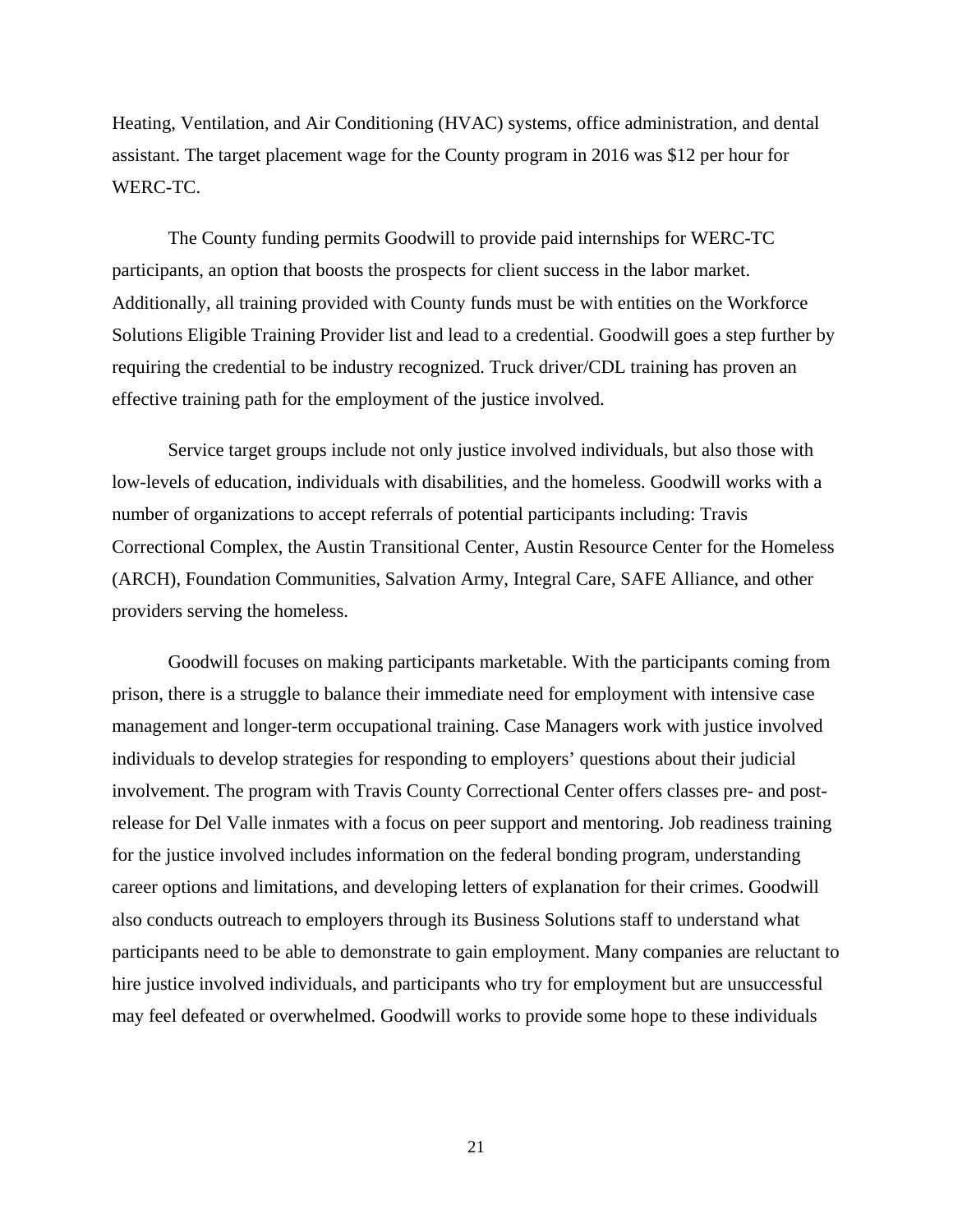Heating, Ventilation, and Air Conditioning (HVAC) systems, office administration, and dental assistant. The target placement wage for the County program in 2016 was $12 per hour for WERC-TC.

The County funding permits Goodwill to provide paid internships for WERC-TC participants, an option that boosts the prospects for client success in the labor market. Additionally, all training provided with County funds must be with entities on the Workforce Solutions Eligible Training Provider list and lead to a credential. Goodwill goes a step further by requiring the credential to be industry recognized. Truck driver/CDL training has proven an effective training path for the employment of the justice involved.

Service target groups include not only justice involved individuals, but also those with low-levels of education, individuals with disabilities, and the homeless. Goodwill works with a number of organizations to accept referrals of potential participants including: Travis Correctional Complex, the Austin Transitional Center, Austin Resource Center for the Homeless (ARCH), Foundation Communities, Salvation Army, Integral Care, SAFE Alliance, and other providers serving the homeless.

Goodwill focuses on making participants marketable. With the participants coming from prison, there is a struggle to balance their immediate need for employment with intensive case management and longer-term occupational training. Case Managers work with justice involved individuals to develop strategies for responding to employers' questions about their judicial involvement. The program with Travis County Correctional Center offers classes pre- and post-release for Del Valle inmates with a focus on peer support and mentoring. Job readiness training for the justice involved includes information on the federal bonding program, understanding career options and limitations, and developing letters of explanation for their crimes. Goodwill also conducts outreach to employers through its Business Solutions staff to understand what participants need to be able to demonstrate to gain employment. Many companies are reluctant to hire justice involved individuals, and participants who try for employment but are unsuccessful may feel defeated or overwhelmed. Goodwill works to provide some hope to these individuals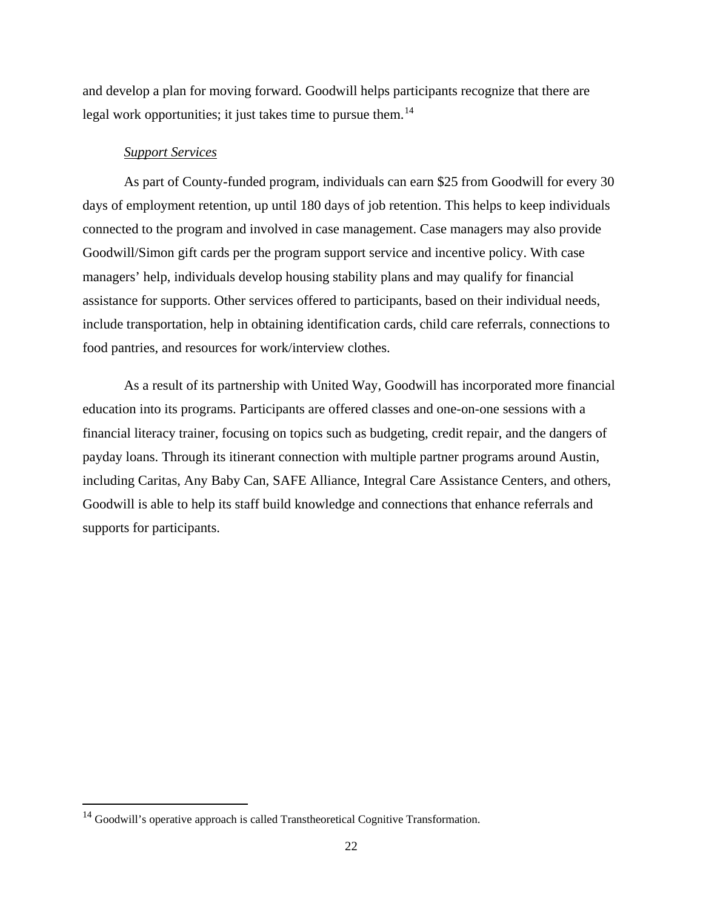and develop a plan for moving forward. Goodwill helps participants recognize that there are legal work opportunities; it just takes time to pursue them.[14]

*Support Services*

As part of County-funded program, individuals can earn $25 from Goodwill for every 30 days of employment retention, up until 180 days of job retention. This helps to keep individuals connected to the program and involved in case management. Case managers may also provide Goodwill/Simon gift cards per the program support service and incentive policy. With case managers' help, individuals develop housing stability plans and may qualify for financial assistance for supports. Other services offered to participants, based on their individual needs, include transportation, help in obtaining identification cards, child care referrals, connections to food pantries, and resources for work/interview clothes.

As a result of its partnership with United Way, Goodwill has incorporated more financial education into its programs. Participants are offered classes and one-on-one sessions with a financial literacy trainer, focusing on topics such as budgeting, credit repair, and the dangers of payday loans. Through its itinerant connection with multiple partner programs around Austin, including Caritas, Any Baby Can, SAFE Alliance, Integral Care Assistance Centers, and others, Goodwill is able to help its staff build knowledge and connections that enhance referrals and supports for participants.

[14] Goodwill's operative approach is called Transtheoretical Cognitive Transformation.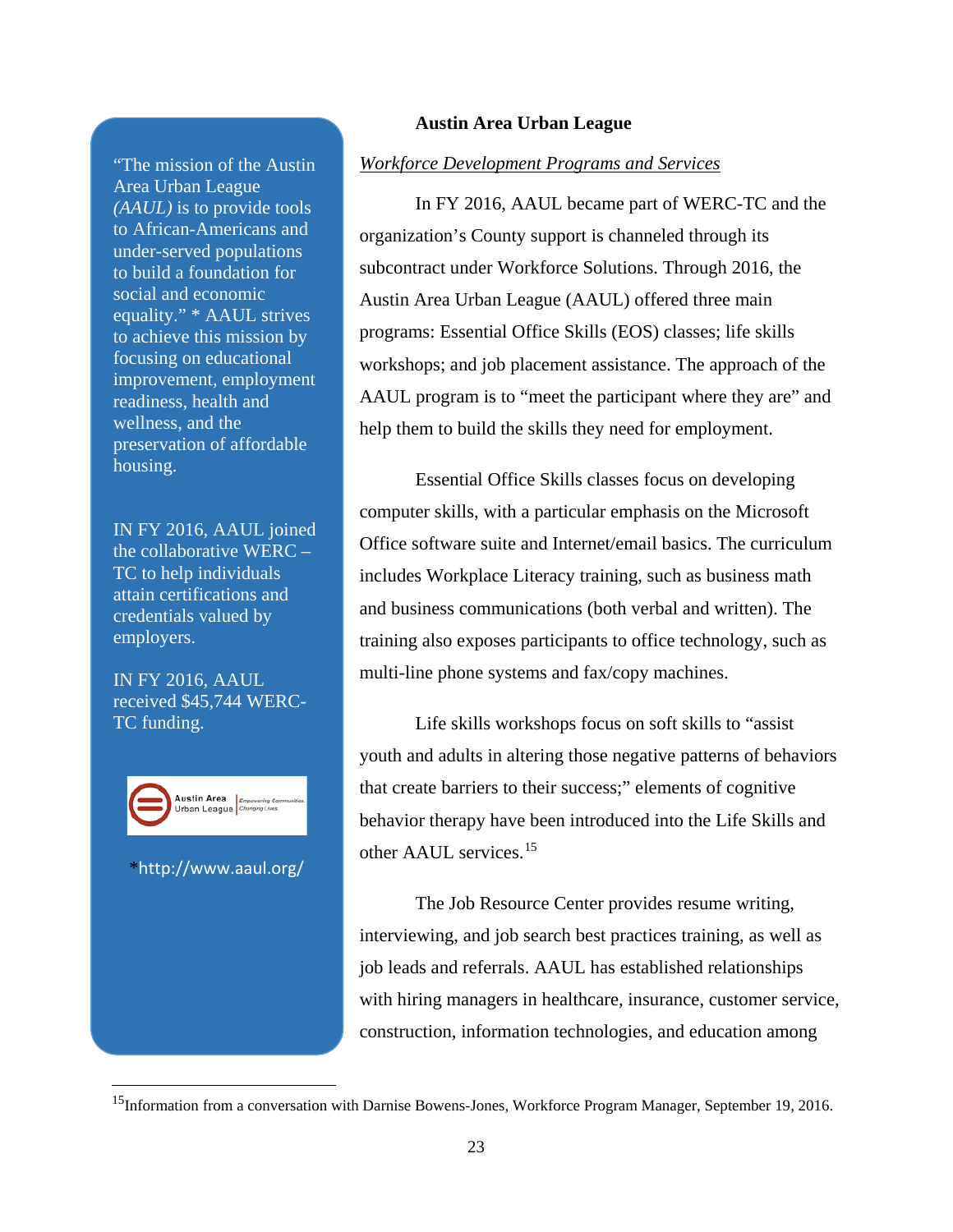“The mission of the Austin Area Urban League *(AAUL)* is to provide tools to African-Americans and under-served populations to build a foundation for social and economic equality.” * AAUL strives to achieve this mission by focusing on educational improvement, employment readiness, health and wellness, and the preservation of affordable housing.

IN FY 2016, AAUL joined the collaborative WERC – TC to help individuals attain certifications and credentials valued by employers.

IN FY 2016, AAUL received $45,744 WERC-TC funding.

Austin Area Urban League | Empowering Communities. Changing Lives.

*http://www.aaul.org/

**Austin Area Urban League**

*Workforce Development Programs and Services*

In FY 2016, AAUL became part of WERC-TC and the organization’s County support is channeled through its subcontract under Workforce Solutions. Through 2016, the Austin Area Urban League (AAUL) offered three main programs: Essential Office Skills (EOS) classes; life skills workshops; and job placement assistance. The approach of the AAUL program is to “meet the participant where they are” and help them to build the skills they need for employment.

Essential Office Skills classes focus on developing computer skills, with a particular emphasis on the Microsoft Office software suite and Internet/email basics. The curriculum includes Workplace Literacy training, such as business math and business communications (both verbal and written). The training also exposes participants to office technology, such as multi-line phone systems and fax/copy machines.

Life skills workshops focus on soft skills to “assist youth and adults in altering those negative patterns of behaviors that create barriers to their success;” elements of cognitive behavior therapy have been introduced into the Life Skills and other AAUL services.[15]

The Job Resource Center provides resume writing, interviewing, and job search best practices training, as well as job leads and referrals. AAUL has established relationships with hiring managers in healthcare, insurance, customer service, construction, information technologies, and education among

[15] Information from a conversation with Darnise Bowens-Jones, Workforce Program Manager, September 19, 2016.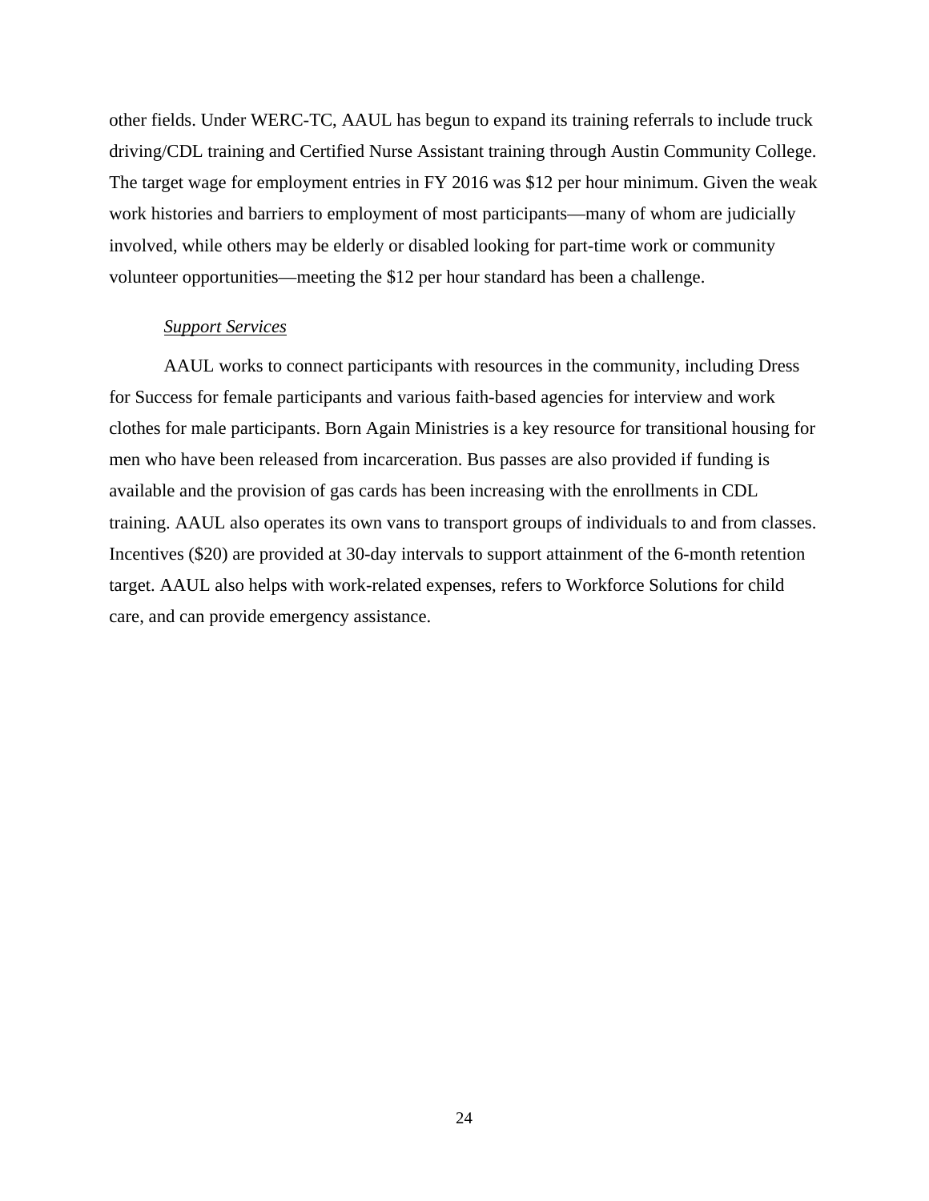other fields. Under WERC-TC, AAUL has begun to expand its training referrals to include truck driving/CDL training and Certified Nurse Assistant training through Austin Community College. The target wage for employment entries in FY 2016 was $12 per hour minimum. Given the weak work histories and barriers to employment of most participants—many of whom are judicially involved, while others may be elderly or disabled looking for part-time work or community volunteer opportunities—meeting the $12 per hour standard has been a challenge.

*Support Services*

AAUL works to connect participants with resources in the community, including Dress for Success for female participants and various faith-based agencies for interview and work clothes for male participants. Born Again Ministries is a key resource for transitional housing for men who have been released from incarceration. Bus passes are also provided if funding is available and the provision of gas cards has been increasing with the enrollments in CDL training. AAUL also operates its own vans to transport groups of individuals to and from classes. Incentives ($20) are provided at 30-day intervals to support attainment of the 6-month retention target. AAUL also helps with work-related expenses, refers to Workforce Solutions for child care, and can provide emergency assistance.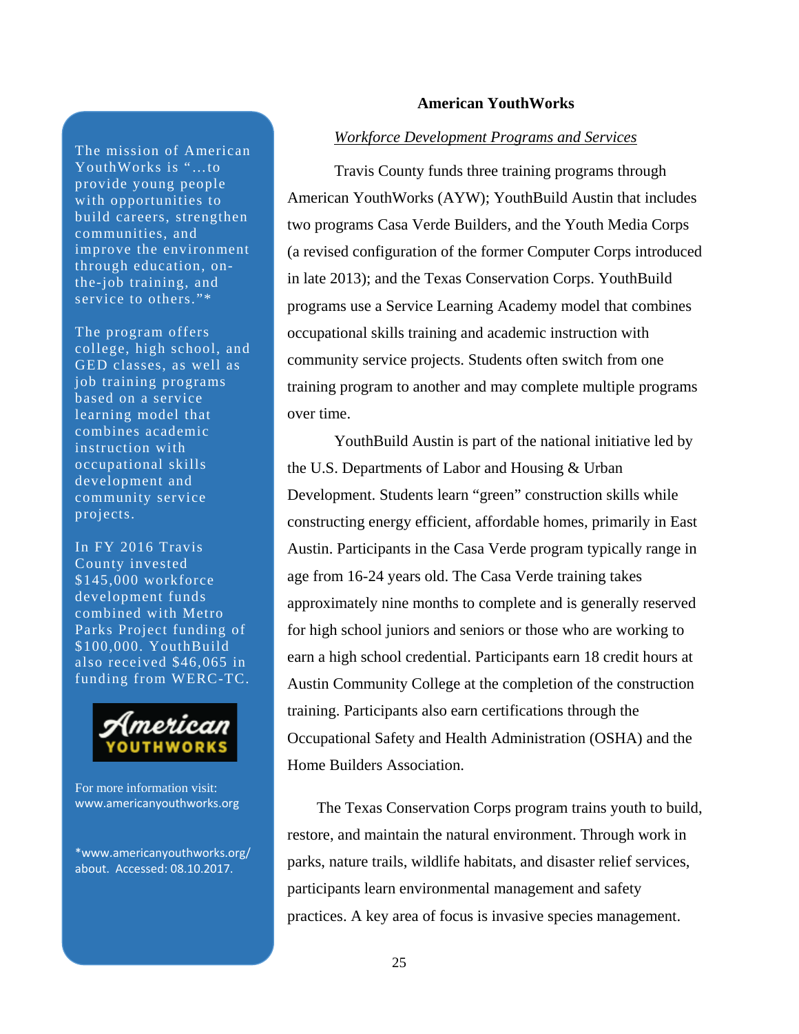## American YouthWorks

*Workforce Development Programs and Services*

Travis County funds three training programs through American YouthWorks (AYW); YouthBuild Austin that includes two programs Casa Verde Builders, and the Youth Media Corps (a revised configuration of the former Computer Corps introduced in late 2013); and the Texas Conservation Corps. YouthBuild programs use a Service Learning Academy model that combines occupational skills training and academic instruction with community service projects. Students often switch from one training program to another and may complete multiple programs over time.

YouthBuild Austin is part of the national initiative led by the U.S. Departments of Labor and Housing & Urban Development. Students learn "green" construction skills while constructing energy efficient, affordable homes, primarily in East Austin. Participants in the Casa Verde program typically range in age from 16-24 years old. The Casa Verde training takes approximately nine months to complete and is generally reserved for high school juniors and seniors or those who are working to earn a high school credential. Participants earn 18 credit hours at Austin Community College at the completion of the construction training. Participants also earn certifications through the Occupational Safety and Health Administration (OSHA) and the Home Builders Association.

The Texas Conservation Corps program trains youth to build, restore, and maintain the natural environment. Through work in parks, nature trails, wildlife habitats, and disaster relief services, participants learn environmental management and safety practices. A key area of focus is invasive species management.

---

The mission of American YouthWorks is "…to provide young people with opportunities to build careers, strengthen communities, and improve the environment through education, on-the-job training, and service to others."*

The program offers college, high school, and GED classes, as well as job training programs based on a service learning model that combines academic instruction with occupational skills development and community service projects.

In FY 2016 Travis County invested $145,000 workforce development funds combined with Metro Parks Project funding of $100,000. YouthBuild also received $46,065 in funding from WERC-TC.

American YOUTHWORKS

For more information visit: www.americanyouthworks.org

*www.americanyouthworks.org/about. Accessed: 08.10.2017.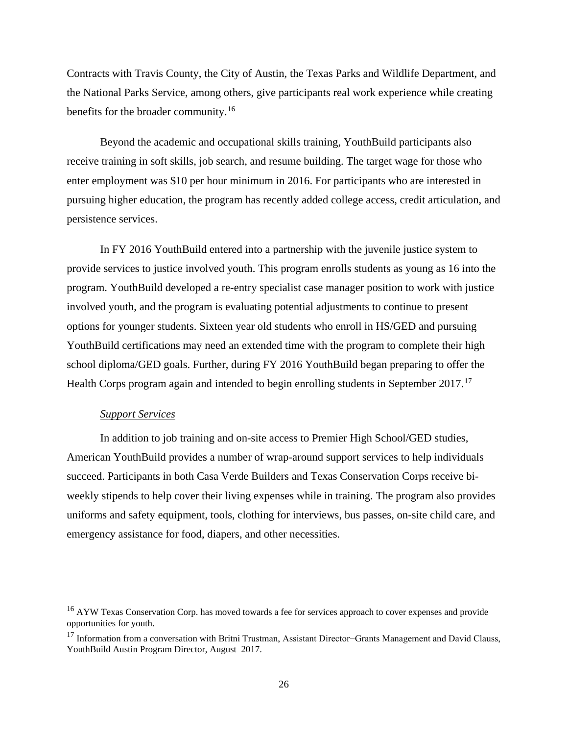Contracts with Travis County, the City of Austin, the Texas Parks and Wildlife Department, and the National Parks Service, among others, give participants real work experience while creating benefits for the broader community.[16]

Beyond the academic and occupational skills training, YouthBuild participants also receive training in soft skills, job search, and resume building. The target wage for those who enter employment was $10 per hour minimum in 2016. For participants who are interested in pursuing higher education, the program has recently added college access, credit articulation, and persistence services.

In FY 2016 YouthBuild entered into a partnership with the juvenile justice system to provide services to justice involved youth. This program enrolls students as young as 16 into the program. YouthBuild developed a re-entry specialist case manager position to work with justice involved youth, and the program is evaluating potential adjustments to continue to present options for younger students. Sixteen year old students who enroll in HS/GED and pursuing YouthBuild certifications may need an extended time with the program to complete their high school diploma/GED goals. Further, during FY 2016 YouthBuild began preparing to offer the Health Corps program again and intended to begin enrolling students in September 2017.[17]

*Support Services*

In addition to job training and on-site access to Premier High School/GED studies, American YouthBuild provides a number of wrap-around support services to help individuals succeed. Participants in both Casa Verde Builders and Texas Conservation Corps receive bi-weekly stipends to help cover their living expenses while in training. The program also provides uniforms and safety equipment, tools, clothing for interviews, bus passes, on-site child care, and emergency assistance for food, diapers, and other necessities.

---

[16] AYW Texas Conservation Corp. has moved towards a fee for services approach to cover expenses and provide opportunities for youth.

[17] Information from a conversation with Britni Trustman, Assistant Director−Grants Management and David Clauss, YouthBuild Austin Program Director, August 2017.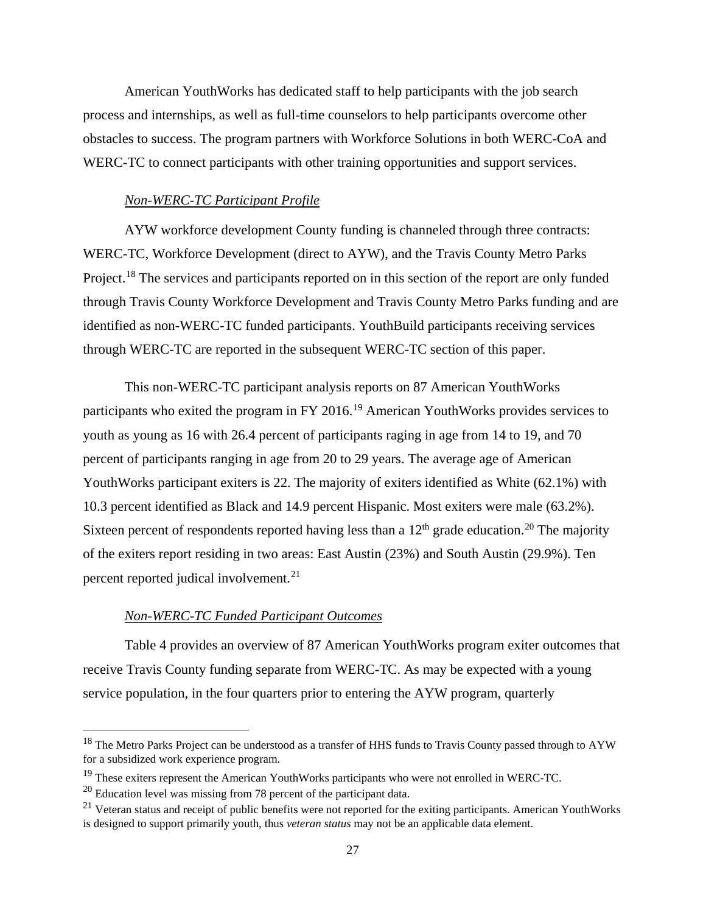American YouthWorks has dedicated staff to help participants with the job search process and internships, as well as full-time counselors to help participants overcome other obstacles to success. The program partners with Workforce Solutions in both WERC-CoA and WERC-TC to connect participants with other training opportunities and support services.

*Non-WERC-TC Participant Profile*

AYW workforce development County funding is channeled through three contracts: WERC-TC, Workforce Development (direct to AYW), and the Travis County Metro Parks Project.[18] The services and participants reported on in this section of the report are only funded through Travis County Workforce Development and Travis County Metro Parks funding and are identified as non-WERC-TC funded participants. YouthBuild participants receiving services through WERC-TC are reported in the subsequent WERC-TC section of this paper.

This non-WERC-TC participant analysis reports on 87 American YouthWorks participants who exited the program in FY 2016.[19] American YouthWorks provides services to youth as young as 16 with 26.4 percent of participants raging in age from 14 to 19, and 70 percent of participants ranging in age from 20 to 29 years. The average age of American YouthWorks participant exiters is 22. The majority of exiters identified as White (62.1%) with 10.3 percent identified as Black and 14.9 percent Hispanic. Most exiters were male (63.2%). Sixteen percent of respondents reported having less than a 12th grade education.[20] The majority of the exiters report residing in two areas: East Austin (23%) and South Austin (29.9%). Ten percent reported judical involvement.[21]

*Non-WERC-TC Funded Participant Outcomes*

Table 4 provides an overview of 87 American YouthWorks program exiter outcomes that receive Travis County funding separate from WERC-TC. As may be expected with a young service population, in the four quarters prior to entering the AYW program, quarterly

[18] The Metro Parks Project can be understood as a transfer of HHS funds to Travis County passed through to AYW for a subsidized work experience program.

[19] These exiters represent the American YouthWorks participants who were not enrolled in WERC-TC.

[20] Education level was missing from 78 percent of the participant data.

[21] Veteran status and receipt of public benefits were not reported for the exiting participants. American YouthWorks is designed to support primarily youth, thus *veteran status* may not be an applicable data element.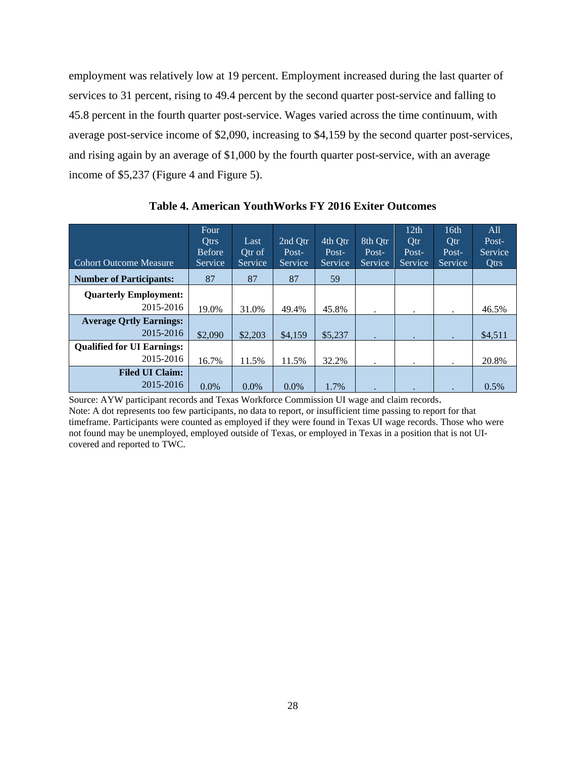employment was relatively low at 19 percent. Employment increased during the last quarter of services to 31 percent, rising to 49.4 percent by the second quarter post-service and falling to 45.8 percent in the fourth quarter post-service. Wages varied across the time continuum, with average post-service income of $2,090, increasing to $4,159 by the second quarter post-services, and rising again by an average of $1,000 by the fourth quarter post-service, with an average income of $5,237 (Figure 4 and Figure 5).

**Table 4. American YouthWorks FY 2016 Exiter Outcomes**

| Cohort Outcome Measure | Four Qtrs Before Service | Last Qtr of Service | 2nd Qtr Post-Service | 4th Qtr Post-Service | 8th Qtr Post-Service | 12th Qtr Post-Service | 16th Qtr Post-Service | All Post-Service Qtrs |
|---|---|---|---|---|---|---|---|---|
| **Number of Participants:** | 87 | 87 | 87 | 59 | | | | |
| **Quarterly Employment:** 2015-2016 | 19.0% | 31.0% | 49.4% | 45.8% | . | . | . | 46.5% |
| **Average Qrtly Earnings:** 2015-2016 | $2,090 | $2,203 | $4,159 | $5,237 | . | . | . | $4,511 |
| **Qualified for UI Earnings:** 2015-2016 | 16.7% | 11.5% | 11.5% | 32.2% | . | . | . | 20.8% |
| **Filed UI Claim:** 2015-2016 | 0.0% | 0.0% | 0.0% | 1.7% | . | . | . | 0.5% |

Source: AYW participant records and Texas Workforce Commission UI wage and claim records.
Note: A dot represents too few participants, no data to report, or insufficient time passing to report for that timeframe. Participants were counted as employed if they were found in Texas UI wage records. Those who were not found may be unemployed, employed outside of Texas, or employed in Texas in a position that is not UI-covered and reported to TWC.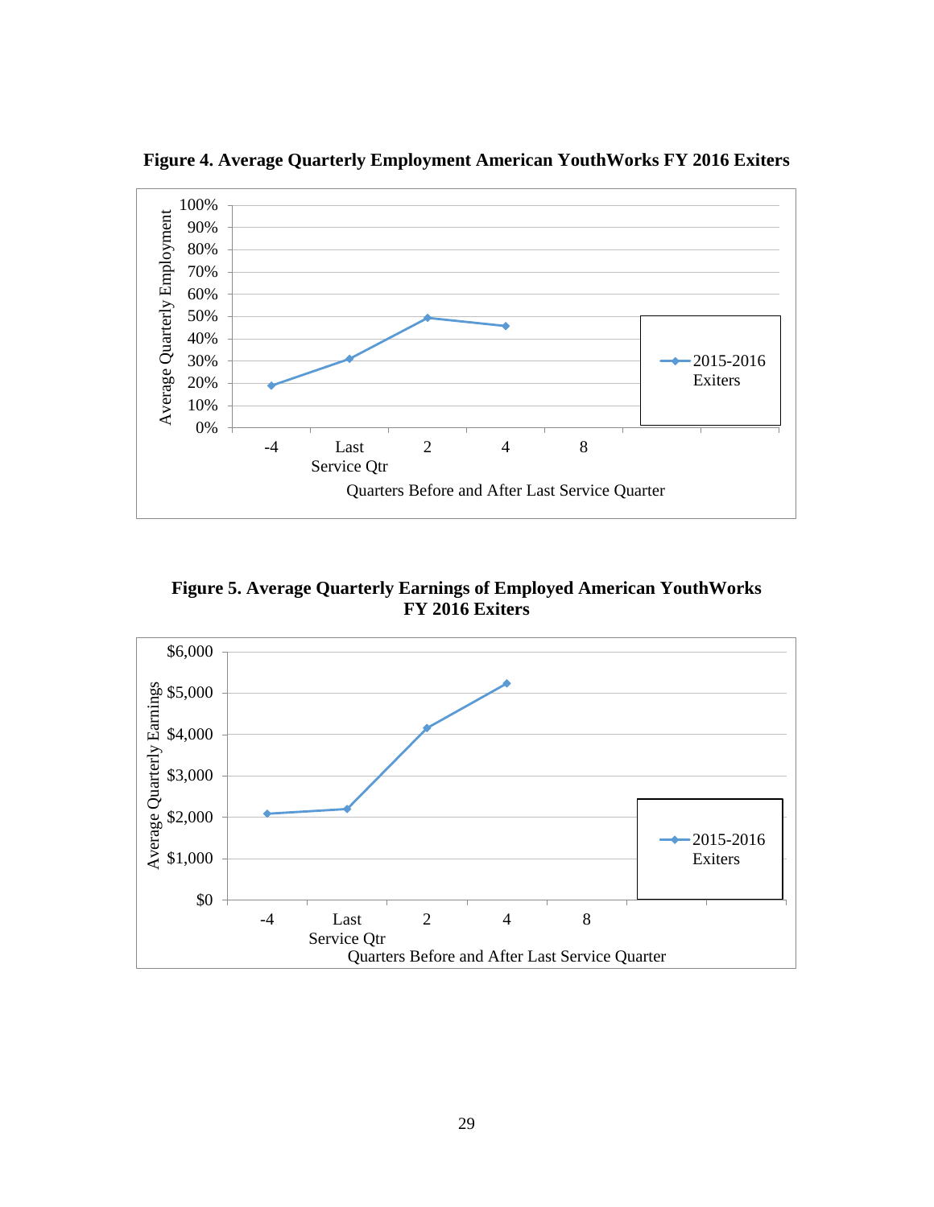**Figure 4. Average Quarterly Employment American YouthWorks FY 2016 Exiters**

**Figure 5. Average Quarterly Earnings of Employed American YouthWorks FY 2016 Exiters**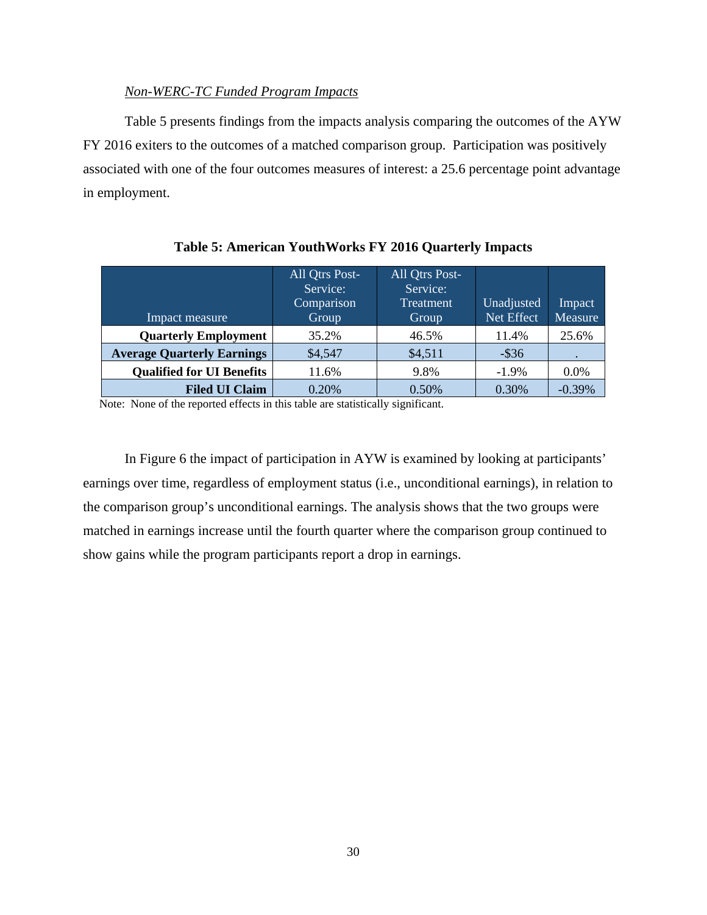*Non-WERC-TC Funded Program Impacts*

Table 5 presents findings from the impacts analysis comparing the outcomes of the AYW FY 2016 exiters to the outcomes of a matched comparison group. Participation was positively associated with one of the four outcomes measures of interest: a 25.6 percentage point advantage in employment.

**Table 5: American YouthWorks FY 2016 Quarterly Impacts**

| Impact measure | All Qtrs Post-Service: Comparison Group | All Qtrs Post-Service: Treatment Group | Unadjusted Net Effect | Impact Measure |
|---|---|---|---|---|
| **Quarterly Employment** | 35.2% | 46.5% | 11.4% | 25.6% |
| **Average Quarterly Earnings** | $4,547 | $4,511 | -$36 | . |
| **Qualified for UI Benefits** | 11.6% | 9.8% | -1.9% | 0.0% |
| **Filed UI Claim** | 0.20% | 0.50% | 0.30% | -0.39% |

Note: None of the reported effects in this table are statistically significant.

In Figure 6 the impact of participation in AYW is examined by looking at participants' earnings over time, regardless of employment status (i.e., unconditional earnings), in relation to the comparison group's unconditional earnings. The analysis shows that the two groups were matched in earnings increase until the fourth quarter where the comparison group continued to show gains while the program participants report a drop in earnings.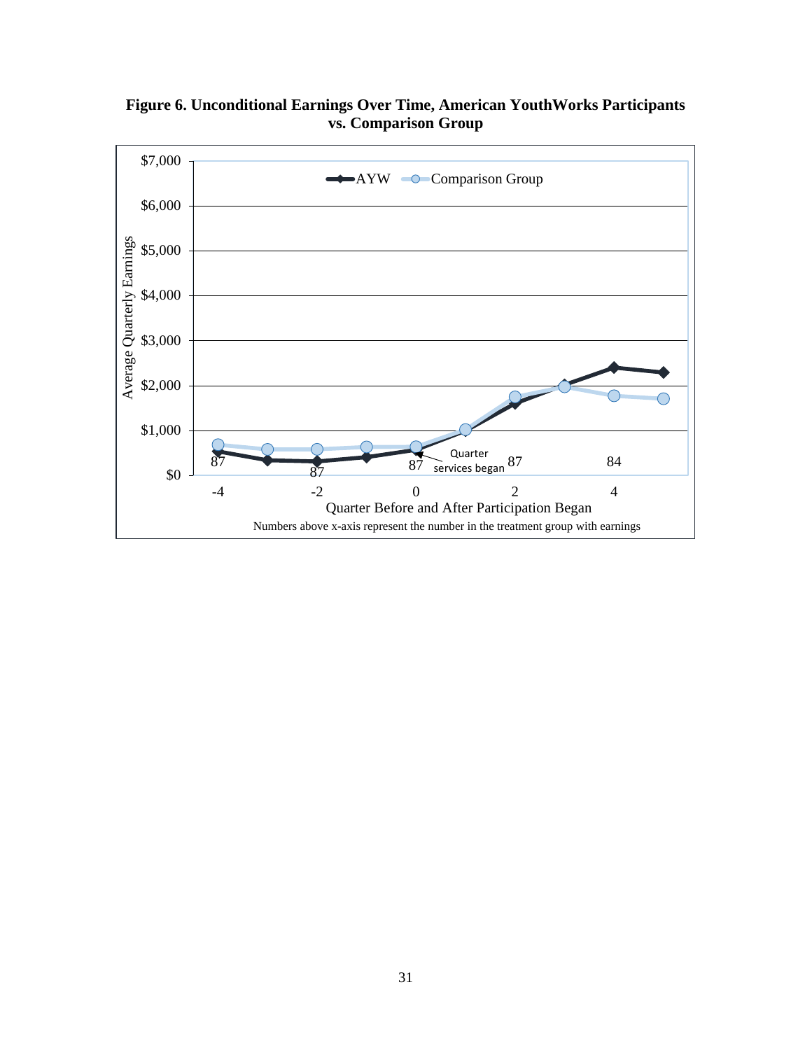**Figure 6. Unconditional Earnings Over Time, American YouthWorks Participants vs. Comparison Group**

Numbers above x-axis represent the number in the treatment group with earnings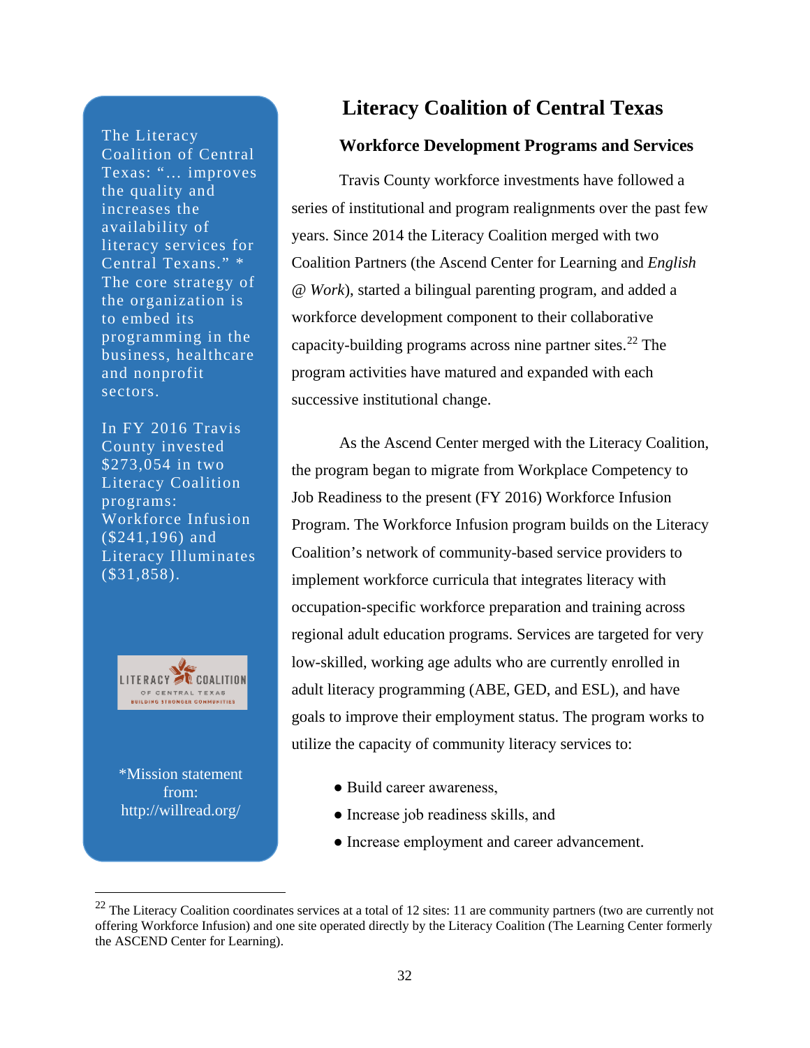The Literacy Coalition of Central Texas: "… improves the quality and increases the availability of literacy services for Central Texans." * The core strategy of the organization is to embed its programming in the business, healthcare and nonprofit sectors.

In FY 2016 Travis County invested $273,054 in two Literacy Coalition programs: Workforce Infusion ($241,196) and Literacy Illuminates ($31,858).

LITERACY COALITION OF CENTRAL TEXAS BUILDING STRONGER COMMUNITIES

*Mission statement from: http://willread.org/

# Literacy Coalition of Central Texas

## Workforce Development Programs and Services

Travis County workforce investments have followed a series of institutional and program realignments over the past few years. Since 2014 the Literacy Coalition merged with two Coalition Partners (the Ascend Center for Learning and *English @ Work*), started a bilingual parenting program, and added a workforce development component to their collaborative capacity-building programs across nine partner sites.[22] The program activities have matured and expanded with each successive institutional change.

As the Ascend Center merged with the Literacy Coalition, the program began to migrate from Workplace Competency to Job Readiness to the present (FY 2016) Workforce Infusion Program. The Workforce Infusion program builds on the Literacy Coalition's network of community-based service providers to implement workforce curricula that integrates literacy with occupation-specific workforce preparation and training across regional adult education programs. Services are targeted for very low-skilled, working age adults who are currently enrolled in adult literacy programming (ABE, GED, and ESL), and have goals to improve their employment status. The program works to utilize the capacity of community literacy services to:

- Build career awareness,
- Increase job readiness skills, and
- Increase employment and career advancement.

[22] The Literacy Coalition coordinates services at a total of 12 sites: 11 are community partners (two are currently not offering Workforce Infusion) and one site operated directly by the Literacy Coalition (The Learning Center formerly the ASCEND Center for Learning).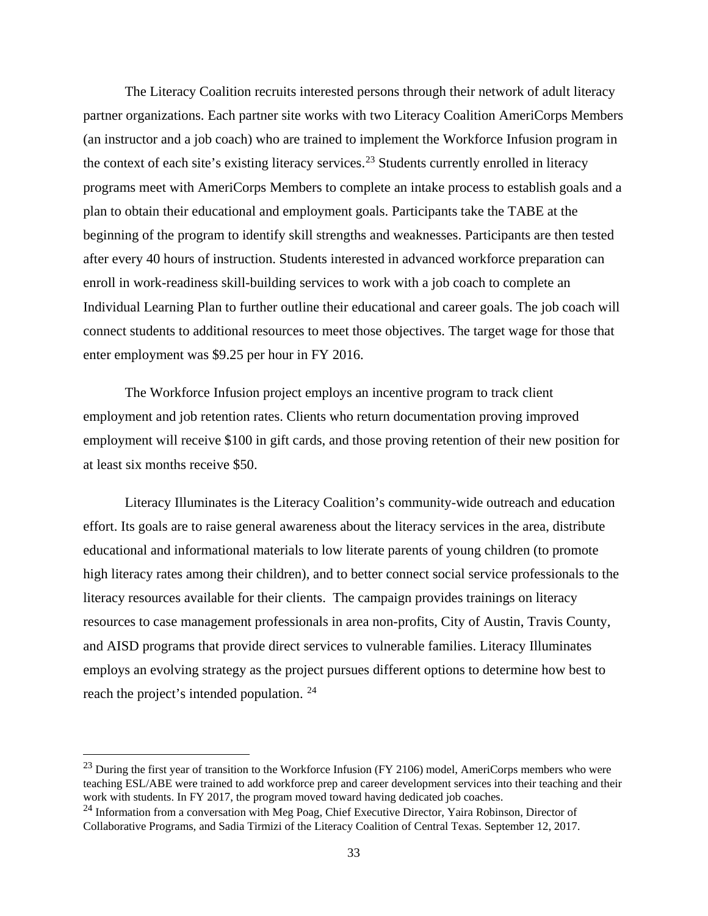The Literacy Coalition recruits interested persons through their network of adult literacy partner organizations. Each partner site works with two Literacy Coalition AmeriCorps Members (an instructor and a job coach) who are trained to implement the Workforce Infusion program in the context of each site's existing literacy services.[23] Students currently enrolled in literacy programs meet with AmeriCorps Members to complete an intake process to establish goals and a plan to obtain their educational and employment goals. Participants take the TABE at the beginning of the program to identify skill strengths and weaknesses. Participants are then tested after every 40 hours of instruction. Students interested in advanced workforce preparation can enroll in work-readiness skill-building services to work with a job coach to complete an Individual Learning Plan to further outline their educational and career goals. The job coach will connect students to additional resources to meet those objectives. The target wage for those that enter employment was $9.25 per hour in FY 2016.

The Workforce Infusion project employs an incentive program to track client employment and job retention rates. Clients who return documentation proving improved employment will receive $100 in gift cards, and those proving retention of their new position for at least six months receive $50.

Literacy Illuminates is the Literacy Coalition's community-wide outreach and education effort. Its goals are to raise general awareness about the literacy services in the area, distribute educational and informational materials to low literate parents of young children (to promote high literacy rates among their children), and to better connect social service professionals to the literacy resources available for their clients. The campaign provides trainings on literacy resources to case management professionals in area non-profits, City of Austin, Travis County, and AISD programs that provide direct services to vulnerable families. Literacy Illuminates employs an evolving strategy as the project pursues different options to determine how best to reach the project's intended population. [24]

---

[23] During the first year of transition to the Workforce Infusion (FY 2106) model, AmeriCorps members who were teaching ESL/ABE were trained to add workforce prep and career development services into their teaching and their work with students. In FY 2017, the program moved toward having dedicated job coaches.

[24] Information from a conversation with Meg Poag, Chief Executive Director, Yaira Robinson, Director of Collaborative Programs, and Sadia Tirmizi of the Literacy Coalition of Central Texas. September 12, 2017.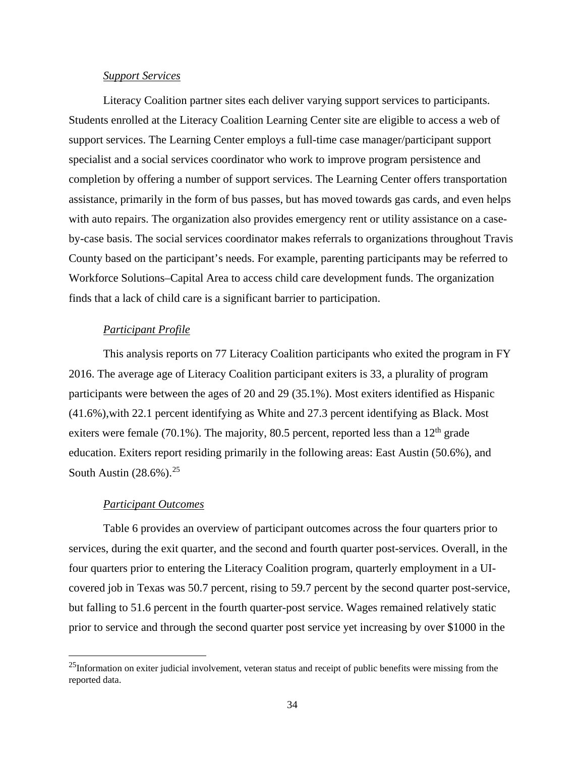*Support Services*

Literacy Coalition partner sites each deliver varying support services to participants. Students enrolled at the Literacy Coalition Learning Center site are eligible to access a web of support services. The Learning Center employs a full-time case manager/participant support specialist and a social services coordinator who work to improve program persistence and completion by offering a number of support services. The Learning Center offers transportation assistance, primarily in the form of bus passes, but has moved towards gas cards, and even helps with auto repairs. The organization also provides emergency rent or utility assistance on a case-by-case basis. The social services coordinator makes referrals to organizations throughout Travis County based on the participant's needs. For example, parenting participants may be referred to Workforce Solutions–Capital Area to access child care development funds. The organization finds that a lack of child care is a significant barrier to participation.

*Participant Profile*

This analysis reports on 77 Literacy Coalition participants who exited the program in FY 2016. The average age of Literacy Coalition participant exiters is 33, a plurality of program participants were between the ages of 20 and 29 (35.1%). Most exiters identified as Hispanic (41.6%),with 22.1 percent identifying as White and 27.3 percent identifying as Black. Most exiters were female (70.1%). The majority, 80.5 percent, reported less than a 12th grade education. Exiters report residing primarily in the following areas: East Austin (50.6%), and South Austin (28.6%).[25]

*Participant Outcomes*

Table 6 provides an overview of participant outcomes across the four quarters prior to services, during the exit quarter, and the second and fourth quarter post-services. Overall, in the four quarters prior to entering the Literacy Coalition program, quarterly employment in a UI-covered job in Texas was 50.7 percent, rising to 59.7 percent by the second quarter post-service, but falling to 51.6 percent in the fourth quarter-post service. Wages remained relatively static prior to service and through the second quarter post service yet increasing by over $1000 in the

---

[25] Information on exiter judicial involvement, veteran status and receipt of public benefits were missing from the reported data.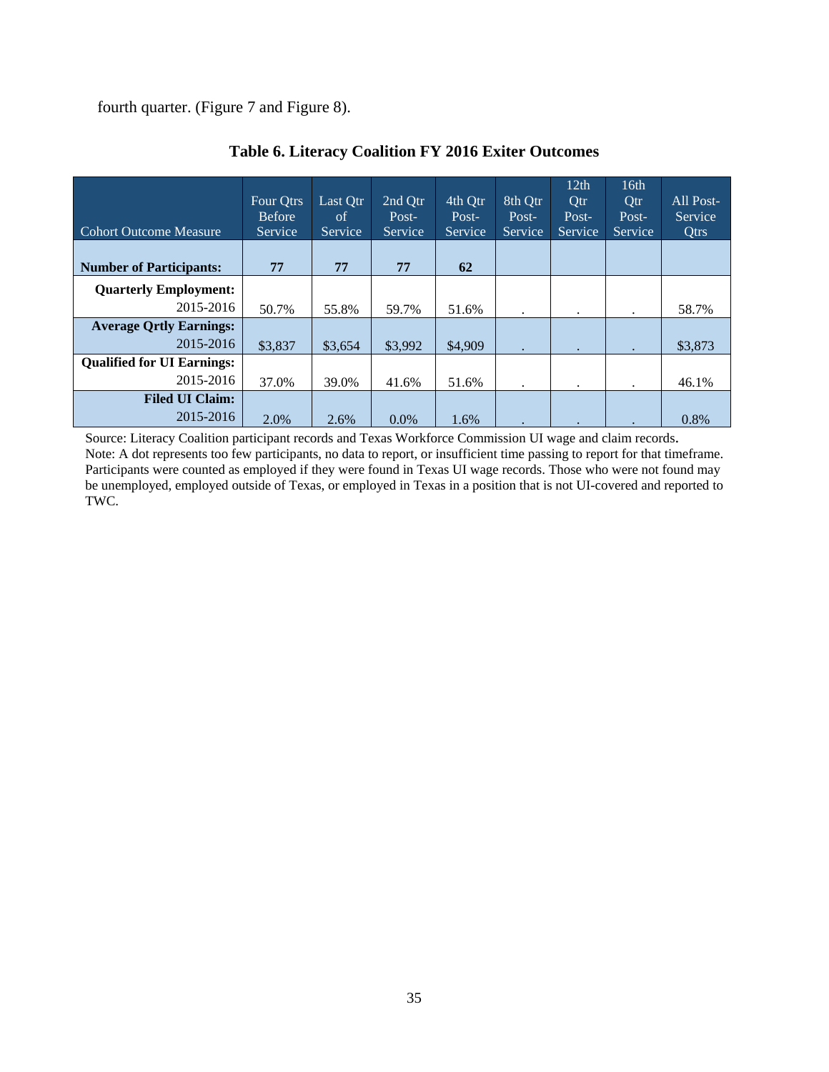fourth quarter. (Figure 7 and Figure 8).

**Table 6. Literacy Coalition FY 2016 Exiter Outcomes**

| Cohort Outcome Measure | Four Qtrs Before Service | Last Qtr of Service | 2nd Qtr Post-Service | 4th Qtr Post-Service | 8th Qtr Post-Service | 12th Qtr Post-Service | 16th Qtr Post-Service | All Post-Service Qtrs |
|---|---|---|---|---|---|---|---|---|
| **Number of Participants:** | **77** | **77** | **77** | **62** | | | | |
| **Quarterly Employment:** 2015-2016 | 50.7% | 55.8% | 59.7% | 51.6% | . | . | . | 58.7% |
| **Average Qrtly Earnings:** 2015-2016 | $3,837 | $3,654 | $3,992 | $4,909 | . | . | . | $3,873 |
| **Qualified for UI Earnings:** 2015-2016 | 37.0% | 39.0% | 41.6% | 51.6% | . | . | . | 46.1% |
| **Filed UI Claim:** 2015-2016 | 2.0% | 2.6% | 0.0% | 1.6% | . | . | . | 0.8% |

Source: Literacy Coalition participant records and Texas Workforce Commission UI wage and claim records.
Note: A dot represents too few participants, no data to report, or insufficient time passing to report for that timeframe. Participants were counted as employed if they were found in Texas UI wage records. Those who were not found may be unemployed, employed outside of Texas, or employed in Texas in a position that is not UI-covered and reported to TWC.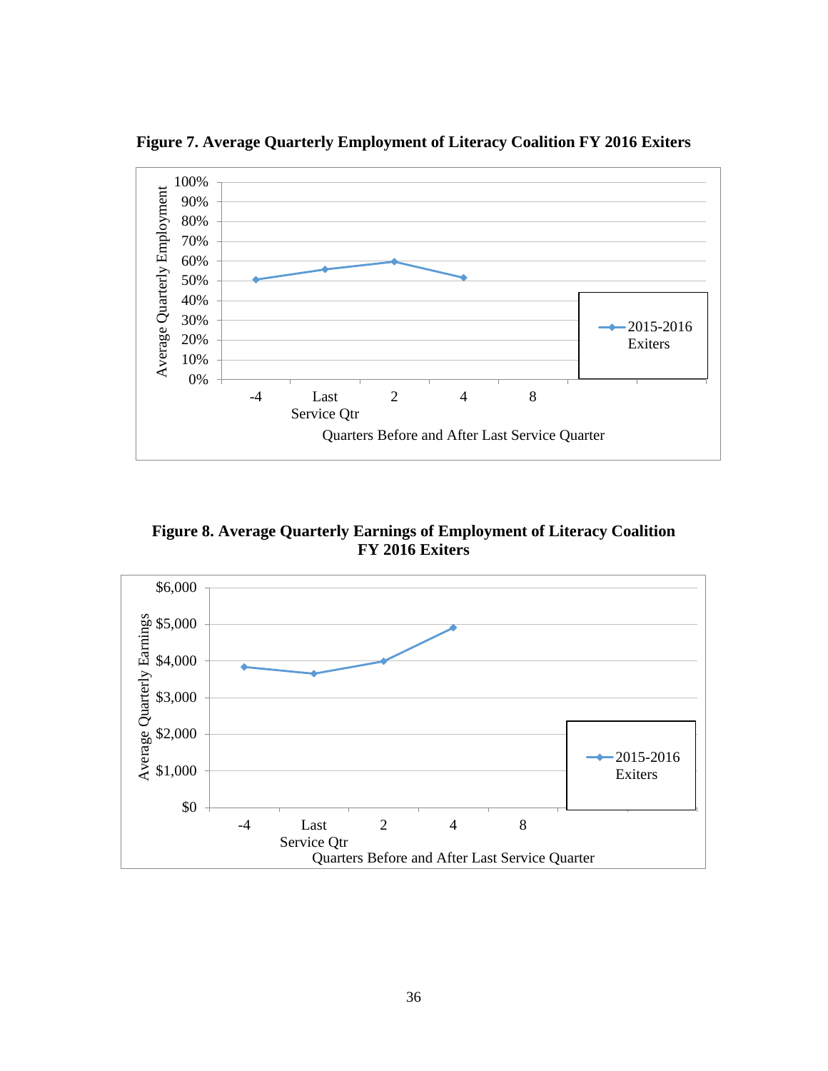**Figure 7. Average Quarterly Employment of Literacy Coalition FY 2016 Exiters**

**Figure 8. Average Quarterly Earnings of Employment of Literacy Coalition FY 2016 Exiters**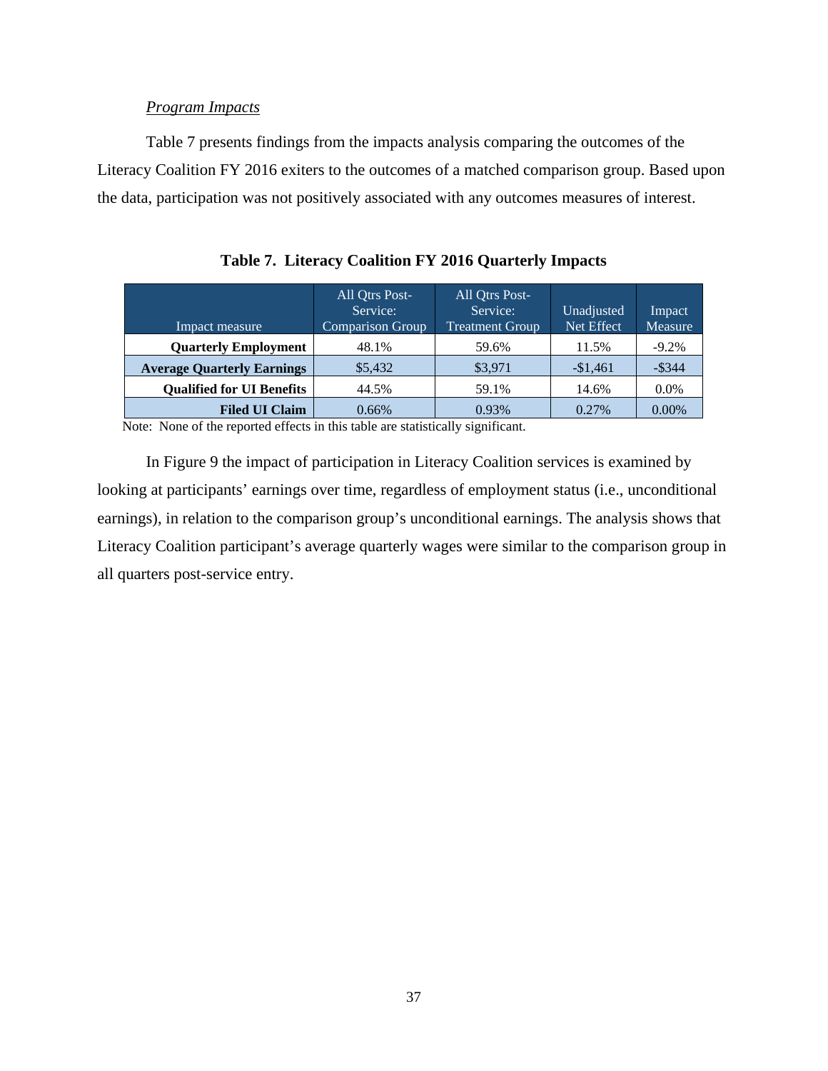*Program Impacts*

Table 7 presents findings from the impacts analysis comparing the outcomes of the Literacy Coalition FY 2016 exiters to the outcomes of a matched comparison group. Based upon the data, participation was not positively associated with any outcomes measures of interest.

**Table 7. Literacy Coalition FY 2016 Quarterly Impacts**

| Impact measure | All Qtrs Post-Service: Comparison Group | All Qtrs Post-Service: Treatment Group | Unadjusted Net Effect | Impact Measure |
|---|---|---|---|---|
| **Quarterly Employment** | 48.1% | 59.6% | 11.5% | -9.2% |
| **Average Quarterly Earnings** | $5,432 | $3,971 | -$1,461 | -$344 |
| **Qualified for UI Benefits** | 44.5% | 59.1% | 14.6% | 0.0% |
| **Filed UI Claim** | 0.66% | 0.93% | 0.27% | 0.00% |

Note: None of the reported effects in this table are statistically significant.

In Figure 9 the impact of participation in Literacy Coalition services is examined by looking at participants' earnings over time, regardless of employment status (i.e., unconditional earnings), in relation to the comparison group's unconditional earnings. The analysis shows that Literacy Coalition participant's average quarterly wages were similar to the comparison group in all quarters post-service entry.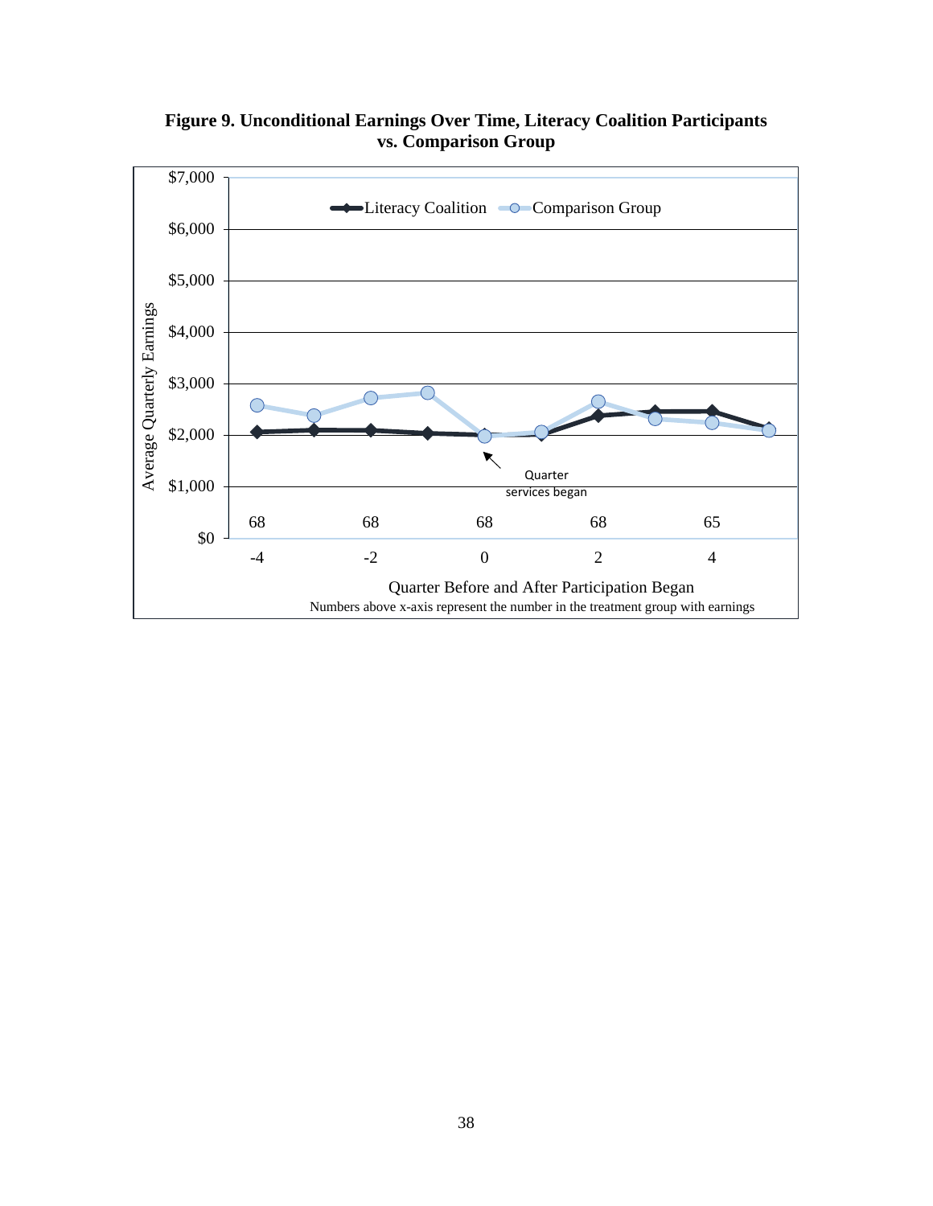**Figure 9. Unconditional Earnings Over Time, Literacy Coalition Participants vs. Comparison Group**

Literacy Coalition — Comparison Group

Average Quarterly Earnings

$7,000
$6,000
$5,000
$4,000
$3,000
$2,000
$1,000
$0

Quarter services began

68 68 68 68 65

-4 -2 0 2 4

Quarter Before and After Participation Began

Numbers above x-axis represent the number in the treatment group with earnings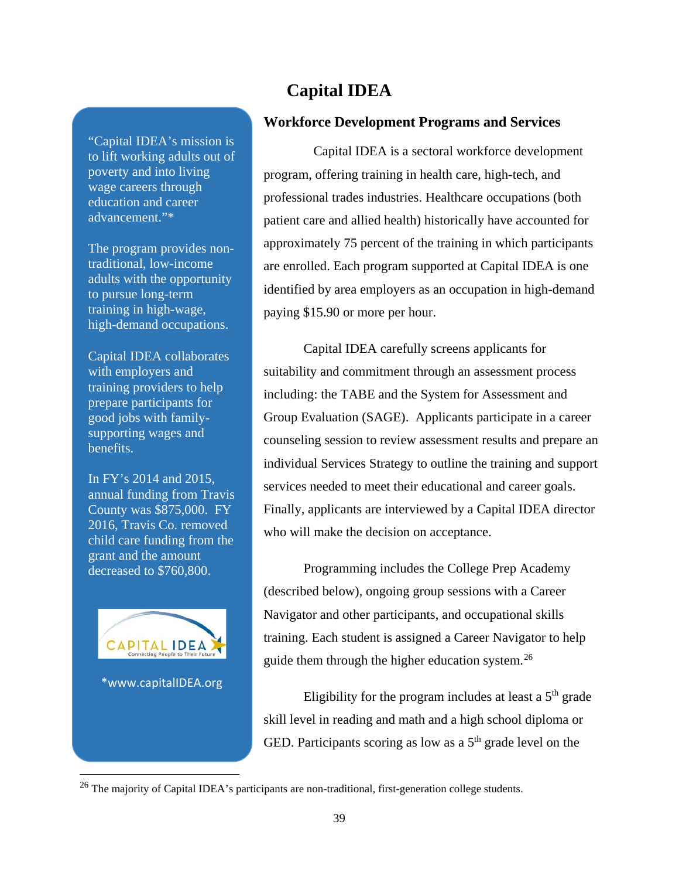# Capital IDEA

“Capital IDEA’s mission is to lift working adults out of poverty and into living wage careers through education and career advancement.”*

The program provides non-traditional, low-income adults with the opportunity to pursue long-term training in high-wage, high-demand occupations.

Capital IDEA collaborates with employers and training providers to help prepare participants for good jobs with family-supporting wages and benefits.

In FY’s 2014 and 2015, annual funding from Travis County was $875,000. FY 2016, Travis Co. removed child care funding from the grant and the amount decreased to $760,800.

*www.capitalIDEA.org

## Workforce Development Programs and Services

Capital IDEA is a sectoral workforce development program, offering training in health care, high-tech, and professional trades industries. Healthcare occupations (both patient care and allied health) historically have accounted for approximately 75 percent of the training in which participants are enrolled. Each program supported at Capital IDEA is one identified by area employers as an occupation in high-demand paying $15.90 or more per hour.

Capital IDEA carefully screens applicants for suitability and commitment through an assessment process including: the TABE and the System for Assessment and Group Evaluation (SAGE). Applicants participate in a career counseling session to review assessment results and prepare an individual Services Strategy to outline the training and support services needed to meet their educational and career goals. Finally, applicants are interviewed by a Capital IDEA director who will make the decision on acceptance.

Programming includes the College Prep Academy (described below), ongoing group sessions with a Career Navigator and other participants, and occupational skills training. Each student is assigned a Career Navigator to help guide them through the higher education system.[26]

Eligibility for the program includes at least a 5th grade skill level in reading and math and a high school diploma or GED. Participants scoring as low as a 5th grade level on the

[26] The majority of Capital IDEA’s participants are non-traditional, first-generation college students.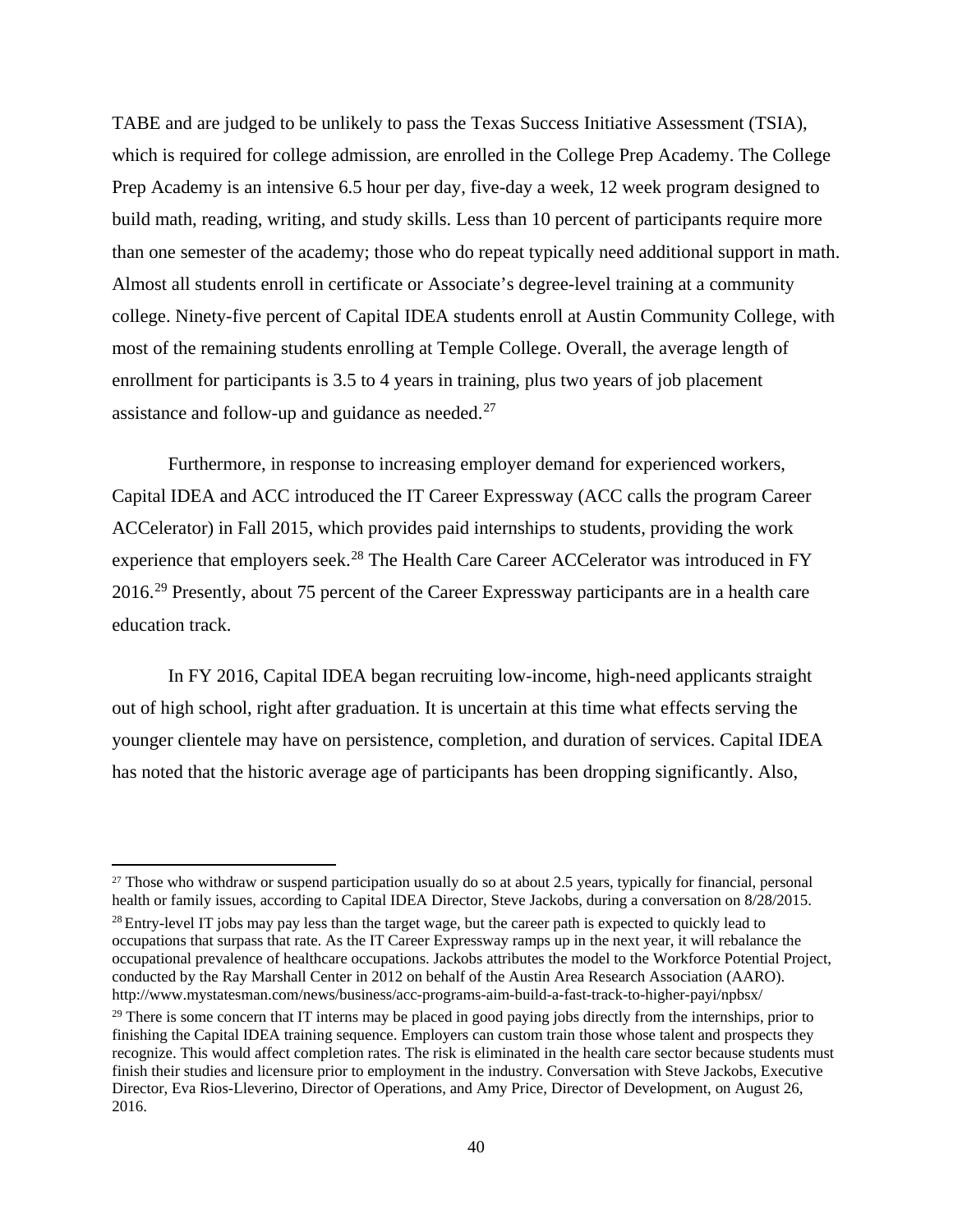TABE and are judged to be unlikely to pass the Texas Success Initiative Assessment (TSIA), which is required for college admission, are enrolled in the College Prep Academy. The College Prep Academy is an intensive 6.5 hour per day, five-day a week, 12 week program designed to build math, reading, writing, and study skills. Less than 10 percent of participants require more than one semester of the academy; those who do repeat typically need additional support in math. Almost all students enroll in certificate or Associate's degree-level training at a community college. Ninety-five percent of Capital IDEA students enroll at Austin Community College, with most of the remaining students enrolling at Temple College. Overall, the average length of enrollment for participants is 3.5 to 4 years in training, plus two years of job placement assistance and follow-up and guidance as needed.[27]

Furthermore, in response to increasing employer demand for experienced workers, Capital IDEA and ACC introduced the IT Career Expressway (ACC calls the program Career ACCelerator) in Fall 2015, which provides paid internships to students, providing the work experience that employers seek.[28] The Health Care Career ACCelerator was introduced in FY 2016.[29] Presently, about 75 percent of the Career Expressway participants are in a health care education track.

In FY 2016, Capital IDEA began recruiting low-income, high-need applicants straight out of high school, right after graduation. It is uncertain at this time what effects serving the younger clientele may have on persistence, completion, and duration of services. Capital IDEA has noted that the historic average age of participants has been dropping significantly. Also,

---

[27] Those who withdraw or suspend participation usually do so at about 2.5 years, typically for financial, personal health or family issues, according to Capital IDEA Director, Steve Jackobs, during a conversation on 8/28/2015.

[28] Entry-level IT jobs may pay less than the target wage, but the career path is expected to quickly lead to occupations that surpass that rate. As the IT Career Expressway ramps up in the next year, it will rebalance the occupational prevalence of healthcare occupations. Jackobs attributes the model to the Workforce Potential Project, conducted by the Ray Marshall Center in 2012 on behalf of the Austin Area Research Association (AARO). http://www.mystatesman.com/news/business/acc-programs-aim-build-a-fast-track-to-higher-payi/npbsx/

[29] There is some concern that IT interns may be placed in good paying jobs directly from the internships, prior to finishing the Capital IDEA training sequence. Employers can custom train those whose talent and prospects they recognize. This would affect completion rates. The risk is eliminated in the health care sector because students must finish their studies and licensure prior to employment in the industry. Conversation with Steve Jackobs, Executive Director, Eva Rios-Lleverino, Director of Operations, and Amy Price, Director of Development, on August 26, 2016.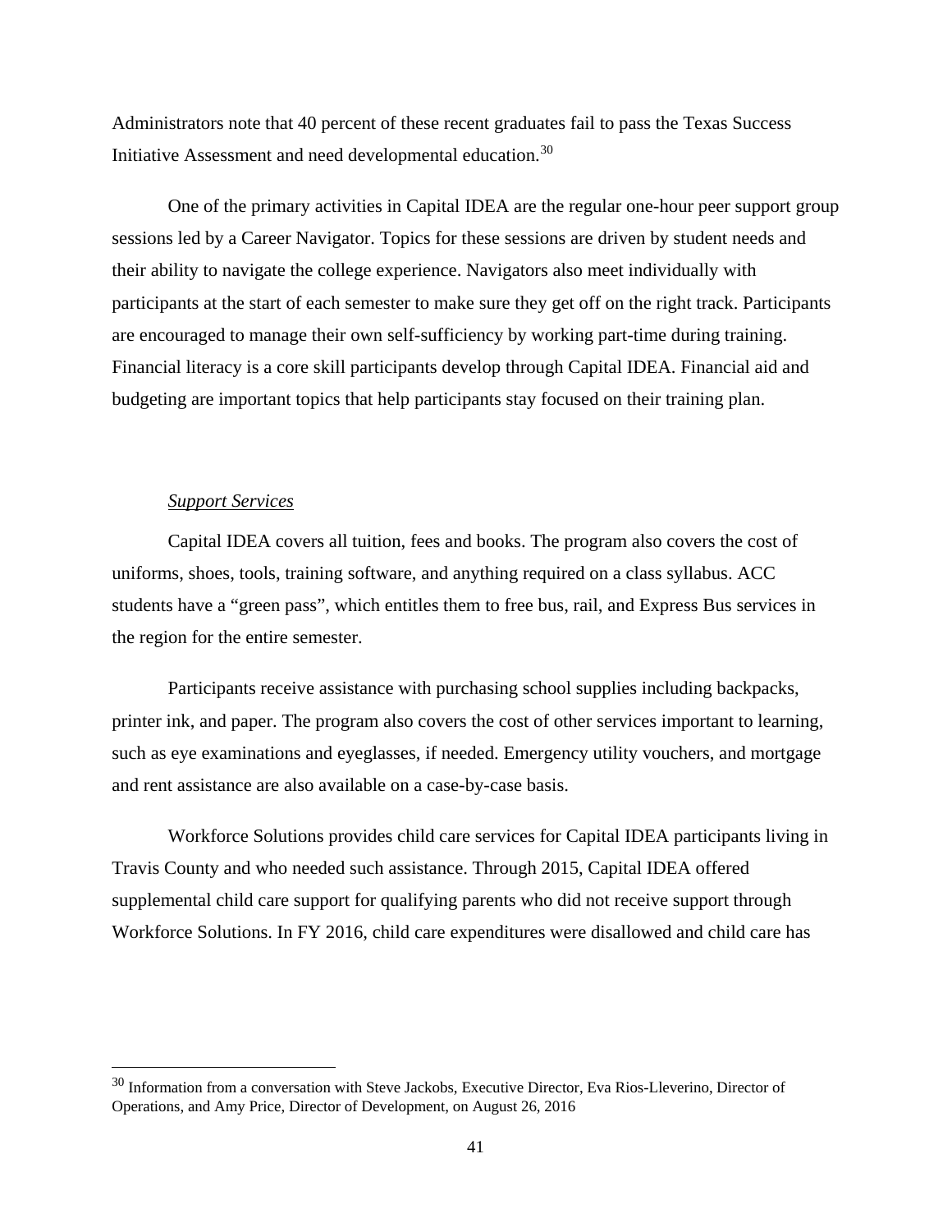Administrators note that 40 percent of these recent graduates fail to pass the Texas Success Initiative Assessment and need developmental education.[30]

One of the primary activities in Capital IDEA are the regular one-hour peer support group sessions led by a Career Navigator. Topics for these sessions are driven by student needs and their ability to navigate the college experience. Navigators also meet individually with participants at the start of each semester to make sure they get off on the right track. Participants are encouraged to manage their own self-sufficiency by working part-time during training. Financial literacy is a core skill participants develop through Capital IDEA. Financial aid and budgeting are important topics that help participants stay focused on their training plan.

*Support Services*

Capital IDEA covers all tuition, fees and books. The program also covers the cost of uniforms, shoes, tools, training software, and anything required on a class syllabus. ACC students have a "green pass", which entitles them to free bus, rail, and Express Bus services in the region for the entire semester.

Participants receive assistance with purchasing school supplies including backpacks, printer ink, and paper. The program also covers the cost of other services important to learning, such as eye examinations and eyeglasses, if needed. Emergency utility vouchers, and mortgage and rent assistance are also available on a case-by-case basis.

Workforce Solutions provides child care services for Capital IDEA participants living in Travis County and who needed such assistance. Through 2015, Capital IDEA offered supplemental child care support for qualifying parents who did not receive support through Workforce Solutions. In FY 2016, child care expenditures were disallowed and child care has

[30] Information from a conversation with Steve Jackobs, Executive Director, Eva Rios-Lleverino, Director of Operations, and Amy Price, Director of Development, on August 26, 2016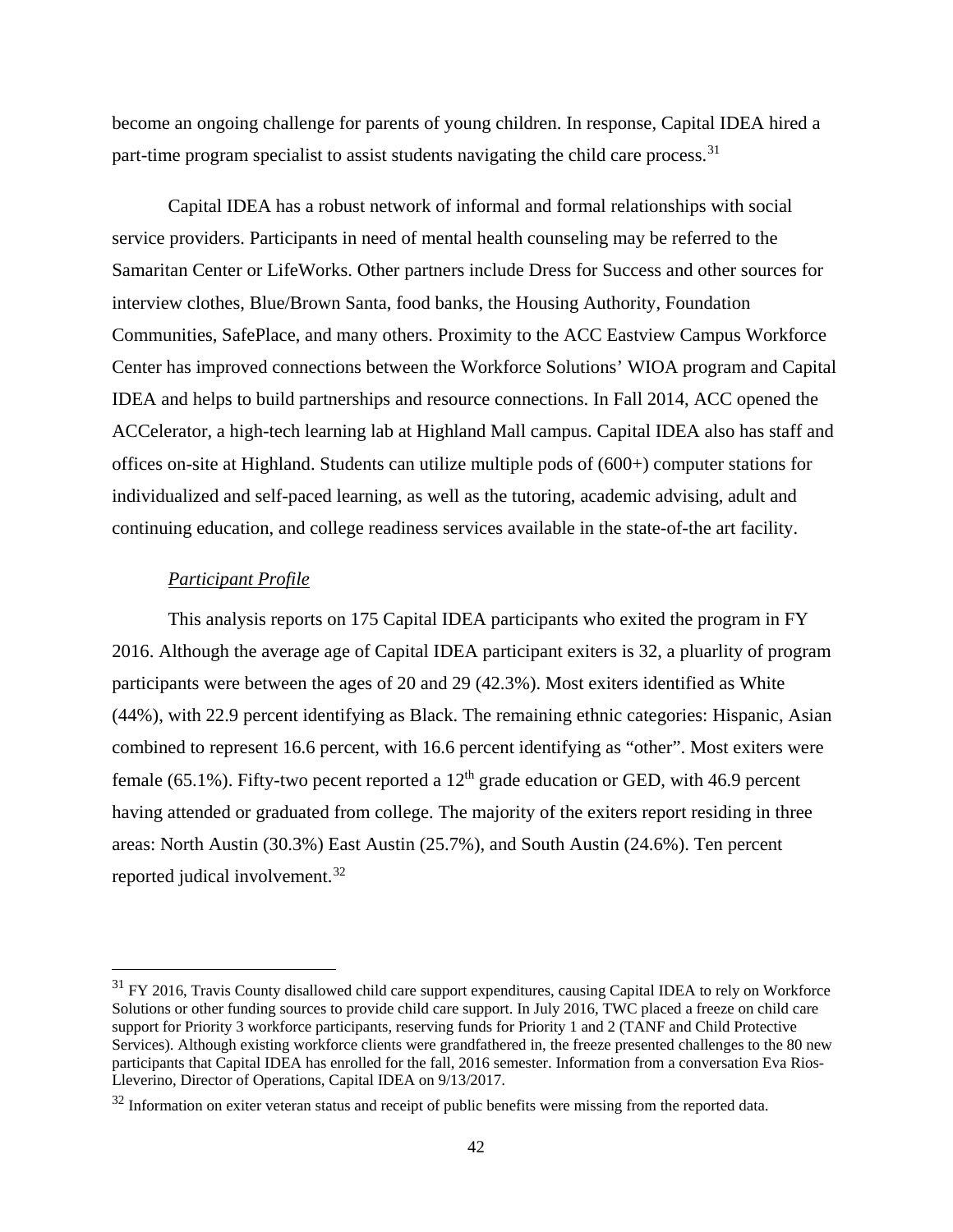become an ongoing challenge for parents of young children. In response, Capital IDEA hired a part-time program specialist to assist students navigating the child care process.[31]

Capital IDEA has a robust network of informal and formal relationships with social service providers. Participants in need of mental health counseling may be referred to the Samaritan Center or LifeWorks. Other partners include Dress for Success and other sources for interview clothes, Blue/Brown Santa, food banks, the Housing Authority, Foundation Communities, SafePlace, and many others. Proximity to the ACC Eastview Campus Workforce Center has improved connections between the Workforce Solutions' WIOA program and Capital IDEA and helps to build partnerships and resource connections. In Fall 2014, ACC opened the ACCelerator, a high-tech learning lab at Highland Mall campus. Capital IDEA also has staff and offices on-site at Highland. Students can utilize multiple pods of (600+) computer stations for individualized and self-paced learning, as well as the tutoring, academic advising, adult and continuing education, and college readiness services available in the state-of-the art facility.

*Participant Profile*

This analysis reports on 175 Capital IDEA participants who exited the program in FY 2016. Although the average age of Capital IDEA participant exiters is 32, a pluarlity of program participants were between the ages of 20 and 29 (42.3%). Most exiters identified as White (44%), with 22.9 percent identifying as Black. The remaining ethnic categories: Hispanic, Asian combined to represent 16.6 percent, with 16.6 percent identifying as "other". Most exiters were female (65.1%). Fifty-two pecent reported a 12th grade education or GED, with 46.9 percent having attended or graduated from college. The majority of the exiters report residing in three areas: North Austin (30.3%) East Austin (25.7%), and South Austin (24.6%). Ten percent reported judical involvement.[32]

---

[31] FY 2016, Travis County disallowed child care support expenditures, causing Capital IDEA to rely on Workforce Solutions or other funding sources to provide child care support. In July 2016, TWC placed a freeze on child care support for Priority 3 workforce participants, reserving funds for Priority 1 and 2 (TANF and Child Protective Services). Although existing workforce clients were grandfathered in, the freeze presented challenges to the 80 new participants that Capital IDEA has enrolled for the fall, 2016 semester. Information from a conversation Eva Rios-Lleverino, Director of Operations, Capital IDEA on 9/13/2017.

[32] Information on exiter veteran status and receipt of public benefits were missing from the reported data.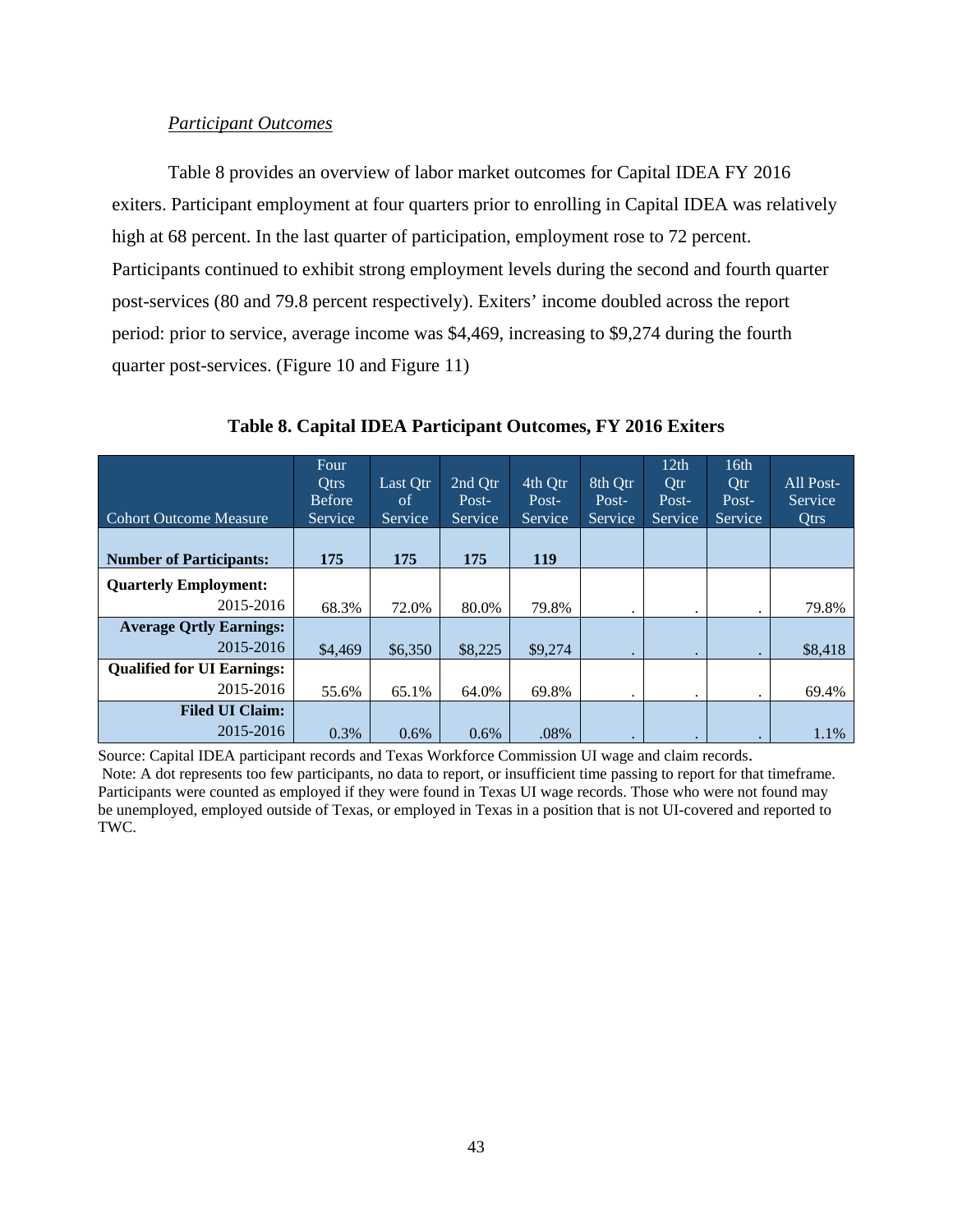*Participant Outcomes*

Table 8 provides an overview of labor market outcomes for Capital IDEA FY 2016 exiters. Participant employment at four quarters prior to enrolling in Capital IDEA was relatively high at 68 percent. In the last quarter of participation, employment rose to 72 percent. Participants continued to exhibit strong employment levels during the second and fourth quarter post-services (80 and 79.8 percent respectively). Exiters' income doubled across the report period: prior to service, average income was $4,469, increasing to $9,274 during the fourth quarter post-services. (Figure 10 and Figure 11)

**Table 8. Capital IDEA Participant Outcomes, FY 2016 Exiters**

| Cohort Outcome Measure | Four Qtrs Before Service | Last Qtr of Service | 2nd Qtr Post-Service | 4th Qtr Post-Service | 8th Qtr Post-Service | 12th Qtr Post-Service | 16th Qtr Post-Service | All Post-Service Qtrs |
|---|---|---|---|---|---|---|---|---|
| **Number of Participants:** | **175** | **175** | **175** | **119** | | | | |
| **Quarterly Employment:** | | | | | | | | |
| 2015-2016 | 68.3% | 72.0% | 80.0% | 79.8% | . | . | . | 79.8% |
| **Average Qrtly Earnings:** | | | | | | | | |
| 2015-2016 | $4,469 | $6,350 | $8,225 | $9,274 | . | . | . | $8,418 |
| **Qualified for UI Earnings:** | | | | | | | | |
| 2015-2016 | 55.6% | 65.1% | 64.0% | 69.8% | . | . | . | 69.4% |
| **Filed UI Claim:** | | | | | | | | |
| 2015-2016 | 0.3% | 0.6% | 0.6% | .08% | . | . | . | 1.1% |

Source: Capital IDEA participant records and Texas Workforce Commission UI wage and claim records.
Note: A dot represents too few participants, no data to report, or insufficient time passing to report for that timeframe. Participants were counted as employed if they were found in Texas UI wage records. Those who were not found may be unemployed, employed outside of Texas, or employed in Texas in a position that is not UI-covered and reported to TWC.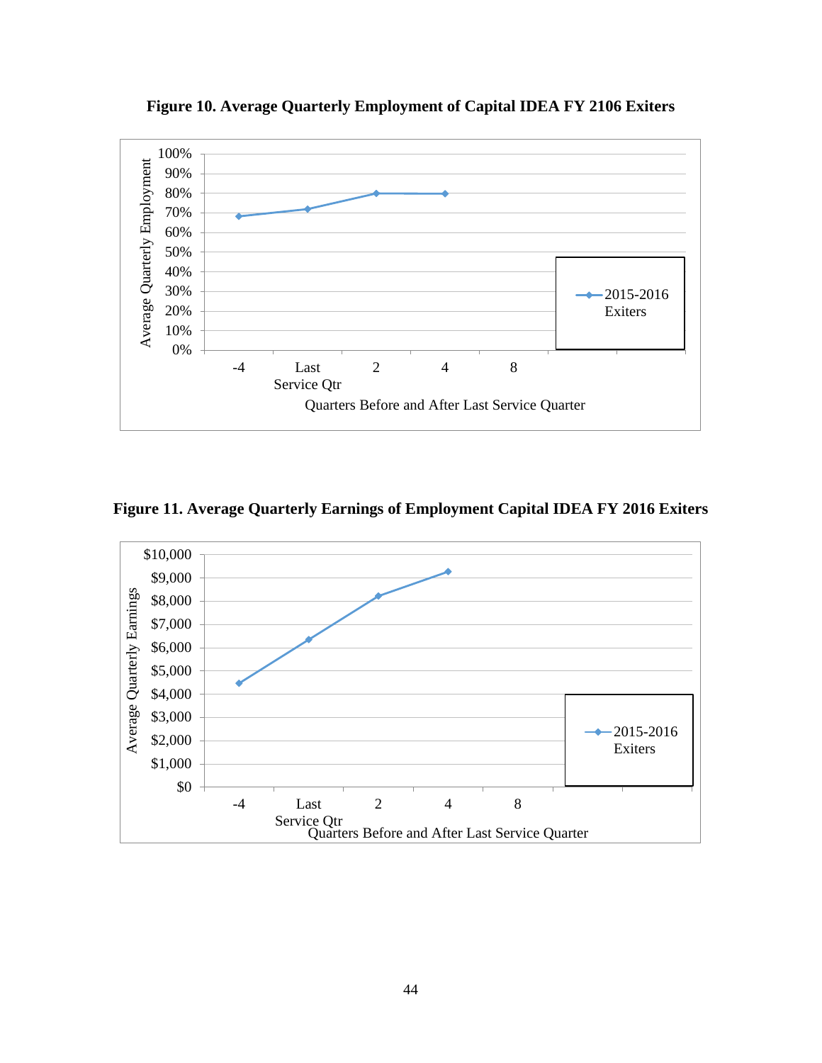**Figure 10. Average Quarterly Employment of Capital IDEA FY 2106 Exiters**

Average Quarterly Employment

100%
90%
80%
70%
60%
50%
40%
30%
20%
10%
0%

-4 | Last Service Qtr | 2 | 4 | 8

Quarters Before and After Last Service Quarter

2015-2016 Exiters

**Figure 11. Average Quarterly Earnings of Employment Capital IDEA FY 2016 Exiters**

Average Quarterly Earnings

$10,000
$9,000
$8,000
$7,000
$6,000
$5,000
$4,000
$3,000
$2,000
$1,000
$0

-4 | Last Service Qtr | 2 | 4 | 8

Quarters Before and After Last Service Quarter

2015-2016 Exiters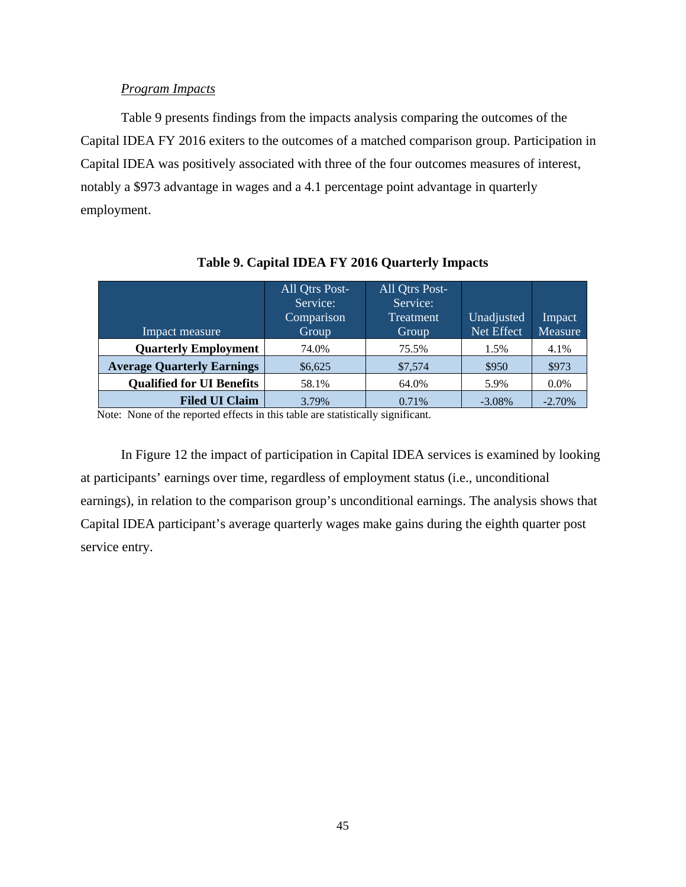*Program Impacts*

Table 9 presents findings from the impacts analysis comparing the outcomes of the Capital IDEA FY 2016 exiters to the outcomes of a matched comparison group. Participation in Capital IDEA was positively associated with three of the four outcomes measures of interest, notably a $973 advantage in wages and a 4.1 percentage point advantage in quarterly employment.

**Table 9. Capital IDEA FY 2016 Quarterly Impacts**

| Impact measure | All Qtrs Post-Service: Comparison Group | All Qtrs Post-Service: Treatment Group | Unadjusted Net Effect | Impact Measure |
|---|---|---|---|---|
| **Quarterly Employment** | 74.0% | 75.5% | 1.5% | 4.1% |
| **Average Quarterly Earnings** | $6,625 | $7,574 | $950 | $973 |
| **Qualified for UI Benefits** | 58.1% | 64.0% | 5.9% | 0.0% |
| **Filed UI Claim** | 3.79% | 0.71% | -3.08% | -2.70% |

Note: None of the reported effects in this table are statistically significant.

In Figure 12 the impact of participation in Capital IDEA services is examined by looking at participants' earnings over time, regardless of employment status (i.e., unconditional earnings), in relation to the comparison group's unconditional earnings. The analysis shows that Capital IDEA participant's average quarterly wages make gains during the eighth quarter post service entry.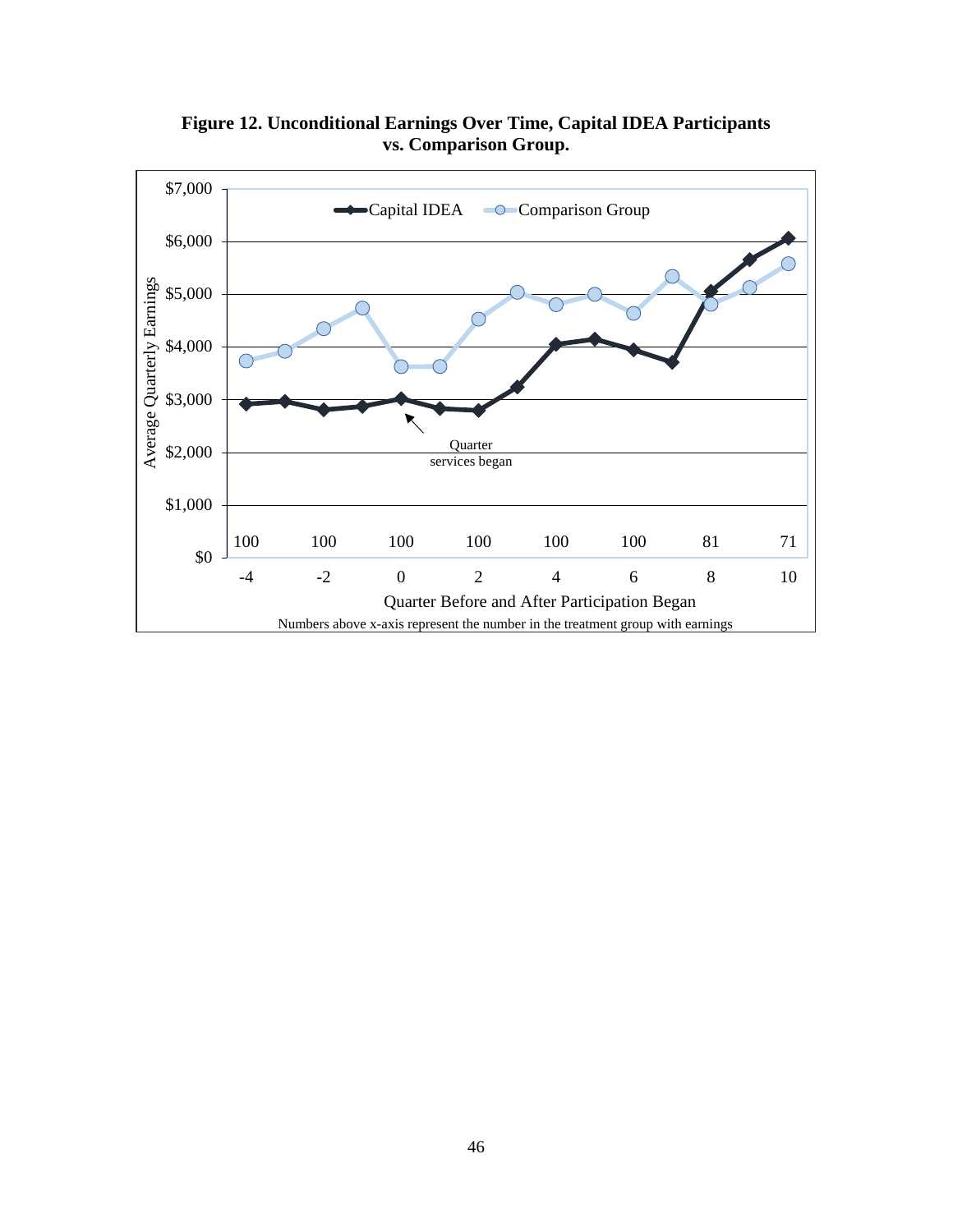**Figure 12. Unconditional Earnings Over Time, Capital IDEA Participants vs. Comparison Group.**

Numbers above x-axis represent the number in the treatment group with earnings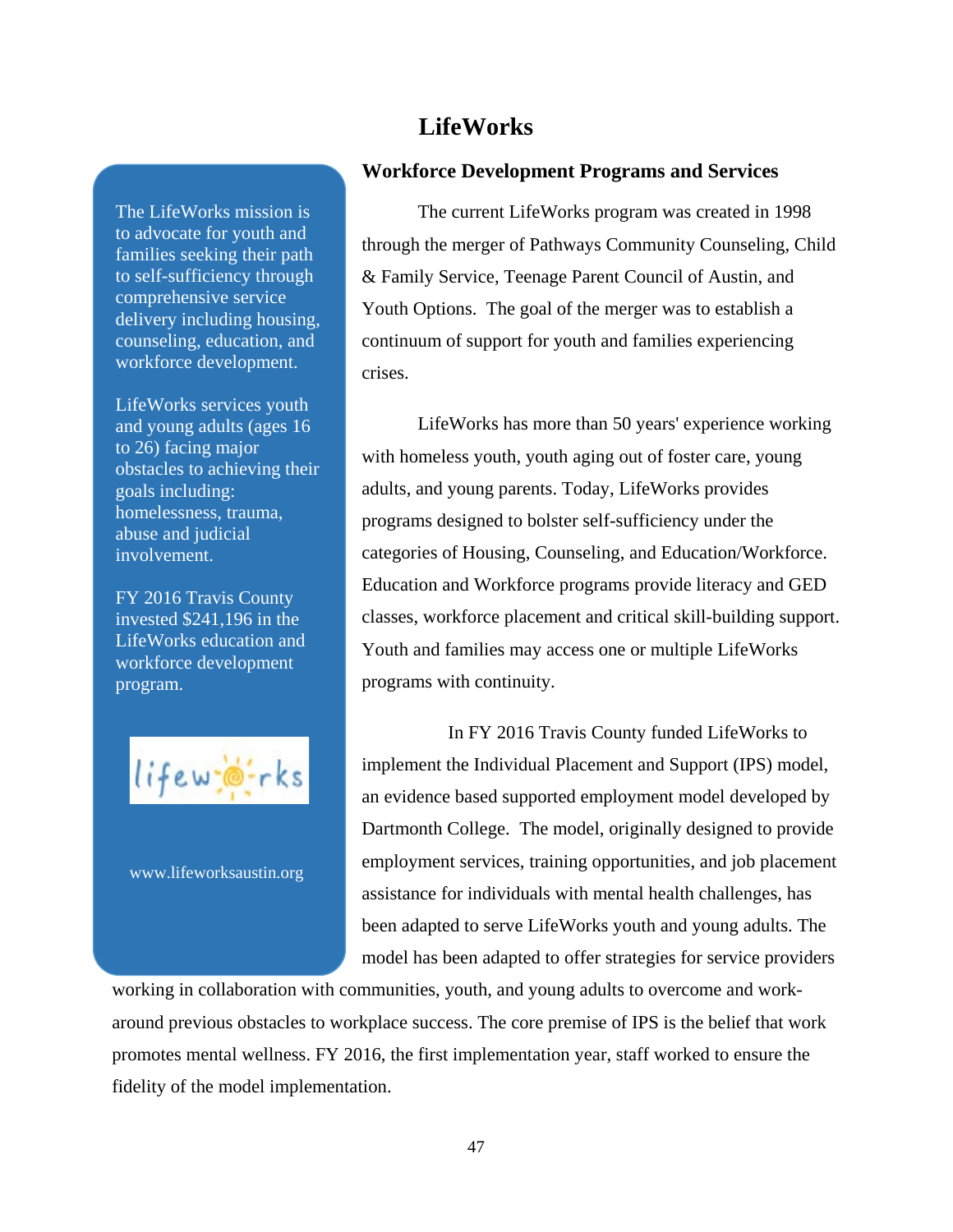# LifeWorks

The LifeWorks mission is to advocate for youth and families seeking their path to self-sufficiency through comprehensive service delivery including housing, counseling, education, and workforce development.

LifeWorks services youth and young adults (ages 16 to 26) facing major obstacles to achieving their goals including: homelessness, trauma, abuse and judicial involvement.

FY 2016 Travis County invested $241,196 in the LifeWorks education and workforce development program.

www.lifeworksaustin.org

## Workforce Development Programs and Services

The current LifeWorks program was created in 1998 through the merger of Pathways Community Counseling, Child & Family Service, Teenage Parent Council of Austin, and Youth Options. The goal of the merger was to establish a continuum of support for youth and families experiencing crises.

LifeWorks has more than 50 years' experience working with homeless youth, youth aging out of foster care, young adults, and young parents. Today, LifeWorks provides programs designed to bolster self-sufficiency under the categories of Housing, Counseling, and Education/Workforce. Education and Workforce programs provide literacy and GED classes, workforce placement and critical skill-building support. Youth and families may access one or multiple LifeWorks programs with continuity.

In FY 2016 Travis County funded LifeWorks to implement the Individual Placement and Support (IPS) model, an evidence based supported employment model developed by Dartmonth College. The model, originally designed to provide employment services, training opportunities, and job placement assistance for individuals with mental health challenges, has been adapted to serve LifeWorks youth and young adults. The model has been adapted to offer strategies for service providers working in collaboration with communities, youth, and young adults to overcome and work-around previous obstacles to workplace success. The core premise of IPS is the belief that work promotes mental wellness. FY 2016, the first implementation year, staff worked to ensure the fidelity of the model implementation.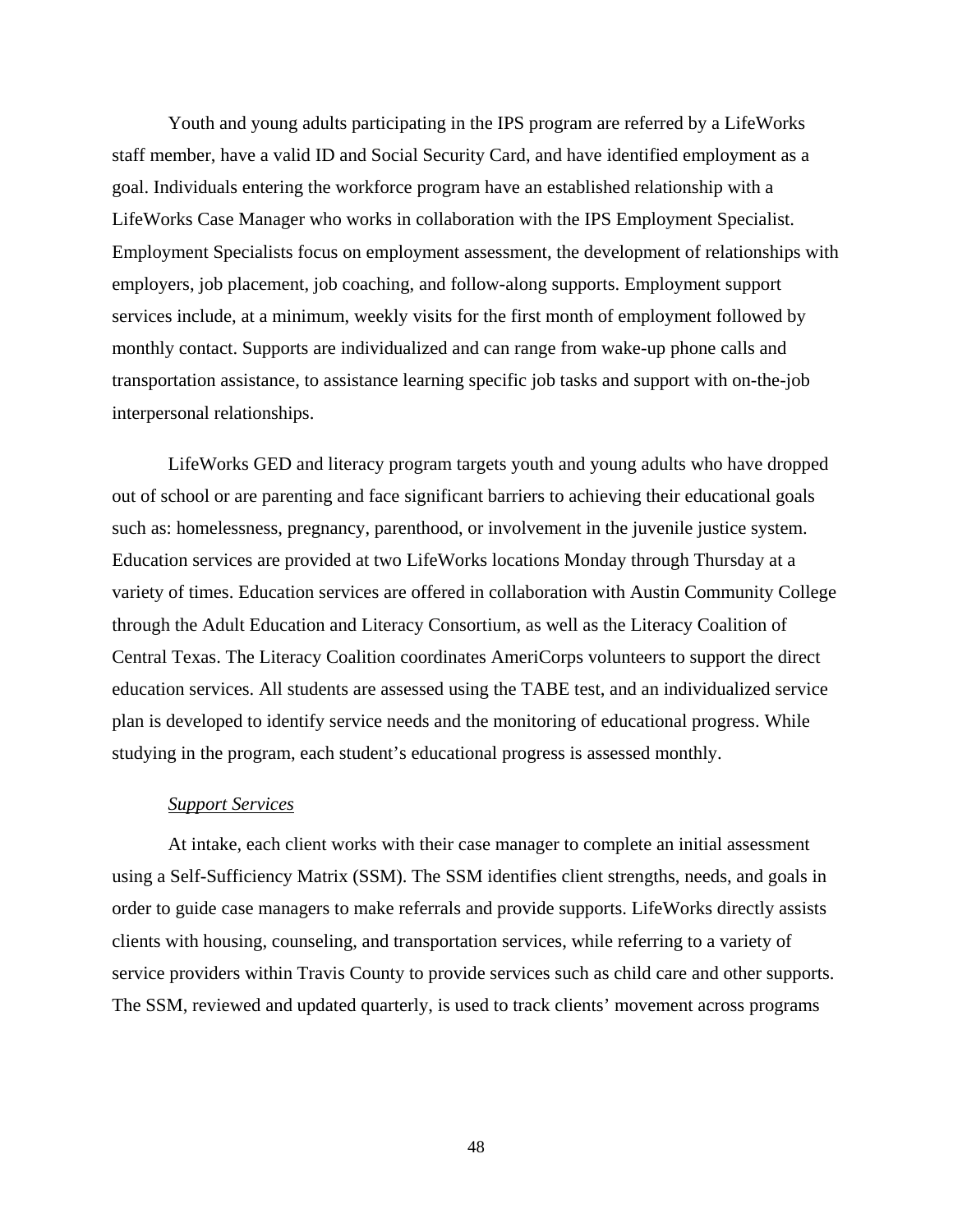Youth and young adults participating in the IPS program are referred by a LifeWorks staff member, have a valid ID and Social Security Card, and have identified employment as a goal. Individuals entering the workforce program have an established relationship with a LifeWorks Case Manager who works in collaboration with the IPS Employment Specialist. Employment Specialists focus on employment assessment, the development of relationships with employers, job placement, job coaching, and follow-along supports. Employment support services include, at a minimum, weekly visits for the first month of employment followed by monthly contact. Supports are individualized and can range from wake-up phone calls and transportation assistance, to assistance learning specific job tasks and support with on-the-job interpersonal relationships.

LifeWorks GED and literacy program targets youth and young adults who have dropped out of school or are parenting and face significant barriers to achieving their educational goals such as: homelessness, pregnancy, parenthood, or involvement in the juvenile justice system. Education services are provided at two LifeWorks locations Monday through Thursday at a variety of times. Education services are offered in collaboration with Austin Community College through the Adult Education and Literacy Consortium, as well as the Literacy Coalition of Central Texas. The Literacy Coalition coordinates AmeriCorps volunteers to support the direct education services. All students are assessed using the TABE test, and an individualized service plan is developed to identify service needs and the monitoring of educational progress. While studying in the program, each student's educational progress is assessed monthly.

*Support Services*

At intake, each client works with their case manager to complete an initial assessment using a Self-Sufficiency Matrix (SSM). The SSM identifies client strengths, needs, and goals in order to guide case managers to make referrals and provide supports. LifeWorks directly assists clients with housing, counseling, and transportation services, while referring to a variety of service providers within Travis County to provide services such as child care and other supports. The SSM, reviewed and updated quarterly, is used to track clients' movement across programs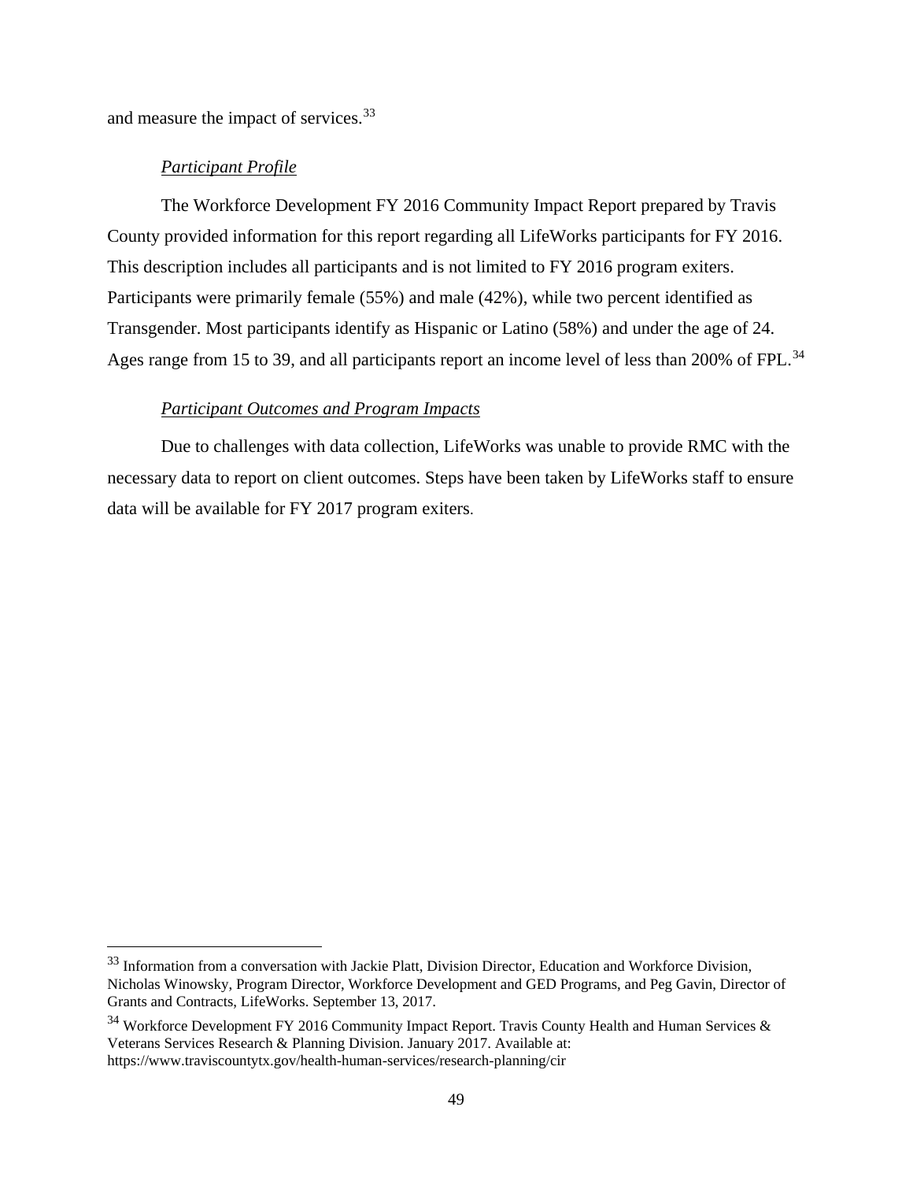and measure the impact of services.[33]

*Participant Profile*

The Workforce Development FY 2016 Community Impact Report prepared by Travis County provided information for this report regarding all LifeWorks participants for FY 2016. This description includes all participants and is not limited to FY 2016 program exiters. Participants were primarily female (55%) and male (42%), while two percent identified as Transgender. Most participants identify as Hispanic or Latino (58%) and under the age of 24. Ages range from 15 to 39, and all participants report an income level of less than 200% of FPL.[34]

*Participant Outcomes and Program Impacts*

Due to challenges with data collection, LifeWorks was unable to provide RMC with the necessary data to report on client outcomes. Steps have been taken by LifeWorks staff to ensure data will be available for FY 2017 program exiters.

---

[33] Information from a conversation with Jackie Platt, Division Director, Education and Workforce Division, Nicholas Winowsky, Program Director, Workforce Development and GED Programs, and Peg Gavin, Director of Grants and Contracts, LifeWorks. September 13, 2017.

[34] Workforce Development FY 2016 Community Impact Report. Travis County Health and Human Services & Veterans Services Research & Planning Division. January 2017. Available at: https://www.traviscountytx.gov/health-human-services/research-planning/cir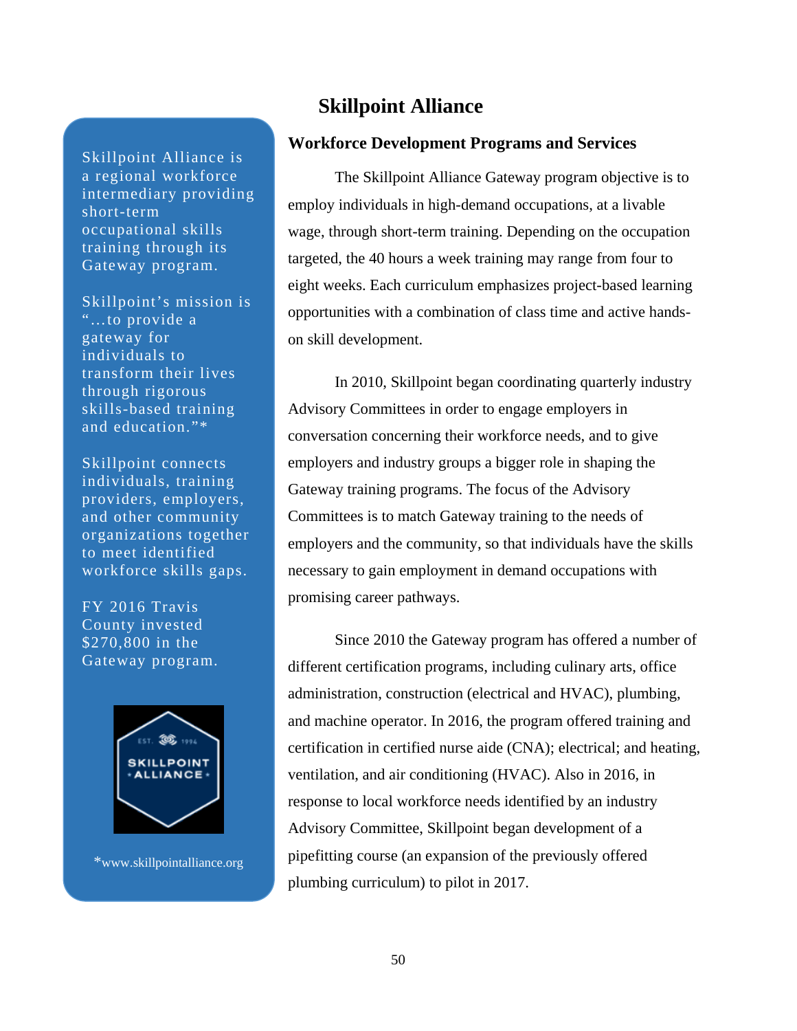# Skillpoint Alliance

Skillpoint Alliance is a regional workforce intermediary providing short-term occupational skills training through its Gateway program.

Skillpoint's mission is "…to provide a gateway for individuals to transform their lives through rigorous skills-based training and education."*

Skillpoint connects individuals, training providers, employers, and other community organizations together to meet identified workforce skills gaps.

FY 2016 Travis County invested $270,800 in the Gateway program.

*www.skillpointalliance.org

## Workforce Development Programs and Services

The Skillpoint Alliance Gateway program objective is to employ individuals in high-demand occupations, at a livable wage, through short-term training. Depending on the occupation targeted, the 40 hours a week training may range from four to eight weeks. Each curriculum emphasizes project-based learning opportunities with a combination of class time and active hands-on skill development.

In 2010, Skillpoint began coordinating quarterly industry Advisory Committees in order to engage employers in conversation concerning their workforce needs, and to give employers and industry groups a bigger role in shaping the Gateway training programs. The focus of the Advisory Committees is to match Gateway training to the needs of employers and the community, so that individuals have the skills necessary to gain employment in demand occupations with promising career pathways.

Since 2010 the Gateway program has offered a number of different certification programs, including culinary arts, office administration, construction (electrical and HVAC), plumbing, and machine operator. In 2016, the program offered training and certification in certified nurse aide (CNA); electrical; and heating, ventilation, and air conditioning (HVAC). Also in 2016, in response to local workforce needs identified by an industry Advisory Committee, Skillpoint began development of a pipefitting course (an expansion of the previously offered plumbing curriculum) to pilot in 2017.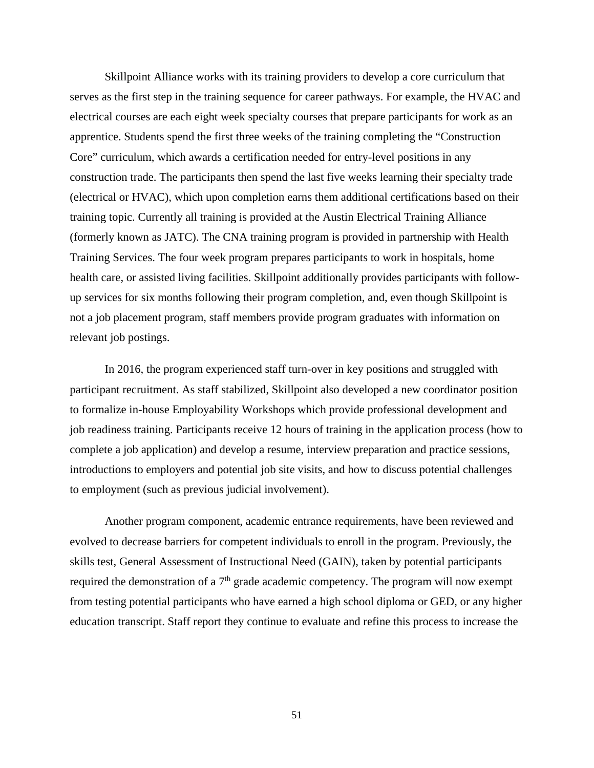Skillpoint Alliance works with its training providers to develop a core curriculum that serves as the first step in the training sequence for career pathways. For example, the HVAC and electrical courses are each eight week specialty courses that prepare participants for work as an apprentice. Students spend the first three weeks of the training completing the "Construction Core" curriculum, which awards a certification needed for entry-level positions in any construction trade. The participants then spend the last five weeks learning their specialty trade (electrical or HVAC), which upon completion earns them additional certifications based on their training topic. Currently all training is provided at the Austin Electrical Training Alliance (formerly known as JATC). The CNA training program is provided in partnership with Health Training Services. The four week program prepares participants to work in hospitals, home health care, or assisted living facilities. Skillpoint additionally provides participants with follow-up services for six months following their program completion, and, even though Skillpoint is not a job placement program, staff members provide program graduates with information on relevant job postings.

In 2016, the program experienced staff turn-over in key positions and struggled with participant recruitment. As staff stabilized, Skillpoint also developed a new coordinator position to formalize in-house Employability Workshops which provide professional development and job readiness training. Participants receive 12 hours of training in the application process (how to complete a job application) and develop a resume, interview preparation and practice sessions, introductions to employers and potential job site visits, and how to discuss potential challenges to employment (such as previous judicial involvement).

Another program component, academic entrance requirements, have been reviewed and evolved to decrease barriers for competent individuals to enroll in the program. Previously, the skills test, General Assessment of Instructional Need (GAIN), taken by potential participants required the demonstration of a 7th grade academic competency. The program will now exempt from testing potential participants who have earned a high school diploma or GED, or any higher education transcript. Staff report they continue to evaluate and refine this process to increase the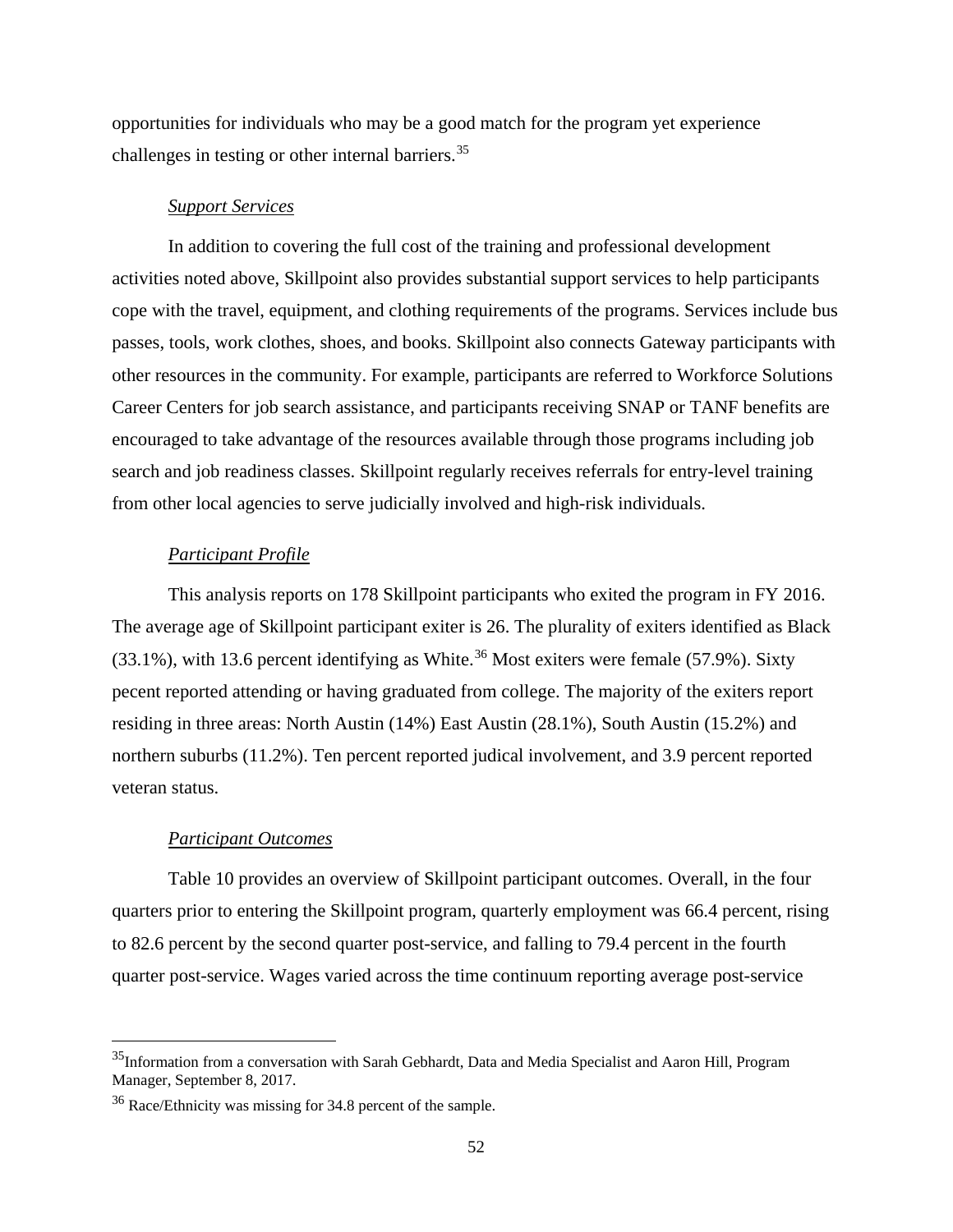opportunities for individuals who may be a good match for the program yet experience challenges in testing or other internal barriers.[35]

*Support Services*

In addition to covering the full cost of the training and professional development activities noted above, Skillpoint also provides substantial support services to help participants cope with the travel, equipment, and clothing requirements of the programs. Services include bus passes, tools, work clothes, shoes, and books. Skillpoint also connects Gateway participants with other resources in the community. For example, participants are referred to Workforce Solutions Career Centers for job search assistance, and participants receiving SNAP or TANF benefits are encouraged to take advantage of the resources available through those programs including job search and job readiness classes. Skillpoint regularly receives referrals for entry-level training from other local agencies to serve judicially involved and high-risk individuals.

*Participant Profile*

This analysis reports on 178 Skillpoint participants who exited the program in FY 2016. The average age of Skillpoint participant exiter is 26. The plurality of exiters identified as Black (33.1%), with 13.6 percent identifying as White.[36] Most exiters were female (57.9%). Sixty pecent reported attending or having graduated from college. The majority of the exiters report residing in three areas: North Austin (14%) East Austin (28.1%), South Austin (15.2%) and northern suburbs (11.2%). Ten percent reported judical involvement, and 3.9 percent reported veteran status.

*Participant Outcomes*

Table 10 provides an overview of Skillpoint participant outcomes. Overall, in the four quarters prior to entering the Skillpoint program, quarterly employment was 66.4 percent, rising to 82.6 percent by the second quarter post-service, and falling to 79.4 percent in the fourth quarter post-service. Wages varied across the time continuum reporting average post-service

---

[35] Information from a conversation with Sarah Gebhardt, Data and Media Specialist and Aaron Hill, Program Manager, September 8, 2017.

[36] Race/Ethnicity was missing for 34.8 percent of the sample.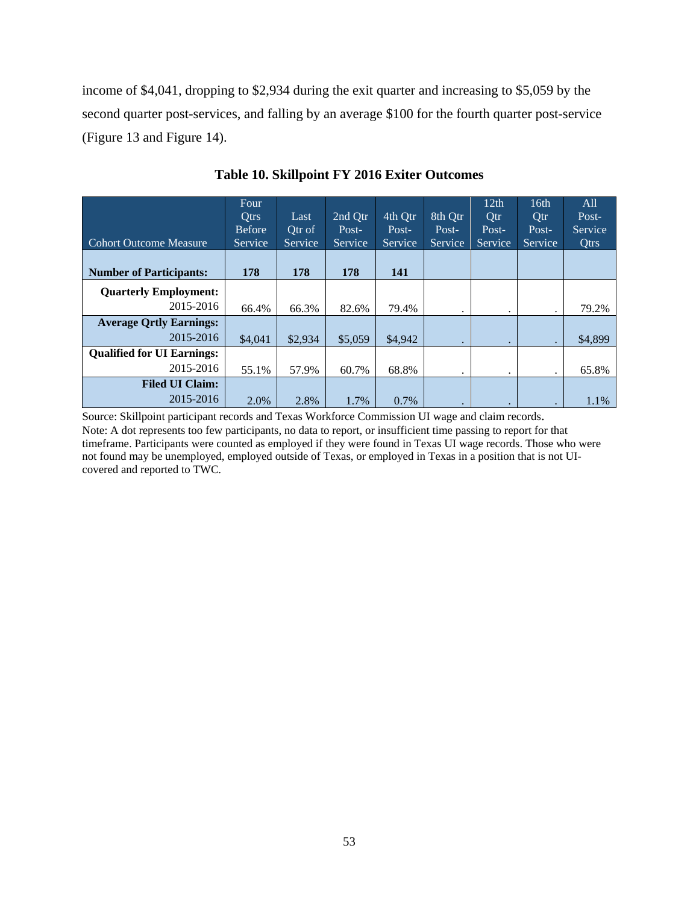income of $4,041, dropping to $2,934 during the exit quarter and increasing to $5,059 by the second quarter post-services, and falling by an average $100 for the fourth quarter post-service (Figure 13 and Figure 14).

**Table 10. Skillpoint FY 2016 Exiter Outcomes**

| Cohort Outcome Measure | Four Qtrs Before Service | Last Qtr of Service | 2nd Qtr Post-Service | 4th Qtr Post-Service | 8th Qtr Post-Service | 12th Qtr Post-Service | 16th Qtr Post-Service | All Post-Service Qtrs |
|---|---|---|---|---|---|---|---|---|
| **Number of Participants:** | **178** | **178** | **178** | **141** | | | | |
| **Quarterly Employment:** | | | | | | | | |
| 2015-2016 | 66.4% | 66.3% | 82.6% | 79.4% | . | . | . | 79.2% |
| **Average Qrtly Earnings:** | | | | | | | | |
| 2015-2016 | $4,041 | $2,934 | $5,059 | $4,942 | . | . | . | $4,899 |
| **Qualified for UI Earnings:** | | | | | | | | |
| 2015-2016 | 55.1% | 57.9% | 60.7% | 68.8% | . | . | . | 65.8% |
| **Filed UI Claim:** | | | | | | | | |
| 2015-2016 | 2.0% | 2.8% | 1.7% | 0.7% | . | . | . | 1.1% |

Source: Skillpoint participant records and Texas Workforce Commission UI wage and claim records.
Note: A dot represents too few participants, no data to report, or insufficient time passing to report for that timeframe. Participants were counted as employed if they were found in Texas UI wage records. Those who were not found may be unemployed, employed outside of Texas, or employed in Texas in a position that is not UI-covered and reported to TWC.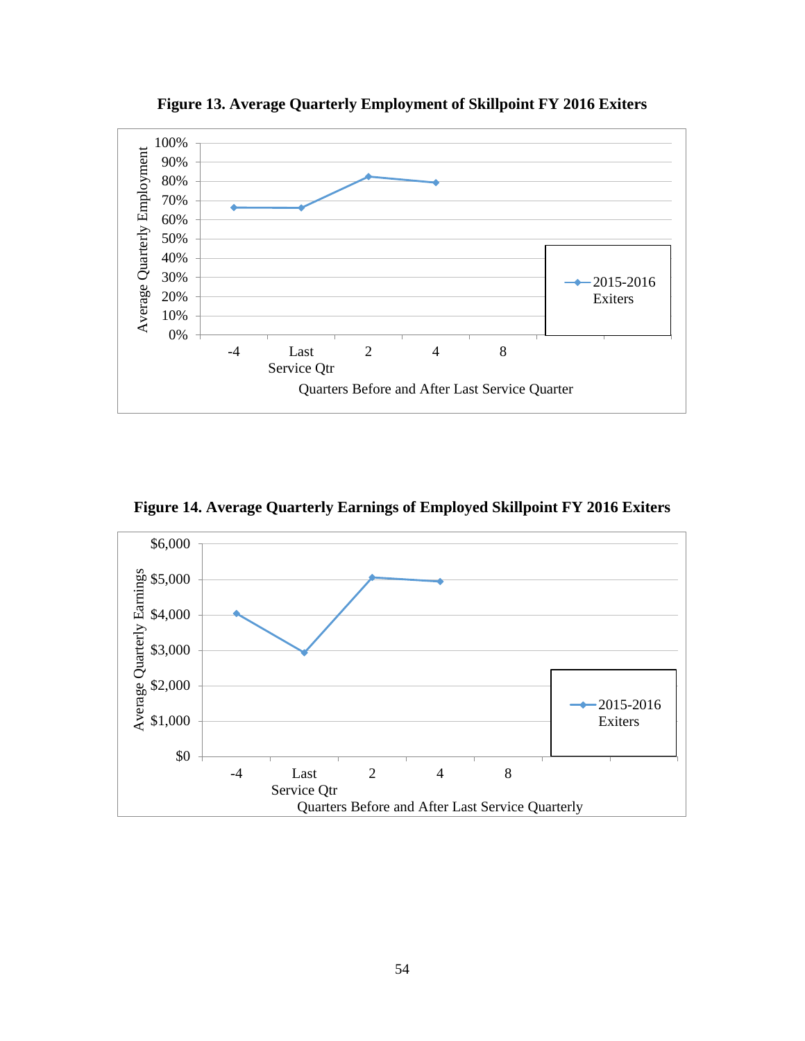**Figure 13. Average Quarterly Employment of Skillpoint FY 2016 Exiters**

**Figure 14. Average Quarterly Earnings of Employed Skillpoint FY 2016 Exiters**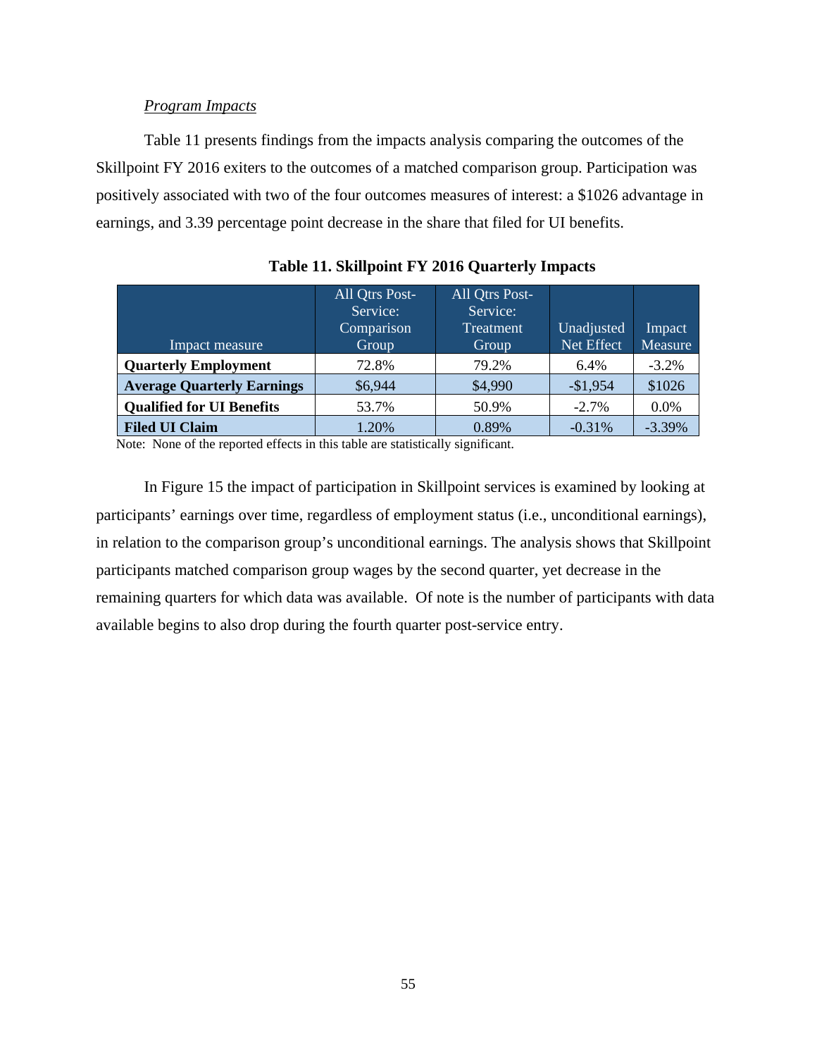*Program Impacts*

Table 11 presents findings from the impacts analysis comparing the outcomes of the Skillpoint FY 2016 exiters to the outcomes of a matched comparison group. Participation was positively associated with two of the four outcomes measures of interest: a $1026 advantage in earnings, and 3.39 percentage point decrease in the share that filed for UI benefits.

**Table 11. Skillpoint FY 2016 Quarterly Impacts**

| Impact measure | All Qtrs Post-Service: Comparison Group | All Qtrs Post-Service: Treatment Group | Unadjusted Net Effect | Impact Measure |
|---|---|---|---|---|
| **Quarterly Employment** | 72.8% | 79.2% | 6.4% | -3.2% |
| **Average Quarterly Earnings** | $6,944 | $4,990 | -$1,954 | $1026 |
| **Qualified for UI Benefits** | 53.7% | 50.9% | -2.7% | 0.0% |
| **Filed UI Claim** | 1.20% | 0.89% | -0.31% | -3.39% |

Note: None of the reported effects in this table are statistically significant.

In Figure 15 the impact of participation in Skillpoint services is examined by looking at participants' earnings over time, regardless of employment status (i.e., unconditional earnings), in relation to the comparison group's unconditional earnings. The analysis shows that Skillpoint participants matched comparison group wages by the second quarter, yet decrease in the remaining quarters for which data was available. Of note is the number of participants with data available begins to also drop during the fourth quarter post-service entry.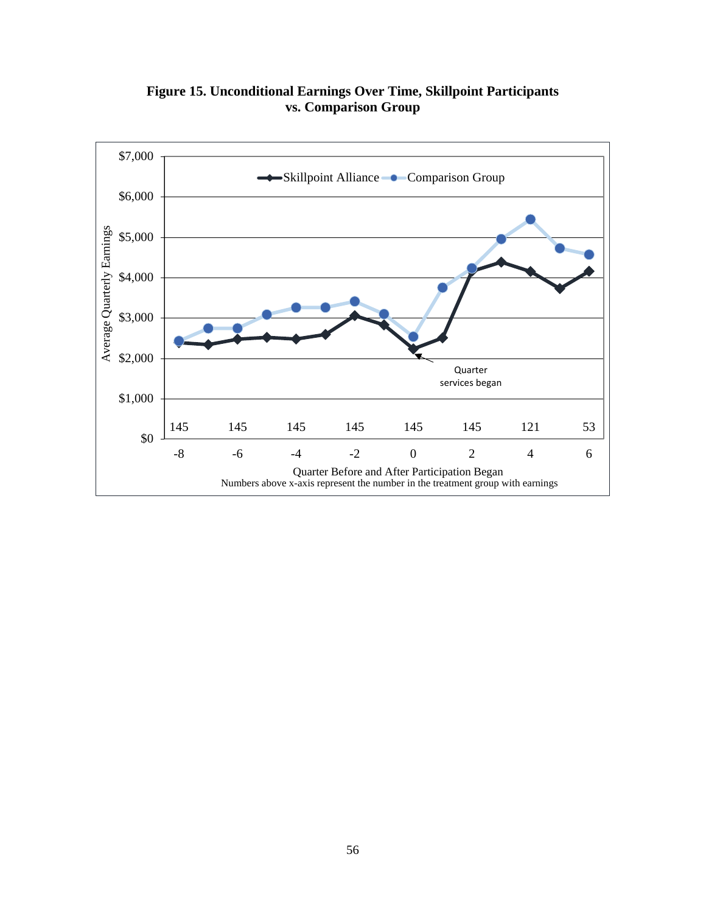**Figure 15. Unconditional Earnings Over Time, Skillpoint Participants vs. Comparison Group**

Average Quarterly Earnings

Skillpoint Alliance — Comparison Group

$7,000
$6,000
$5,000
$4,000
$3,000
$2,000
$1,000
$0

Quarter services began

145 145 145 145 145 145 121 53

-8 -6 -4 -2 0 2 4 6

Quarter Before and After Participation Began

Numbers above x-axis represent the number in the treatment group with earnings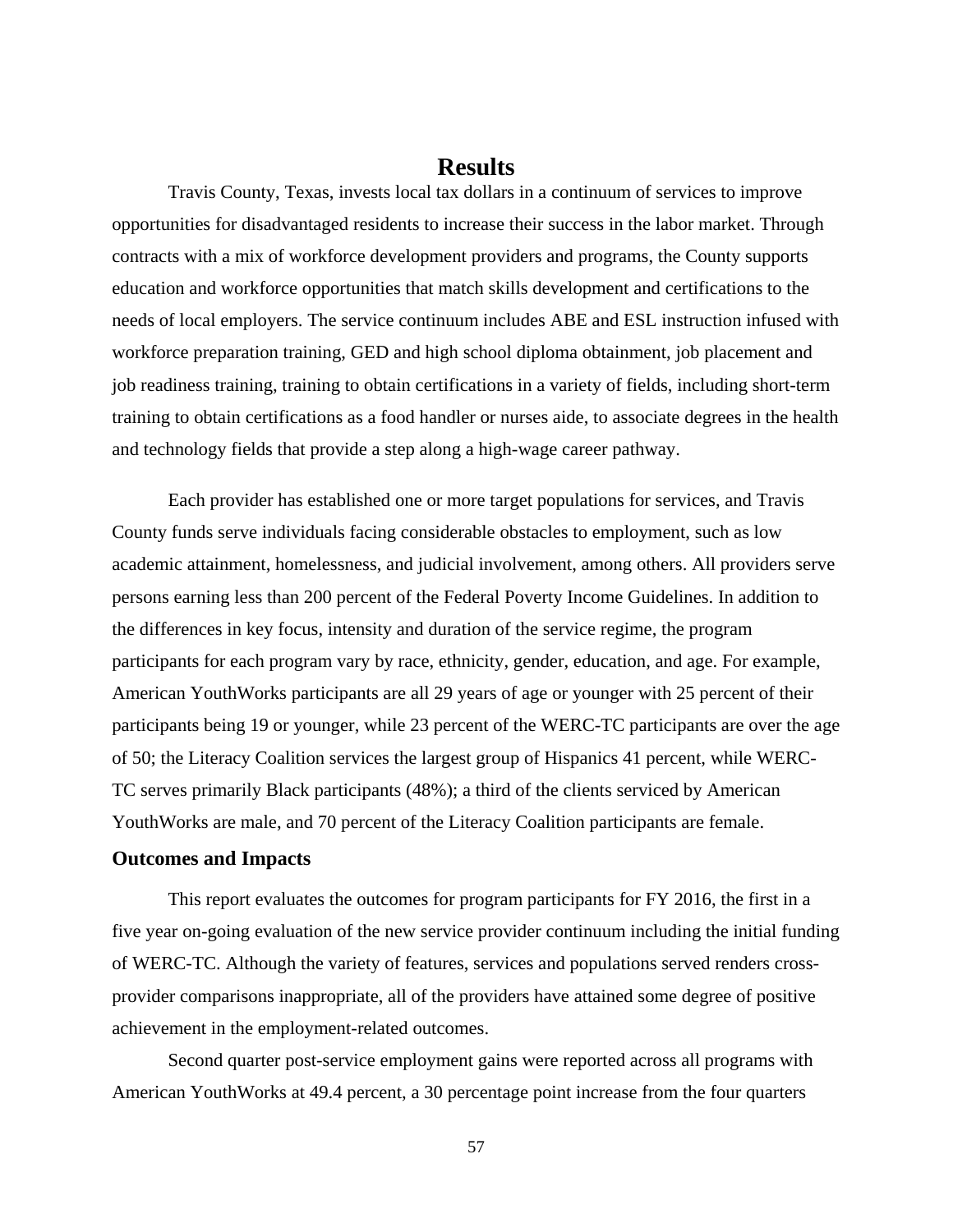# Results

Travis County, Texas, invests local tax dollars in a continuum of services to improve opportunities for disadvantaged residents to increase their success in the labor market. Through contracts with a mix of workforce development providers and programs, the County supports education and workforce opportunities that match skills development and certifications to the needs of local employers. The service continuum includes ABE and ESL instruction infused with workforce preparation training, GED and high school diploma obtainment, job placement and job readiness training, training to obtain certifications in a variety of fields, including short-term training to obtain certifications as a food handler or nurses aide, to associate degrees in the health and technology fields that provide a step along a high-wage career pathway.

Each provider has established one or more target populations for services, and Travis County funds serve individuals facing considerable obstacles to employment, such as low academic attainment, homelessness, and judicial involvement, among others. All providers serve persons earning less than 200 percent of the Federal Poverty Income Guidelines. In addition to the differences in key focus, intensity and duration of the service regime, the program participants for each program vary by race, ethnicity, gender, education, and age. For example, American YouthWorks participants are all 29 years of age or younger with 25 percent of their participants being 19 or younger, while 23 percent of the WERC-TC participants are over the age of 50; the Literacy Coalition services the largest group of Hispanics 41 percent, while WERC-TC serves primarily Black participants (48%); a third of the clients serviced by American YouthWorks are male, and 70 percent of the Literacy Coalition participants are female.

### Outcomes and Impacts

This report evaluates the outcomes for program participants for FY 2016, the first in a five year on-going evaluation of the new service provider continuum including the initial funding of WERC-TC. Although the variety of features, services and populations served renders cross-provider comparisons inappropriate, all of the providers have attained some degree of positive achievement in the employment-related outcomes.

Second quarter post-service employment gains were reported across all programs with American YouthWorks at 49.4 percent, a 30 percentage point increase from the four quarters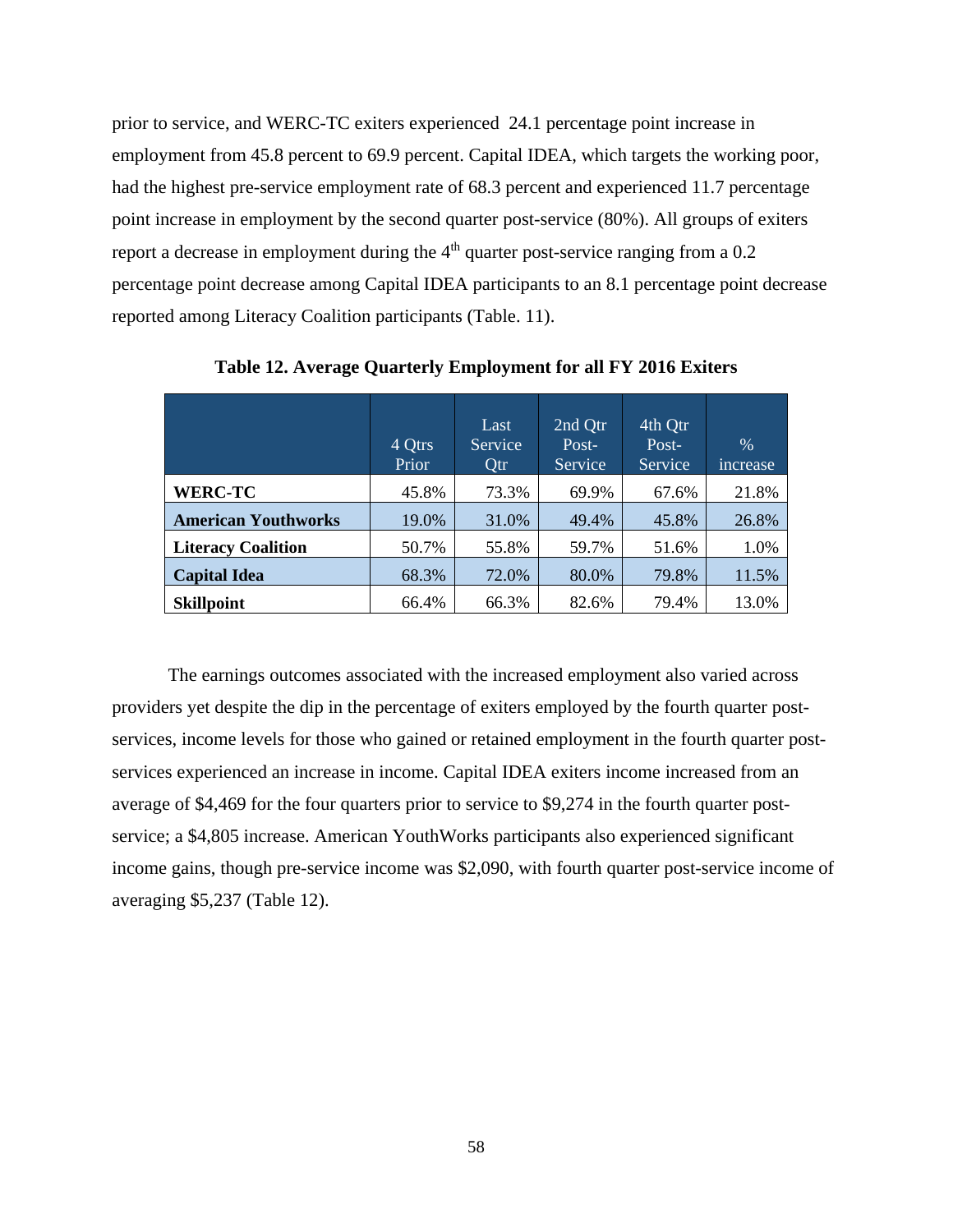prior to service, and WERC-TC exiters experienced 24.1 percentage point increase in employment from 45.8 percent to 69.9 percent. Capital IDEA, which targets the working poor, had the highest pre-service employment rate of 68.3 percent and experienced 11.7 percentage point increase in employment by the second quarter post-service (80%). All groups of exiters report a decrease in employment during the 4th quarter post-service ranging from a 0.2 percentage point decrease among Capital IDEA participants to an 8.1 percentage point decrease reported among Literacy Coalition participants (Table. 11).

**Table 12. Average Quarterly Employment for all FY 2016 Exiters**

| | 4 Qtrs Prior | Last Service Qtr | 2nd Qtr Post-Service | 4th Qtr Post-Service | % increase |
|---|---|---|---|---|---|
| **WERC-TC** | 45.8% | 73.3% | 69.9% | 67.6% | 21.8% |
| **American Youthworks** | 19.0% | 31.0% | 49.4% | 45.8% | 26.8% |
| **Literacy Coalition** | 50.7% | 55.8% | 59.7% | 51.6% | 1.0% |
| **Capital Idea** | 68.3% | 72.0% | 80.0% | 79.8% | 11.5% |
| **Skillpoint** | 66.4% | 66.3% | 82.6% | 79.4% | 13.0% |

The earnings outcomes associated with the increased employment also varied across providers yet despite the dip in the percentage of exiters employed by the fourth quarter post-services, income levels for those who gained or retained employment in the fourth quarter post-services experienced an increase in income. Capital IDEA exiters income increased from an average of $4,469 for the four quarters prior to service to $9,274 in the fourth quarter post-service; a $4,805 increase. American YouthWorks participants also experienced significant income gains, though pre-service income was $2,090, with fourth quarter post-service income of averaging $5,237 (Table 12).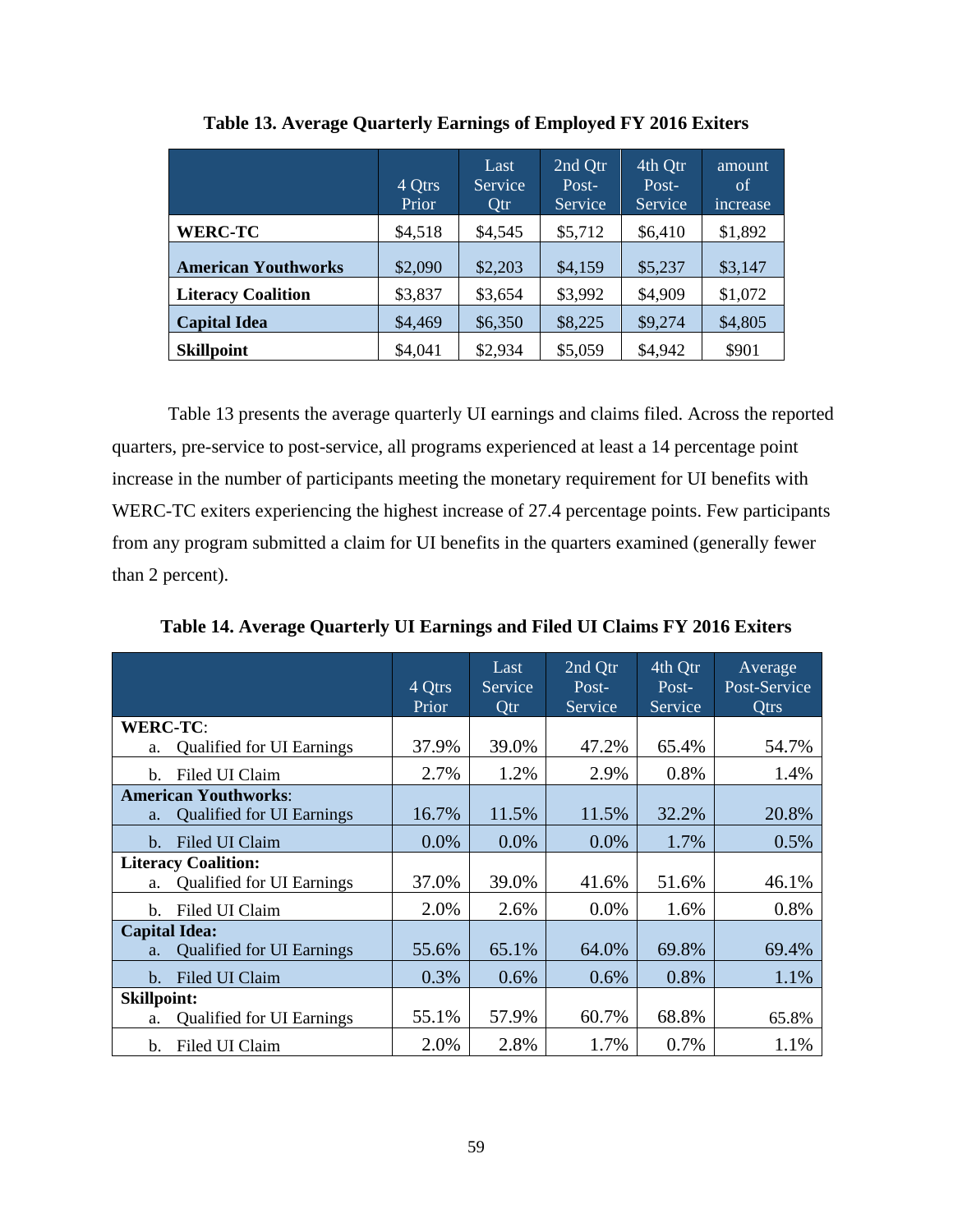**Table 13. Average Quarterly Earnings of Employed FY 2016 Exiters**

| | 4 Qtrs Prior | Last Service Qtr | 2nd Qtr Post-Service | 4th Qtr Post-Service | amount of increase |
|---|---|---|---|---|---|
| **WERC-TC** | $4,518 | $4,545 | $5,712 | $6,410 | $1,892 |
| **American Youthworks** | $2,090 | $2,203 | $4,159 | $5,237 | $3,147 |
| **Literacy Coalition** | $3,837 | $3,654 | $3,992 | $4,909 | $1,072 |
| **Capital Idea** | $4,469 | $6,350 | $8,225 | $9,274 | $4,805 |
| **Skillpoint** | $4,041 | $2,934 | $5,059 | $4,942 | $901 |

Table 13 presents the average quarterly UI earnings and claims filed. Across the reported quarters, pre-service to post-service, all programs experienced at least a 14 percentage point increase in the number of participants meeting the monetary requirement for UI benefits with WERC-TC exiters experiencing the highest increase of 27.4 percentage points. Few participants from any program submitted a claim for UI benefits in the quarters examined (generally fewer than 2 percent).

**Table 14. Average Quarterly UI Earnings and Filed UI Claims FY 2016 Exiters**

| | 4 Qtrs Prior | Last Service Qtr | 2nd Qtr Post-Service | 4th Qtr Post-Service | Average Post-Service Qtrs |
|---|---|---|---|---|---|
| **WERC-TC**: | | | | | |
| a. Qualified for UI Earnings | 37.9% | 39.0% | 47.2% | 65.4% | 54.7% |
| b. Filed UI Claim | 2.7% | 1.2% | 2.9% | 0.8% | 1.4% |
| **American Youthworks**: | | | | | |
| a. Qualified for UI Earnings | 16.7% | 11.5% | 11.5% | 32.2% | 20.8% |
| b. Filed UI Claim | 0.0% | 0.0% | 0.0% | 1.7% | 0.5% |
| **Literacy Coalition:** | | | | | |
| a. Qualified for UI Earnings | 37.0% | 39.0% | 41.6% | 51.6% | 46.1% |
| b. Filed UI Claim | 2.0% | 2.6% | 0.0% | 1.6% | 0.8% |
| **Capital Idea:** | | | | | |
| a. Qualified for UI Earnings | 55.6% | 65.1% | 64.0% | 69.8% | 69.4% |
| b. Filed UI Claim | 0.3% | 0.6% | 0.6% | 0.8% | 1.1% |
| **Skillpoint:** | | | | | |
| a. Qualified for UI Earnings | 55.1% | 57.9% | 60.7% | 68.8% | 65.8% |
| b. Filed UI Claim | 2.0% | 2.8% | 1.7% | 0.7% | 1.1% |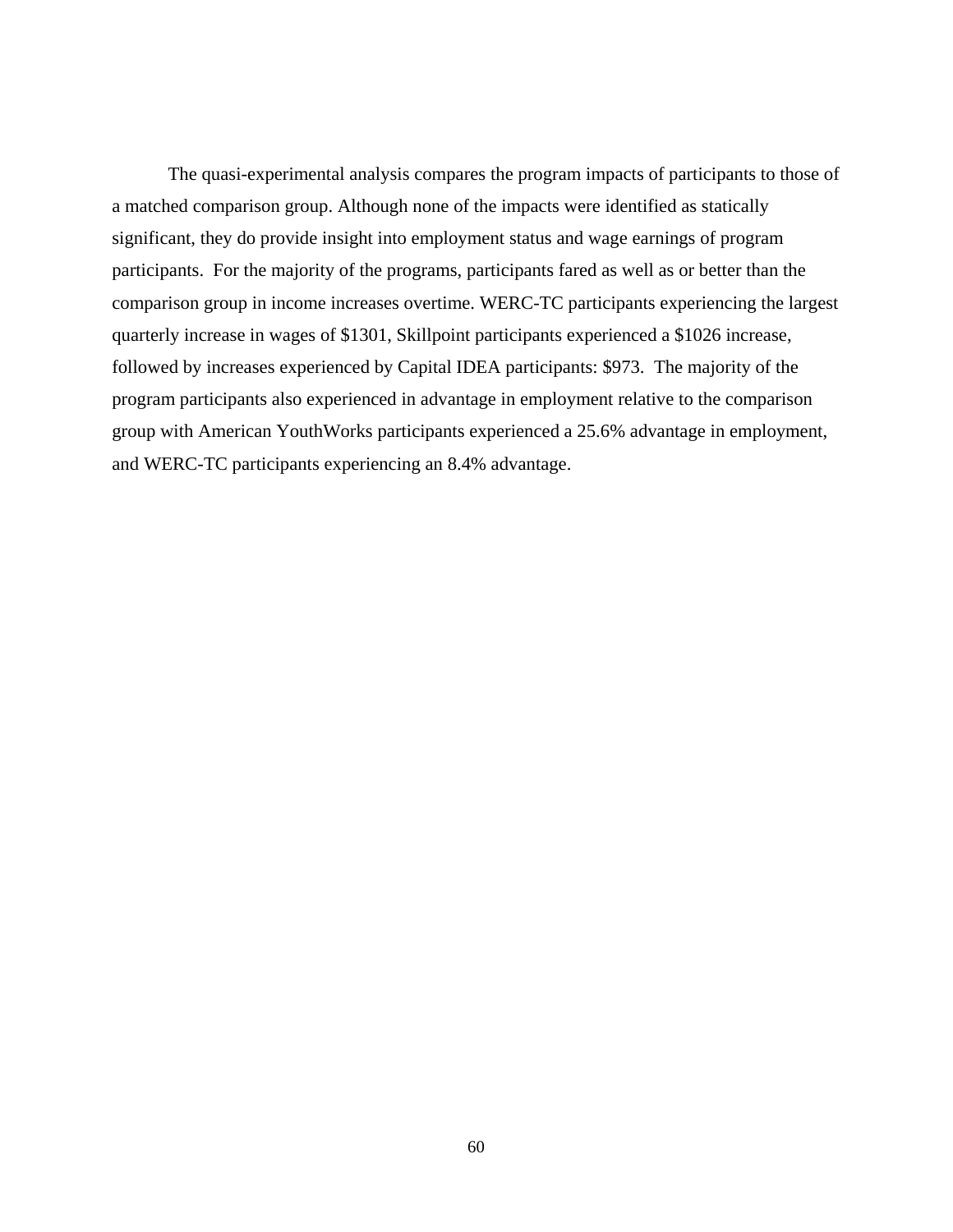The quasi-experimental analysis compares the program impacts of participants to those of a matched comparison group. Although none of the impacts were identified as statically significant, they do provide insight into employment status and wage earnings of program participants.  For the majority of the programs, participants fared as well as or better than the comparison group in income increases overtime. WERC-TC participants experiencing the largest quarterly increase in wages of $1301, Skillpoint participants experienced a $1026 increase, followed by increases experienced by Capital IDEA participants: $973.  The majority of the program participants also experienced in advantage in employment relative to the comparison group with American YouthWorks participants experienced a 25.6% advantage in employment, and WERC-TC participants experiencing an 8.4% advantage.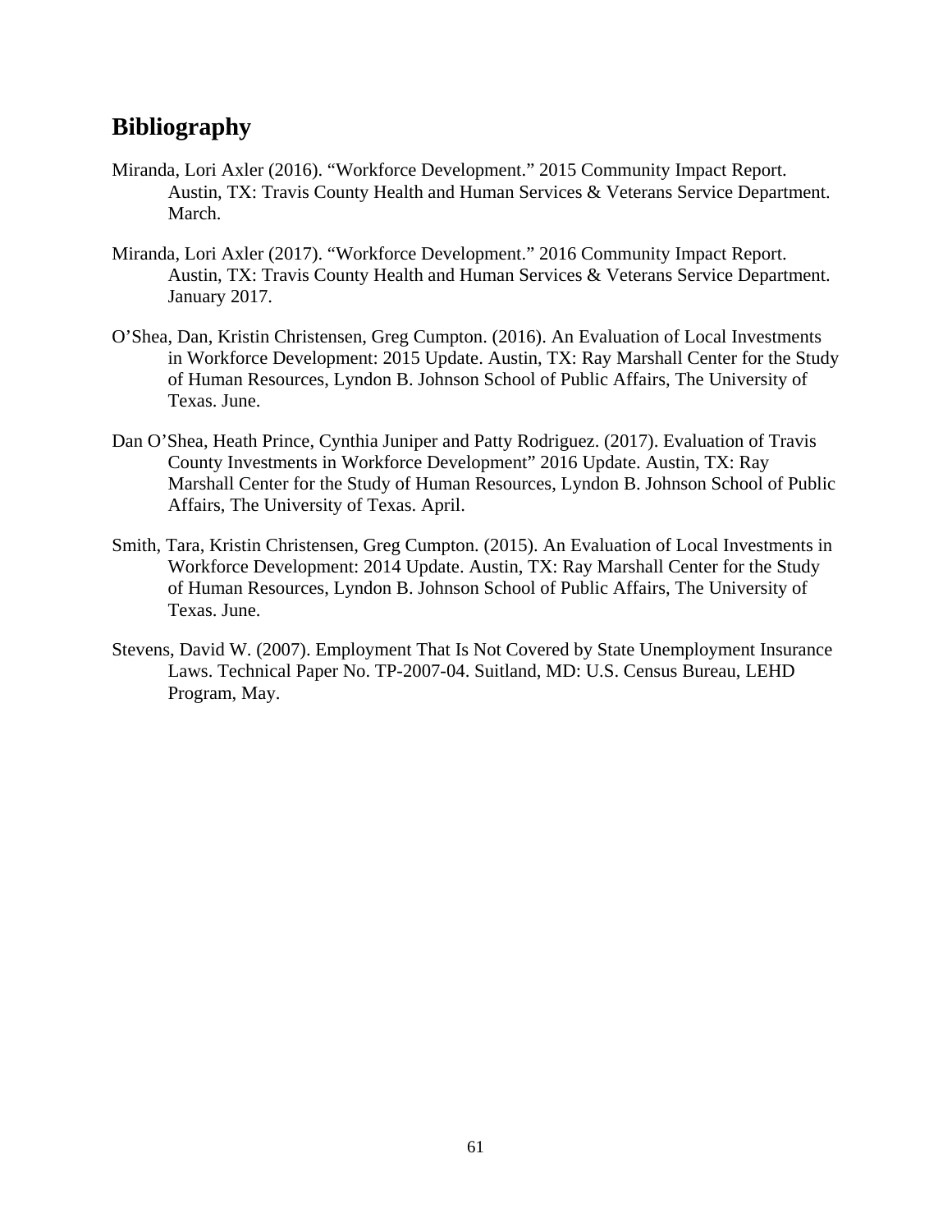## Bibliography

Miranda, Lori Axler (2016). "Workforce Development." 2015 Community Impact Report. Austin, TX: Travis County Health and Human Services & Veterans Service Department. March.

Miranda, Lori Axler (2017). "Workforce Development." 2016 Community Impact Report. Austin, TX: Travis County Health and Human Services & Veterans Service Department. January 2017.

O'Shea, Dan, Kristin Christensen, Greg Cumpton. (2016). An Evaluation of Local Investments in Workforce Development: 2015 Update. Austin, TX: Ray Marshall Center for the Study of Human Resources, Lyndon B. Johnson School of Public Affairs, The University of Texas. June.

Dan O'Shea, Heath Prince, Cynthia Juniper and Patty Rodriguez. (2017). Evaluation of Travis County Investments in Workforce Development" 2016 Update. Austin, TX: Ray Marshall Center for the Study of Human Resources, Lyndon B. Johnson School of Public Affairs, The University of Texas. April.

Smith, Tara, Kristin Christensen, Greg Cumpton. (2015). An Evaluation of Local Investments in Workforce Development: 2014 Update. Austin, TX: Ray Marshall Center for the Study of Human Resources, Lyndon B. Johnson School of Public Affairs, The University of Texas. June.

Stevens, David W. (2007). Employment That Is Not Covered by State Unemployment Insurance Laws. Technical Paper No. TP-2007-04. Suitland, MD: U.S. Census Bureau, LEHD Program, May.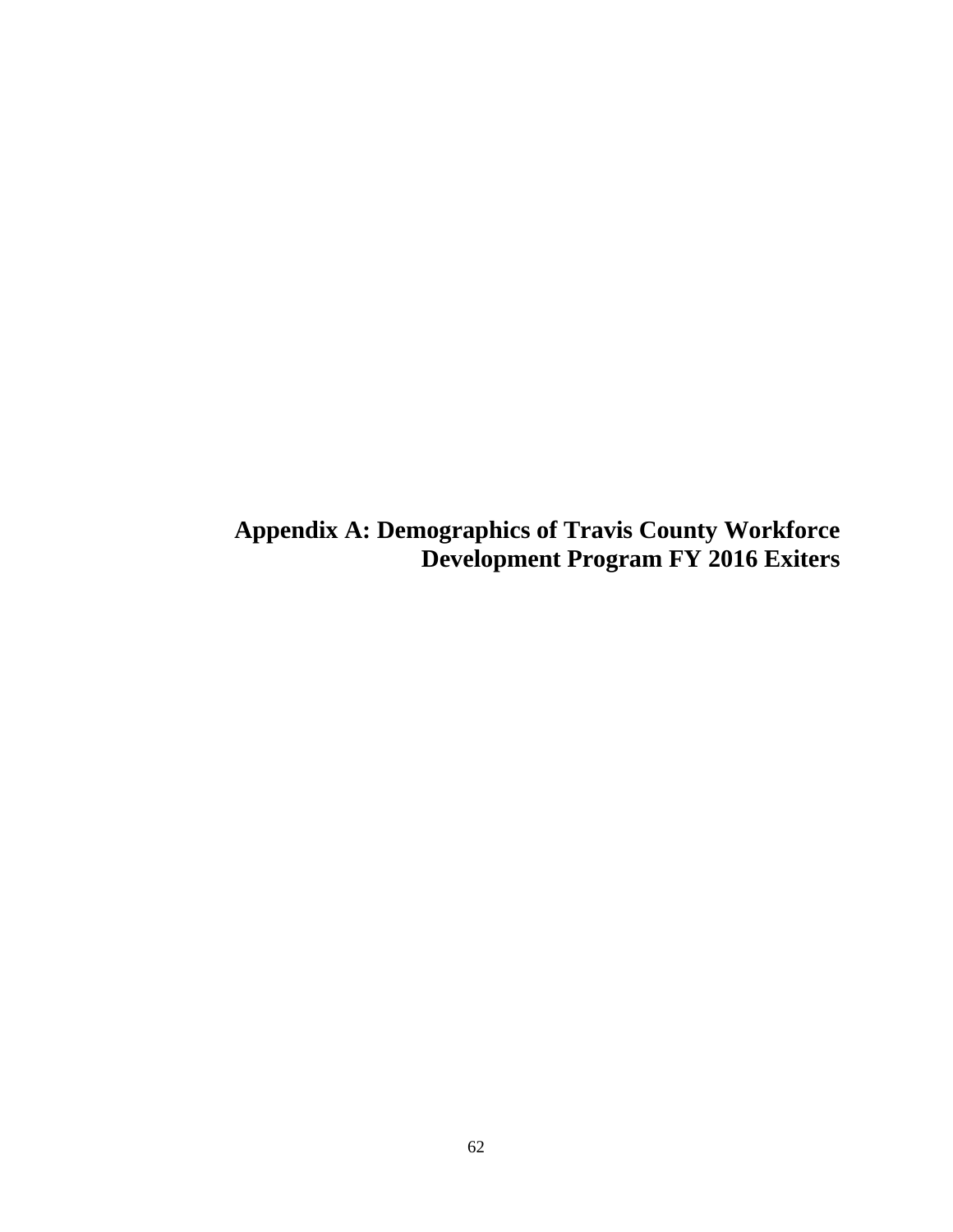# Appendix A: Demographics of Travis County Workforce Development Program FY 2016 Exiters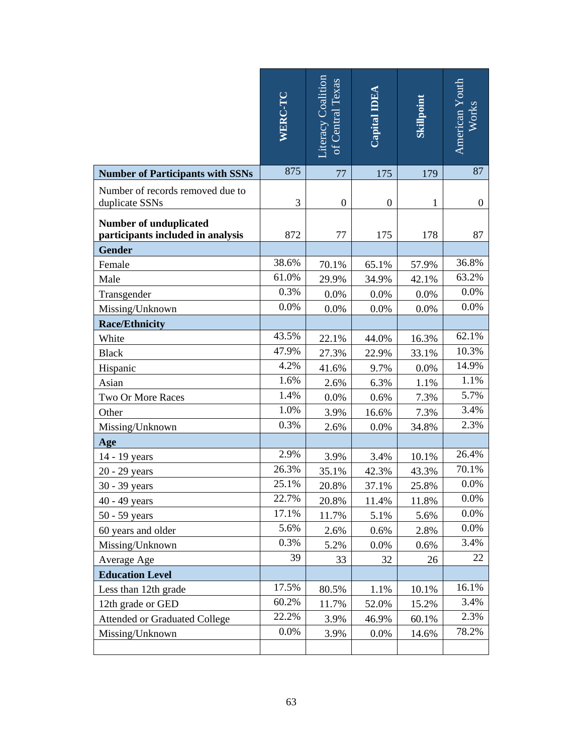| | WERC-TC | Literacy Coalition of Central Texas | Capital IDEA | Skillpoint | American Youth Works |
|---|---|---|---|---|---|
| **Number of Participants with SSNs** | 875 | 77 | 175 | 179 | 87 |
| Number of records removed due to duplicate SSNs | 3 | 0 | 0 | 1 | 0 |
| **Number of unduplicated participants included in analysis** | 872 | 77 | 175 | 178 | 87 |
| **Gender** | | | | | |
| Female | 38.6% | 70.1% | 65.1% | 57.9% | 36.8% |
| Male | 61.0% | 29.9% | 34.9% | 42.1% | 63.2% |
| Transgender | 0.3% | 0.0% | 0.0% | 0.0% | 0.0% |
| Missing/Unknown | 0.0% | 0.0% | 0.0% | 0.0% | 0.0% |
| **Race/Ethnicity** | | | | | |
| White | 43.5% | 22.1% | 44.0% | 16.3% | 62.1% |
| Black | 47.9% | 27.3% | 22.9% | 33.1% | 10.3% |
| Hispanic | 4.2% | 41.6% | 9.7% | 0.0% | 14.9% |
| Asian | 1.6% | 2.6% | 6.3% | 1.1% | 1.1% |
| Two Or More Races | 1.4% | 0.0% | 0.6% | 7.3% | 5.7% |
| Other | 1.0% | 3.9% | 16.6% | 7.3% | 3.4% |
| Missing/Unknown | 0.3% | 2.6% | 0.0% | 34.8% | 2.3% |
| **Age** | | | | | |
| 14 - 19 years | 2.9% | 3.9% | 3.4% | 10.1% | 26.4% |
| 20 - 29 years | 26.3% | 35.1% | 42.3% | 43.3% | 70.1% |
| 30 - 39 years | 25.1% | 20.8% | 37.1% | 25.8% | 0.0% |
| 40 - 49 years | 22.7% | 20.8% | 11.4% | 11.8% | 0.0% |
| 50 - 59 years | 17.1% | 11.7% | 5.1% | 5.6% | 0.0% |
| 60 years and older | 5.6% | 2.6% | 0.6% | 2.8% | 0.0% |
| Missing/Unknown | 0.3% | 5.2% | 0.0% | 0.6% | 3.4% |
| Average Age | 39 | 33 | 32 | 26 | 22 |
| **Education Level** | | | | | |
| Less than 12th grade | 17.5% | 80.5% | 1.1% | 10.1% | 16.1% |
| 12th grade or GED | 60.2% | 11.7% | 52.0% | 15.2% | 3.4% |
| Attended or Graduated College | 22.2% | 3.9% | 46.9% | 60.1% | 2.3% |
| Missing/Unknown | 0.0% | 3.9% | 0.0% | 14.6% | 78.2% |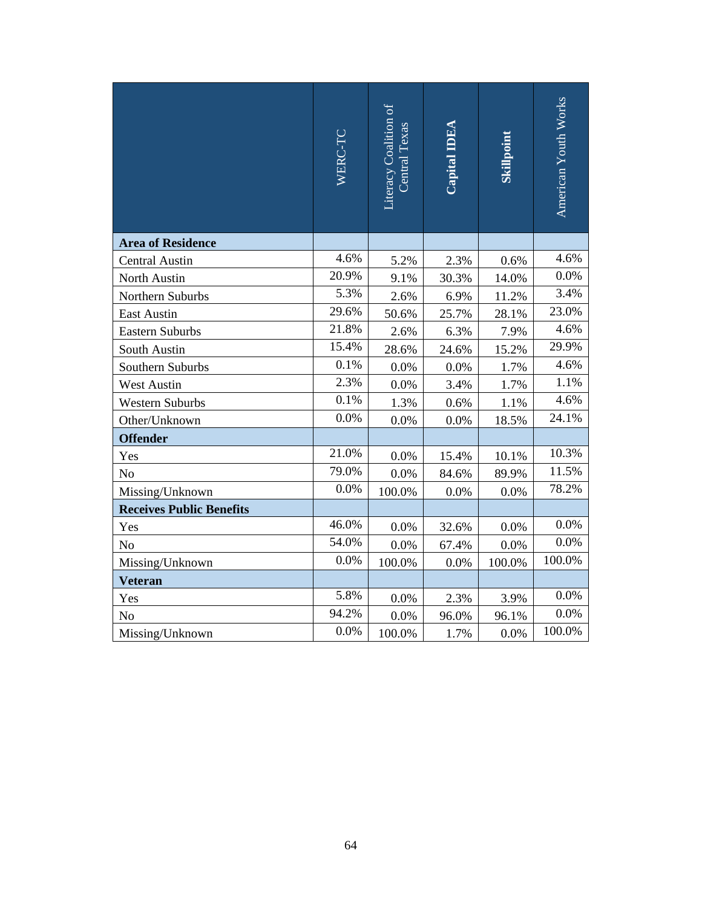| | WERC-TC | Literacy Coalition of Central Texas | **Capital IDEA** | **Skillpoint** | American Youth Works |
|---|---|---|---|---|---|
| **Area of Residence** | | | | | |
| Central Austin | 4.6% | 5.2% | 2.3% | 0.6% | 4.6% |
| North Austin | 20.9% | 9.1% | 30.3% | 14.0% | 0.0% |
| Northern Suburbs | 5.3% | 2.6% | 6.9% | 11.2% | 3.4% |
| East Austin | 29.6% | 50.6% | 25.7% | 28.1% | 23.0% |
| Eastern Suburbs | 21.8% | 2.6% | 6.3% | 7.9% | 4.6% |
| South Austin | 15.4% | 28.6% | 24.6% | 15.2% | 29.9% |
| Southern Suburbs | 0.1% | 0.0% | 0.0% | 1.7% | 4.6% |
| West Austin | 2.3% | 0.0% | 3.4% | 1.7% | 1.1% |
| Western Suburbs | 0.1% | 1.3% | 0.6% | 1.1% | 4.6% |
| Other/Unknown | 0.0% | 0.0% | 0.0% | 18.5% | 24.1% |
| **Offender** | | | | | |
| Yes | 21.0% | 0.0% | 15.4% | 10.1% | 10.3% |
| No | 79.0% | 0.0% | 84.6% | 89.9% | 11.5% |
| Missing/Unknown | 0.0% | 100.0% | 0.0% | 0.0% | 78.2% |
| **Receives Public Benefits** | | | | | |
| Yes | 46.0% | 0.0% | 32.6% | 0.0% | 0.0% |
| No | 54.0% | 0.0% | 67.4% | 0.0% | 0.0% |
| Missing/Unknown | 0.0% | 100.0% | 0.0% | 100.0% | 100.0% |
| **Veteran** | | | | | |
| Yes | 5.8% | 0.0% | 2.3% | 3.9% | 0.0% |
| No | 94.2% | 0.0% | 96.0% | 96.1% | 0.0% |
| Missing/Unknown | 0.0% | 100.0% | 1.7% | 0.0% | 100.0% |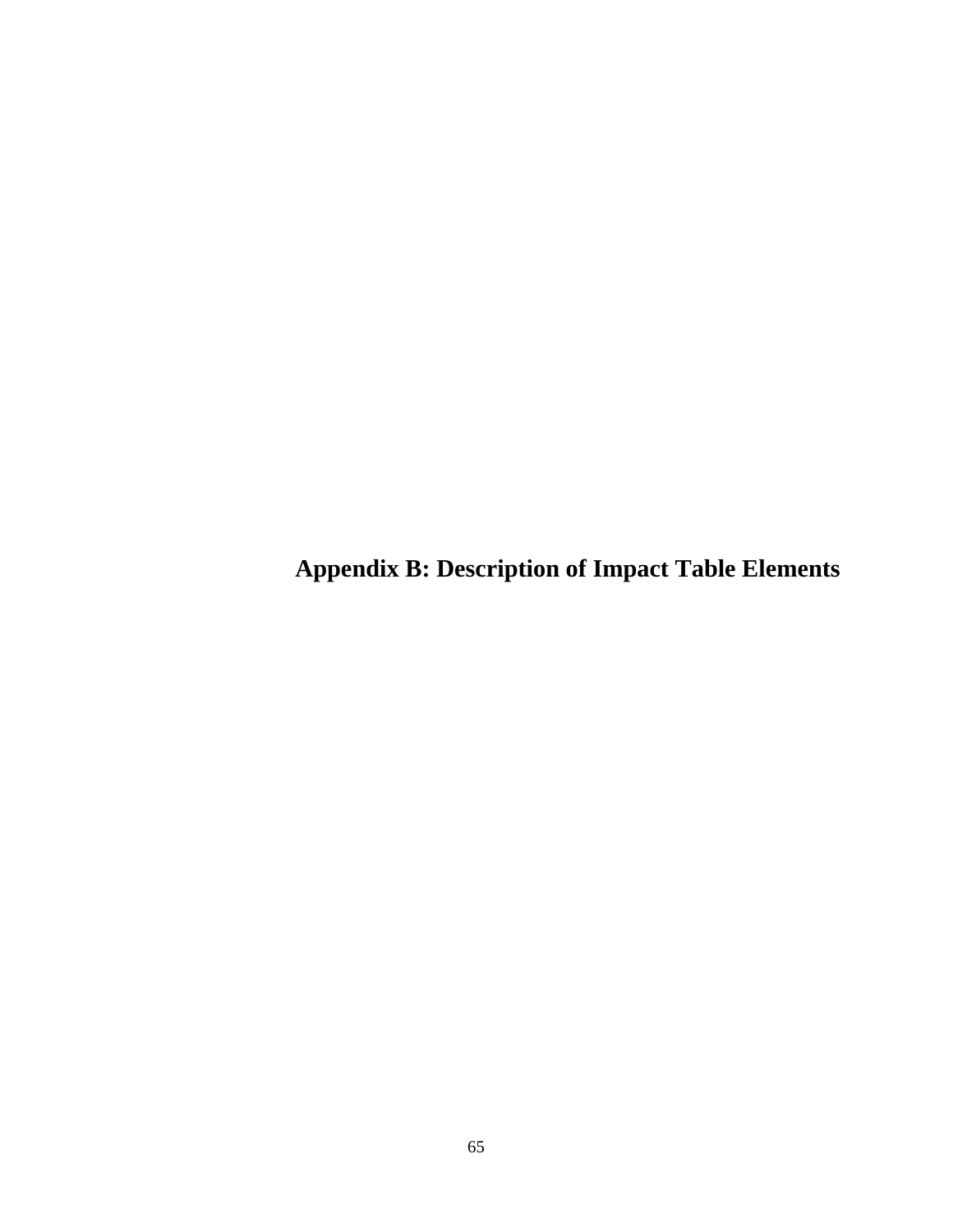# Appendix B: Description of Impact Table Elements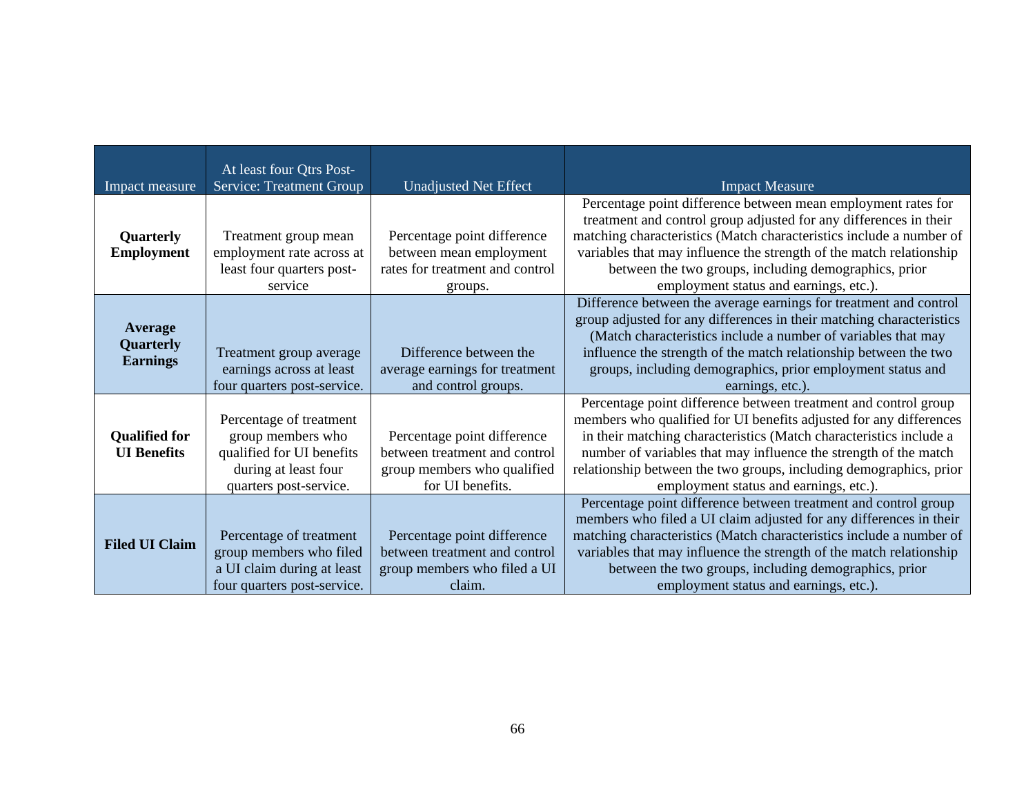| Impact measure | At least four Qtrs Post-Service: Treatment Group | Unadjusted Net Effect | Impact Measure |
|---|---|---|---|
| **Quarterly Employment** | Treatment group mean employment rate across at least four quarters post-service | Percentage point difference between mean employment rates for treatment and control groups. | Percentage point difference between mean employment rates for treatment and control group adjusted for any differences in their matching characteristics (Match characteristics include a number of variables that may influence the strength of the match relationship between the two groups, including demographics, prior employment status and earnings, etc.). |
| **Average Quarterly Earnings** | Treatment group average earnings across at least four quarters post-service. | Difference between the average earnings for treatment and control groups. | Difference between the average earnings for treatment and control group adjusted for any differences in their matching characteristics (Match characteristics include a number of variables that may influence the strength of the match relationship between the two groups, including demographics, prior employment status and earnings, etc.). |
| **Qualified for UI Benefits** | Percentage of treatment group members who qualified for UI benefits during at least four quarters post-service. | Percentage point difference between treatment and control group members who qualified for UI benefits. | Percentage point difference between treatment and control group members who qualified for UI benefits adjusted for any differences in their matching characteristics (Match characteristics include a number of variables that may influence the strength of the match relationship between the two groups, including demographics, prior employment status and earnings, etc.). |
| **Filed UI Claim** | Percentage of treatment group members who filed a UI claim during at least four quarters post-service. | Percentage point difference between treatment and control group members who filed a UI claim. | Percentage point difference between treatment and control group members who filed a UI claim adjusted for any differences in their matching characteristics (Match characteristics include a number of variables that may influence the strength of the match relationship between the two groups, including demographics, prior employment status and earnings, etc.). |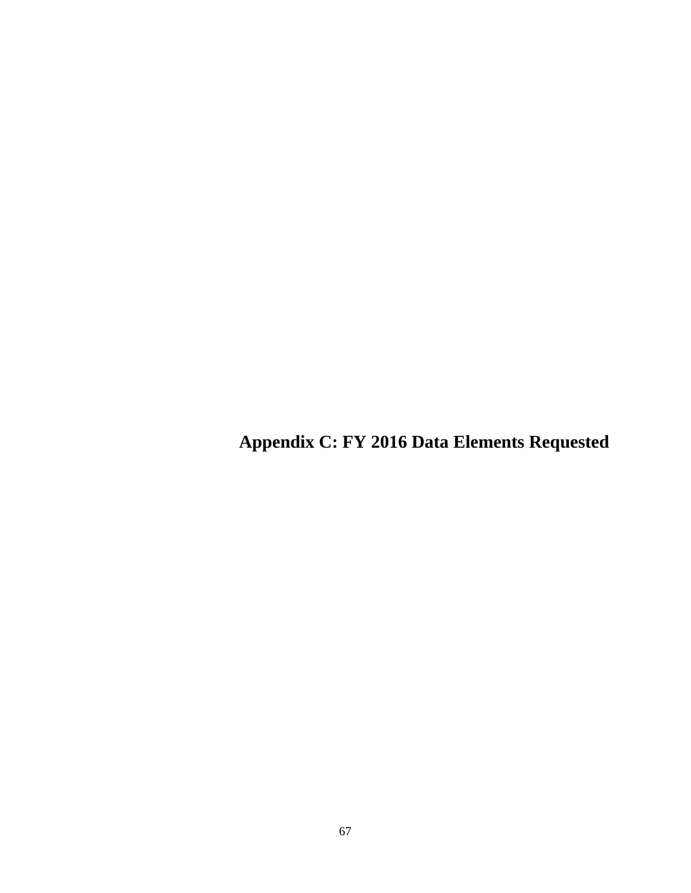# Appendix C: FY 2016 Data Elements Requested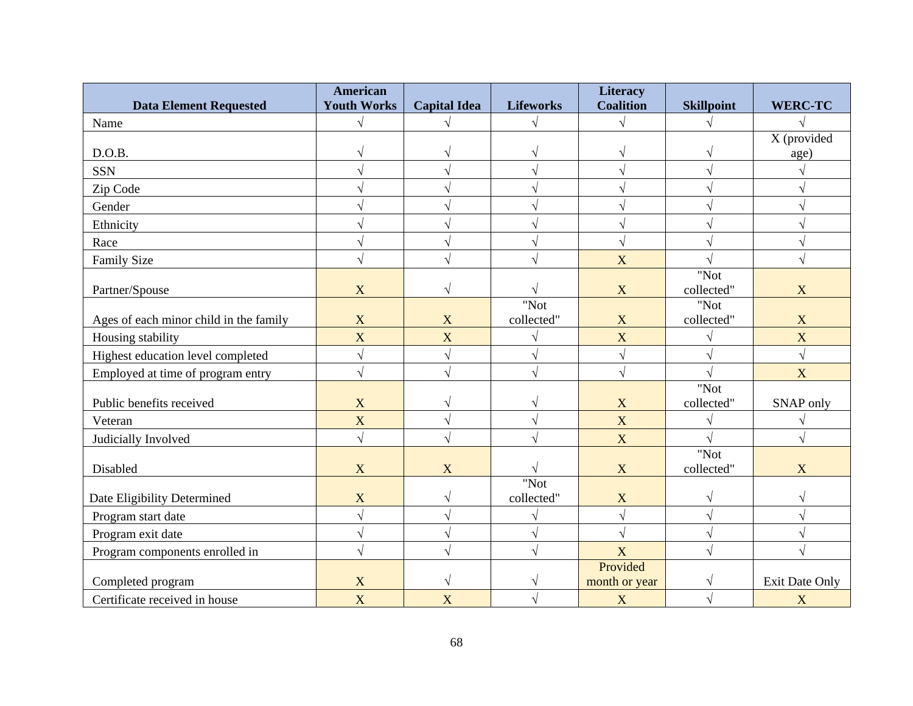| Data Element Requested | American Youth Works | Capital Idea | Lifeworks | Literacy Coalition | Skillpoint | WERC-TC |
|---|---|---|---|---|---|---|
| Name | √ | √ | √ | √ | √ | √ |
| D.O.B. | √ | √ | √ | √ | √ | X (provided age) |
| SSN | √ | √ | √ | √ | √ | √ |
| Zip Code | √ | √ | √ | √ | √ | √ |
| Gender | √ | √ | √ | √ | √ | √ |
| Ethnicity | √ | √ | √ | √ | √ | √ |
| Race | √ | √ | √ | √ | √ | √ |
| Family Size | √ | √ | √ | X | √ | √ |
| Partner/Spouse | X | √ | √ | X | "Not collected" | X |
| Ages of each minor child in the family | X | X | "Not collected" | X | "Not collected" | X |
| Housing stability | X | X | √ | X | √ | X |
| Highest education level completed | √ | √ | √ | √ | √ | √ |
| Employed at time of program entry | √ | √ | √ | √ | √ | X |
| Public benefits received | X | √ | √ | X | "Not collected" | SNAP only |
| Veteran | X | √ | √ | X | √ | √ |
| Judicially Involved | √ | √ | √ | X | √ | √ |
| Disabled | X | X | √ | X | "Not collected" | X |
| Date Eligibility Determined | X | √ | "Not collected" | X | √ | √ |
| Program start date | √ | √ | √ | √ | √ | √ |
| Program exit date | √ | √ | √ | √ | √ | √ |
| Program components enrolled in | √ | √ | √ | X | √ | √ |
| Completed program | X | √ | √ | Provided month or year | √ | Exit Date Only |
| Certificate received in house | X | X | √ | X | √ | X |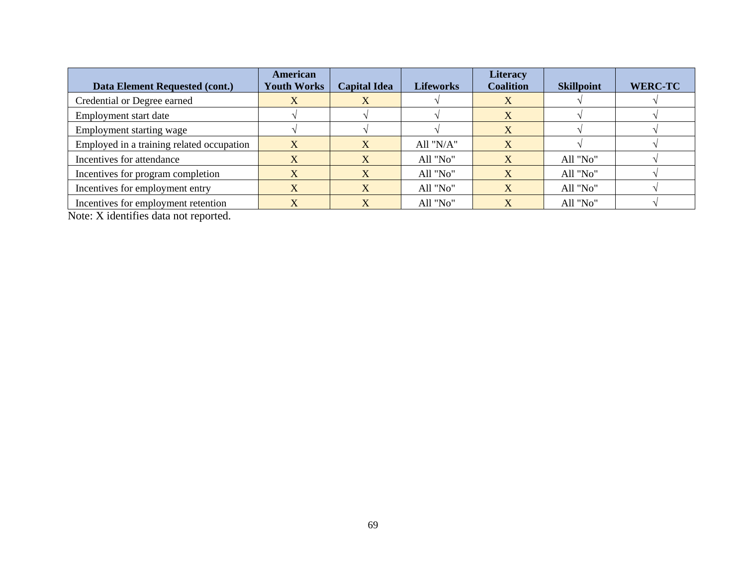| Data Element Requested (cont.) | American Youth Works | Capital Idea | Lifeworks | Literacy Coalition | Skillpoint | WERC-TC |
|---|---|---|---|---|---|---|
| Credential or Degree earned | X | X | √ | X | √ | √ |
| Employment start date | √ | √ | √ | X | √ | √ |
| Employment starting wage | √ | √ | √ | X | √ | √ |
| Employed in a training related occupation | X | X | All "N/A" | X | √ | √ |
| Incentives for attendance | X | X | All "No" | X | All "No" | √ |
| Incentives for program completion | X | X | All "No" | X | All "No" | √ |
| Incentives for employment entry | X | X | All "No" | X | All "No" | √ |
| Incentives for employment retention | X | X | All "No" | X | All "No" | √ |

Note: X identifies data not reported.